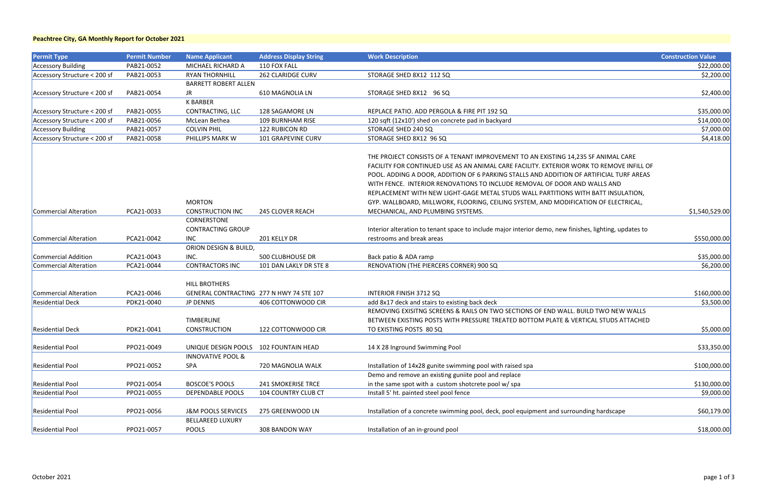**Peachtree City, GA Monthly Report for October 2021**

| Permit Type | Permit Number | Name Applicant | Address Display String | Work Description | Construction Value |
|---|---|---|---|---|---|
| Accessory Building | PAB21-0052 | MICHAEL RICHARD A | 110 FOX FALL | | $22,000.00 |
| Accessory Structure < 200 sf | PAB21-0053 | RYAN THORNHILL | 262 CLARIDGE CURV | STORAGE SHED 8X12 112 SQ | $2,200.00 |
| Accessory Structure < 200 sf | PAB21-0054 | BARRETT ROBERT ALLEN JR | 610 MAGNOLIA LN | STORAGE SHED 8X12 96 SQ | $2,400.00 |
| Accessory Structure < 200 sf | PAB21-0055 | K BARBER CONTRACTING, LLC | 128 SAGAMORE LN | REPLACE PATIO. ADD PERGOLA & FIRE PIT 192 SQ | $35,000.00 |
| Accessory Structure < 200 sf | PAB21-0056 | McLean Bethea | 109 BURNHAM RISE | 120 sqft (12x10') shed on concrete pad in backyard | $14,000.00 |
| Accessory Building | PAB21-0057 | COLVIN PHIL | 122 RUBICON RD | STORAGE SHED 240 SQ | $7,000.00 |
| Accessory Structure < 200 sf | PAB21-0058 | PHILLIPS MARK W | 101 GRAPEVINE CURV | STORAGE SHED 8X12 96 SQ | $4,418.00 |
| Commercial Alteration | PCA21-0033 | MORTON CONSTRUCTION INC | 245 CLOVER REACH | THE PROJECT CONSISTS OF A TENANT IMPROVEMENT TO AN EXISTING 14,235 SF ANIMAL CARE FACILITY FOR CONTINUED USE AS AN ANIMAL CARE FACILITY. EXTERIOR WORK TO REMOVE INFILL OF POOL. ADDING A DOOR, ADDITION OF 6 PARKING STALLS AND ADDITION OF ARTIFICIAL TURF AREAS WITH FENCE. INTERIOR RENOVATIONS TO INCLUDE REMOVAL OF DOOR AND WALLS AND REPLACEMENT WITH NEW LIGHT-GAGE METAL STUDS WALL PARTITIONS WITH BATT INSULATION, GYP. WALLBOARD, MILLWORK, FLOORING, CEILING SYSTEM, AND MODIFICATION OF ELECTRICAL, MECHANICAL, AND PLUMBING SYSTEMS. | $1,540,529.00 |
| Commercial Alteration | PCA21-0042 | CORNERSTONE CONTRACTING GROUP INC | 201 KELLY DR | Interior alteration to tenant space to include major interior demo, new finishes, lighting, updates to restrooms and break areas | $550,000.00 |
| Commercial Addition | PCA21-0043 | ORION DESIGN & BUILD, INC. | 500 CLUBHOUSE DR | Back patio & ADA ramp | $35,000.00 |
| Commercial Alteration | PCA21-0044 | CONTRACTORS INC | 101 DAN LAKLY DR STE 8 | RENOVATION (THE PIERCERS CORNER) 900 SQ | $6,200.00 |
| Commercial Alteration | PCA21-0046 | HILL BROTHERS GENERAL CONTRACTING | 277 N HWY 74 STE 107 | INTERIOR FINISH 3712 SQ | $160,000.00 |
| Residential Deck | PDK21-0040 | JP DENNIS | 406 COTTONWOOD CIR | add 8x17 deck and stairs to existing back deck | $3,500.00 |
| Residential Deck | PDK21-0041 | TIMBERLINE CONSTRUCTION | 122 COTTONWOOD CIR | REMOVING EXISITNG SCREENS & RAILS ON TWO SECTIONS OF END WALL. BUILD TWO NEW WALLS BETWEEN EXISTING POSTS WITH PRESSURE TREATED BOTTOM PLATE & VERTICAL STUDS ATTACHED TO EXISTING POSTS 80 SQ | $5,000.00 |
| Residential Pool | PPO21-0049 | UNIQUE DESIGN POOLS | 102 FOUNTAIN HEAD | 14 X 28 Inground Swimming Pool | $33,350.00 |
| Residential Pool | PPO21-0052 | INNOVATIVE POOL & SPA | 720 MAGNOLIA WALK | Installation of 14x28 gunite swimming pool with raised spa | $100,000.00 |
| Residential Pool | PPO21-0054 | BOSCOE'S POOLS | 241 SMOKERISE TRCE | Demo and remove an existing guniite pool and replace in the same spot with a custom shotcrete pool w/ spa | $130,000.00 |
| Residential Pool | PPO21-0055 | DEPENDABLE POOLS | 104 COUNTRY CLUB CT | Install 5' ht. painted steel pool fence | $9,000.00 |
| Residential Pool | PPO21-0056 | J&M POOLS SERVICES | 275 GREENWOOD LN | Installation of a concrete swimming pool, deck, pool equipment and surrounding hardscape | $60,179.00 |
| Residential Pool | PPO21-0057 | BELLAREED LUXURY POOLS | 308 BANDON WAY | Installation of an in-ground pool | $18,000.00 |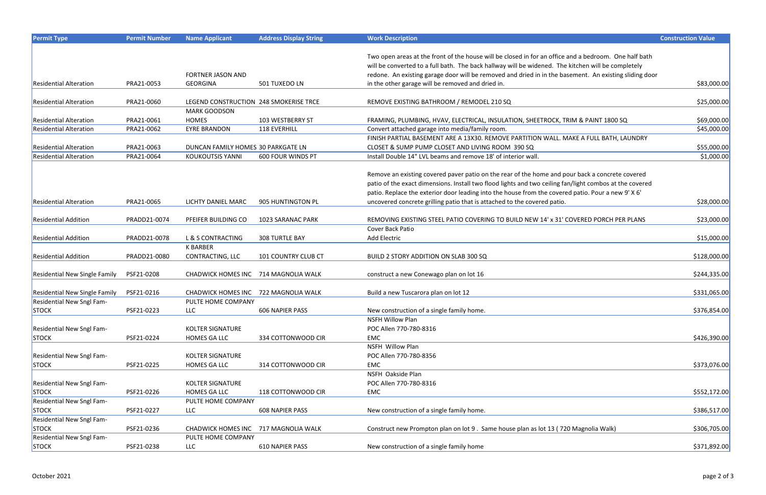| Permit Type | Permit Number | Name Applicant | Address Display String | Work Description | Construction Value |
|---|---|---|---|---|---|
| Residential Alteration | PRA21-0053 | FORTNER JASON AND GEORGINA | 501 TUXEDO LN | Two open areas at the front of the house will be closed in for an office and a bedroom. One half bath will be converted to a full bath. The back hallway will be widened. The kitchen will be completely redone. An existing garage door will be removed and dried in in the basement. An existing sliding door in the other garage will be removed and dried in. | $83,000.00 |
| Residential Alteration | PRA21-0060 | LEGEND CONSTRUCTION | 248 SMOKERISE TRCE | REMOVE EXISTING BATHROOM / REMODEL 210 SQ | $25,000.00 |
| Residential Alteration | PRA21-0061 | MARK GOODSON HOMES | 103 WESTBERRY ST | FRAMING, PLUMBING, HVAV, ELECTRICAL, INSULATION, SHEETROCK, TRIM & PAINT 1800 SQ | $69,000.00 |
| Residential Alteration | PRA21-0062 | EYRE BRANDON | 118 EVERHILL | Convert attached garage into media/family room. | $45,000.00 |
| Residential Alteration | PRA21-0063 | DUNCAN FAMILY HOMES | 30 PARKGATE LN | FINISH PARTIAL BASEMENT ARE A 13X30. REMOVE PARTITION WALL. MAKE A FULL BATH, LAUNDRY CLOSET & SUMP PUMP CLOSET AND LIVING ROOM 390 SQ | $55,000.00 |
| Residential Alteration | PRA21-0064 | KOUKOUTSIS YANNI | 600 FOUR WINDS PT | Install Double 14" LVL beams and remove 18' of interior wall. | $1,000.00 |
| Residential Alteration | PRA21-0065 | LICHTY DANIEL MARC | 905 HUNTINGTON PL | Remove an existing covered paver patio on the rear of the home and pour back a concrete covered patio of the exact dimensions. Install two flood lights and two ceiling fan/light combos at the covered patio. Replace the exterior door leading into the house from the covered patio. Pour a new 9' X 6' uncovered concrete grilling patio that is attached to the covered patio. | $28,000.00 |
| Residential Addition | PRADD21-0074 | PFEIFER BUILDING CO | 1023 SARANAC PARK | REMOVING EXISTING STEEL PATIO COVERING TO BUILD NEW 14' x 31' COVERED PORCH PER PLANS | $23,000.00 |
| Residential Addition | PRADD21-0078 | L & S CONTRACTING | 308 TURTLE BAY | Cover Back Patio<br>Add Electric | $15,000.00 |
| Residential Addition | PRADD21-0080 | K BARBER CONTRACTING, LLC | 101 COUNTRY CLUB CT | BUILD 2 STORY ADDITION ON SLAB 300 SQ | $128,000.00 |
| Residential New Single Family | PSF21-0208 | CHADWICK HOMES INC | 714 MAGNOLIA WALK | construct a new Conewago plan on lot 16 | $244,335.00 |
| Residential New Single Family | PSF21-0216 | CHADWICK HOMES INC | 722 MAGNOLIA WALK | Build a new Tuscarora plan on lot 12 | $331,065.00 |
| Residential New Sngl Fam-STOCK | PSF21-0223 | PULTE HOME COMPANY LLC | 606 NAPIER PASS | New construction of a single family home. | $376,854.00 |
| Residential New Sngl Fam-STOCK | PSF21-0224 | KOLTER SIGNATURE HOMES GA LLC | 334 COTTONWOOD CIR | NSFH Willow Plan<br>POC Allen 770-780-8316<br>EMC | $426,390.00 |
| Residential New Sngl Fam-STOCK | PSF21-0225 | KOLTER SIGNATURE HOMES GA LLC | 314 COTTONWOOD CIR | NSFH Willow Plan<br>POC Allen 770-780-8356<br>EMC | $373,076.00 |
| Residential New Sngl Fam-STOCK | PSF21-0226 | KOLTER SIGNATURE HOMES GA LLC | 118 COTTONWOOD CIR | NSFH Oakside Plan<br>POC Allen 770-780-8316<br>EMC | $552,172.00 |
| Residential New Sngl Fam-STOCK | PSF21-0227 | PULTE HOME COMPANY LLC | 608 NAPIER PASS | New construction of a single family home. | $386,517.00 |
| Residential New Sngl Fam-STOCK | PSF21-0236 | CHADWICK HOMES INC | 717 MAGNOLIA WALK | Construct new Prompton plan on lot 9 . Same house plan as lot 13 ( 720 Magnolia Walk) | $306,705.00 |
| Residential New Sngl Fam-STOCK | PSF21-0238 | PULTE HOME COMPANY LLC | 610 NAPIER PASS | New construction of a single family home | $371,892.00 |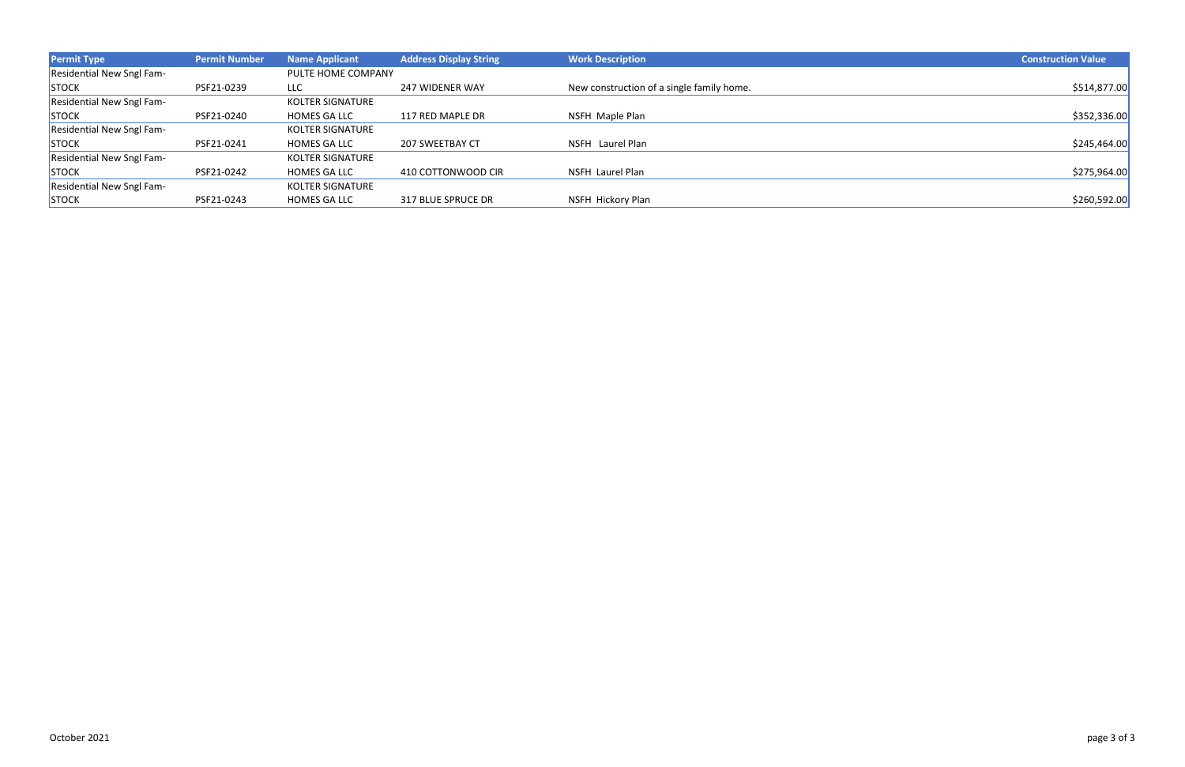| Permit Type | Permit Number | Name Applicant | Address Display String | Work Description | Construction Value |
| --- | --- | --- | --- | --- | --- |
| Residential New Sngl Fam-STOCK | PSF21-0239 | PULTE HOME COMPANY LLC | 247 WIDENER WAY | New construction of a single family home. | $514,877.00 |
| Residential New Sngl Fam-STOCK | PSF21-0240 | KOLTER SIGNATURE HOMES GA LLC | 117 RED MAPLE DR | NSFH Maple Plan | $352,336.00 |
| Residential New Sngl Fam-STOCK | PSF21-0241 | KOLTER SIGNATURE HOMES GA LLC | 207 SWEETBAY CT | NSFH Laurel Plan | $245,464.00 |
| Residential New Sngl Fam-STOCK | PSF21-0242 | KOLTER SIGNATURE HOMES GA LLC | 410 COTTONWOOD CIR | NSFH Laurel Plan | $275,964.00 |
| Residential New Sngl Fam-STOCK | PSF21-0243 | KOLTER SIGNATURE HOMES GA LLC | 317 BLUE SPRUCE DR | NSFH Hickory Plan | $260,592.00 |

October 2021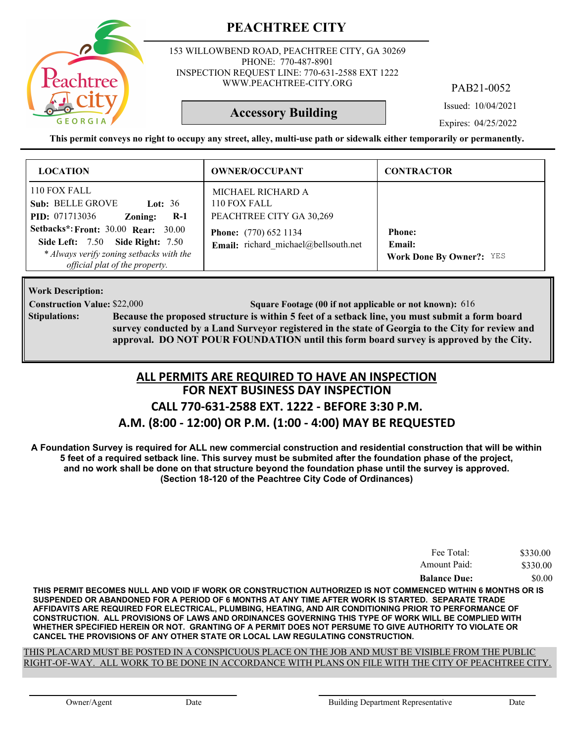# PEACHTREE CITY

153 WILLOWBEND ROAD, PEACHTREE CITY, GA 30269
PHONE: 770-487-8901
INSPECTION REQUEST LINE: 770-631-2588 EXT 1222
WWW.PEACHTREE-CITY.ORG

PAB21-0052

## Accessory Building

Issued: 10/04/2021
Expires: 04/25/2022

**This permit conveys no right to occupy any street, alley, multi-use path or sidewalk either temporarily or permanently.**

| LOCATION | OWNER/OCCUPANT | CONTRACTOR |
|---|---|---|
| 110 FOX FALL<br>**Sub:** BELLE GROVE **Lot:** 36<br>**PID:** 071713036 **Zoning:** **R-1**<br>**Setbacks*:** **Front:** 30.00 **Rear:** 30.00<br>**Side Left:** 7.50 **Side Right:** 7.50<br>*\* Always verify zoning setbacks with the official plat of the property.* | MICHAEL RICHARD A<br>110 FOX FALL<br>PEACHTREE CITY GA 30,269<br>**Phone:** (770) 652 1134<br>**Email:** richard_michael@bellsouth.net | **Phone:**<br>**Email:**<br>**Work Done By Owner?:** YES |

**Work Description:**

**Construction Value:** $22,000 **Square Footage (00 if not applicable or not known):** 616

**Stipulations:** **Because the proposed structure is within 5 feet of a setback line, you must submit a form board survey conducted by a Land Surveyor registered in the state of Georgia to the City for review and approval. DO NOT POUR FOUNDATION until this form board survey is approved by the City.**

## ALL PERMITS ARE REQUIRED TO HAVE AN INSPECTION
## FOR NEXT BUSINESS DAY INSPECTION
## CALL 770-631-2588 EXT. 1222 - BEFORE 3:30 P.M.
## A.M. (8:00 - 12:00) OR P.M. (1:00 - 4:00) MAY BE REQUESTED

**A Foundation Survey is required for ALL new commercial construction and residential construction that will be within 5 feet of a required setback line. This survey must be submited after the foundation phase of the project, and no work shall be done on that structure beyond the foundation phase until the survey is approved. (Section 18-120 of the Peachtree City Code of Ordinances)**

| | |
|---|---|
| Fee Total: | $330.00 |
| Amount Paid: | $330.00 |
| **Balance Due:** | $0.00 |

**THIS PERMIT BECOMES NULL AND VOID IF WORK OR CONSTRUCTION AUTHORIZED IS NOT COMMENCED WITHIN 6 MONTHS OR IS SUSPENDED OR ABANDONED FOR A PERIOD OF 6 MONTHS AT ANY TIME AFTER WORK IS STARTED. SEPARATE TRADE AFFIDAVITS ARE REQUIRED FOR ELECTRICAL, PLUMBING, HEATING, AND AIR CONDITIONING PRIOR TO PERFORMANCE OF CONSTRUCTION. ALL PROVISIONS OF LAWS AND ORDINANCES GOVERNING THIS TYPE OF WORK WILL BE COMPLIED WITH WHETHER SPECIFIED HEREIN OR NOT. GRANTING OF A PERMIT DOES NOT PERSUME TO GIVE AUTHORITY TO VIOLATE OR CANCEL THE PROVISIONS OF ANY OTHER STATE OR LOCAL LAW REGULATING CONSTRUCTION.**

THIS PLACARD MUST BE POSTED IN A CONSPICUOUS PLACE ON THE JOB AND MUST BE VISIBLE FROM THE PUBLIC RIGHT-OF-WAY. ALL WORK TO BE DONE IN ACCORDANCE WITH PLANS ON FILE WITH THE CITY OF PEACHTREE CITY.

Owner/Agent Date Building Department Representative Date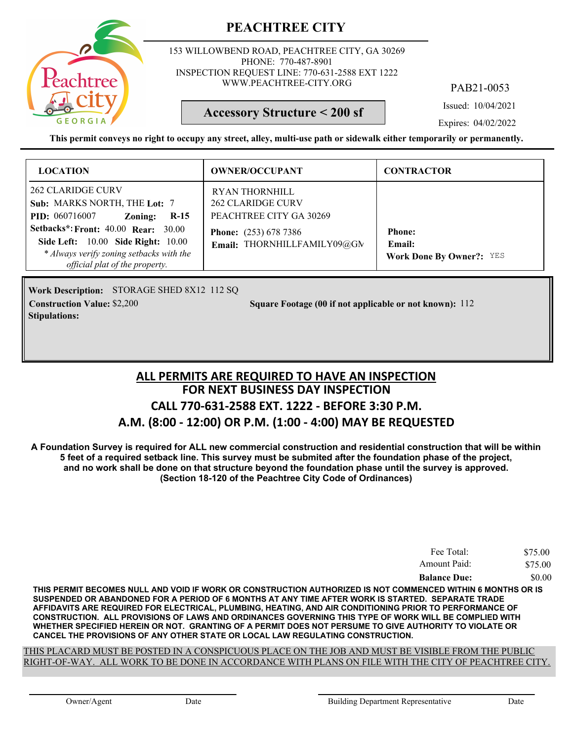# PEACHTREE CITY

153 WILLOWBEND ROAD, PEACHTREE CITY, GA 30269
PHONE: 770-487-8901
INSPECTION REQUEST LINE: 770-631-2588 EXT 1222
WWW.PEACHTREE-CITY.ORG

PAB21-0053

**Accessory Structure < 200 sf**

Issued: 10/04/2021
Expires: 04/02/2022

**This permit conveys no right to occupy any street, alley, multi-use path or sidewalk either temporarily or permanently.**

| LOCATION | OWNER/OCCUPANT | CONTRACTOR |
|---|---|---|
| 262 CLARIDGE CURV<br>**Sub:** MARKS NORTH, THE **Lot:** 7<br>**PID:** 060716007 **Zoning:** **R-15**<br>**Setbacks*: Front:** 40.00 **Rear:** 30.00<br>**Side Left:** 10.00 **Side Right:** 10.00<br>*\* Always verify zoning setbacks with the official plat of the property.* | RYAN THORNHILL<br>262 CLARIDGE CURV<br>PEACHTREE CITY GA 30269<br>**Phone:** (253) 678 7386<br>**Email:** THORNHILLFAMILY09@GM | **Phone:**<br>**Email:**<br>**Work Done By Owner?:** YES |

**Work Description:** STORAGE SHED 8X12 112 SQ
**Construction Value:** $2,200 **Square Footage (00 if not applicable or not known):** 112
**Stipulations:**

## ALL PERMITS ARE REQUIRED TO HAVE AN INSPECTION
## FOR NEXT BUSINESS DAY INSPECTION
## CALL 770-631-2588 EXT. 1222 - BEFORE 3:30 P.M.
## A.M. (8:00 - 12:00) OR P.M. (1:00 - 4:00) MAY BE REQUESTED

**A Foundation Survey is required for ALL new commercial construction and residential construction that will be within 5 feet of a required setback line. This survey must be submited after the foundation phase of the project, and no work shall be done on that structure beyond the foundation phase until the survey is approved. (Section 18-120 of the Peachtree City Code of Ordinances)**

| | |
|---|---|
| Fee Total: | $75.00 |
| Amount Paid: | $75.00 |
| **Balance Due:** | $0.00 |

**THIS PERMIT BECOMES NULL AND VOID IF WORK OR CONSTRUCTION AUTHORIZED IS NOT COMMENCED WITHIN 6 MONTHS OR IS SUSPENDED OR ABANDONED FOR A PERIOD OF 6 MONTHS AT ANY TIME AFTER WORK IS STARTED. SEPARATE TRADE AFFIDAVITS ARE REQUIRED FOR ELECTRICAL, PLUMBING, HEATING, AND AIR CONDITIONING PRIOR TO PERFORMANCE OF CONSTRUCTION. ALL PROVISIONS OF LAWS AND ORDINANCES GOVERNING THIS TYPE OF WORK WILL BE COMPLIED WITH WHETHER SPECIFIED HEREIN OR NOT. GRANTING OF A PERMIT DOES NOT PERSUME TO GIVE AUTHORITY TO VIOLATE OR CANCEL THE PROVISIONS OF ANY OTHER STATE OR LOCAL LAW REGULATING CONSTRUCTION.**

THIS PLACARD MUST BE POSTED IN A CONSPICUOUS PLACE ON THE JOB AND MUST BE VISIBLE FROM THE PUBLIC RIGHT-OF-WAY. ALL WORK TO BE DONE IN ACCORDANCE WITH PLANS ON FILE WITH THE CITY OF PEACHTREE CITY.

Owner/Agent Date Building Department Representative Date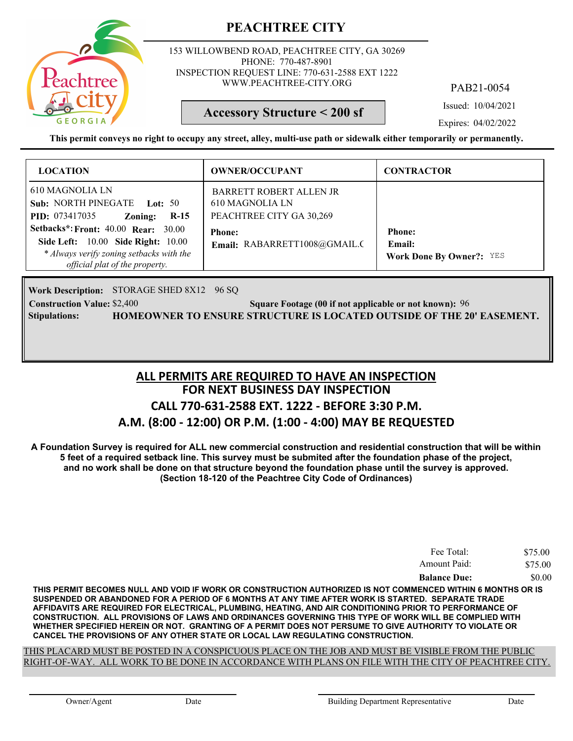# PEACHTREE CITY

153 WILLOWBEND ROAD, PEACHTREE CITY, GA 30269
PHONE: 770-487-8901
INSPECTION REQUEST LINE: 770-631-2588 EXT 1222
WWW.PEACHTREE-CITY.ORG

PAB21-0054

**Accessory Structure < 200 sf**

Issued: 10/04/2021

Expires: 04/02/2022

**This permit conveys no right to occupy any street, alley, multi-use path or sidewalk either temporarily or permanently.**

| LOCATION | OWNER/OCCUPANT | CONTRACTOR |
|---|---|---|
| 610 MAGNOLIA LN<br>**Sub:** NORTH PINEGATE **Lot:** 50<br>**PID:** 073417035 **Zoning:** **R-15**<br>**Setbacks*: Front:** 40.00 **Rear:** 30.00<br>**Side Left:** 10.00 **Side Right:** 10.00<br>*\* Always verify zoning setbacks with the official plat of the property.* | BARRETT ROBERT ALLEN JR<br>610 MAGNOLIA LN<br>PEACHTREE CITY GA 30,269<br>**Phone:**<br>**Email:** RABARRETT1008@GMAIL.C | **Phone:**<br>**Email:**<br>**Work Done By Owner?:** YES |

**Work Description:** STORAGE SHED 8X12 96 SQ

**Construction Value:** $2,400 **Square Footage (00 if not applicable or not known):** 96

**Stipulations:** **HOMEOWNER TO ENSURE STRUCTURE IS LOCATED OUTSIDE OF THE 20' EASEMENT.**

## ALL PERMITS ARE REQUIRED TO HAVE AN INSPECTION
## FOR NEXT BUSINESS DAY INSPECTION
## CALL 770-631-2588 EXT. 1222 - BEFORE 3:30 P.M.
## A.M. (8:00 - 12:00) OR P.M. (1:00 - 4:00) MAY BE REQUESTED

**A Foundation Survey is required for ALL new commercial construction and residential construction that will be within 5 feet of a required setback line. This survey must be submited after the foundation phase of the project, and no work shall be done on that structure beyond the foundation phase until the survey is approved. (Section 18-120 of the Peachtree City Code of Ordinances)**

| | |
|---|---|
| Fee Total: | $75.00 |
| Amount Paid: | $75.00 |
| **Balance Due:** | $0.00 |

**THIS PERMIT BECOMES NULL AND VOID IF WORK OR CONSTRUCTION AUTHORIZED IS NOT COMMENCED WITHIN 6 MONTHS OR IS SUSPENDED OR ABANDONED FOR A PERIOD OF 6 MONTHS AT ANY TIME AFTER WORK IS STARTED. SEPARATE TRADE AFFIDAVITS ARE REQUIRED FOR ELECTRICAL, PLUMBING, HEATING, AND AIR CONDITIONING PRIOR TO PERFORMANCE OF CONSTRUCTION. ALL PROVISIONS OF LAWS AND ORDINANCES GOVERNING THIS TYPE OF WORK WILL BE COMPLIED WITH WHETHER SPECIFIED HEREIN OR NOT. GRANTING OF A PERMIT DOES NOT PERSUME TO GIVE AUTHORITY TO VIOLATE OR CANCEL THE PROVISIONS OF ANY OTHER STATE OR LOCAL LAW REGULATING CONSTRUCTION.**

THIS PLACARD MUST BE POSTED IN A CONSPICUOUS PLACE ON THE JOB AND MUST BE VISIBLE FROM THE PUBLIC RIGHT-OF-WAY. ALL WORK TO BE DONE IN ACCORDANCE WITH PLANS ON FILE WITH THE CITY OF PEACHTREE CITY.

Owner/Agent Date Building Department Representative Date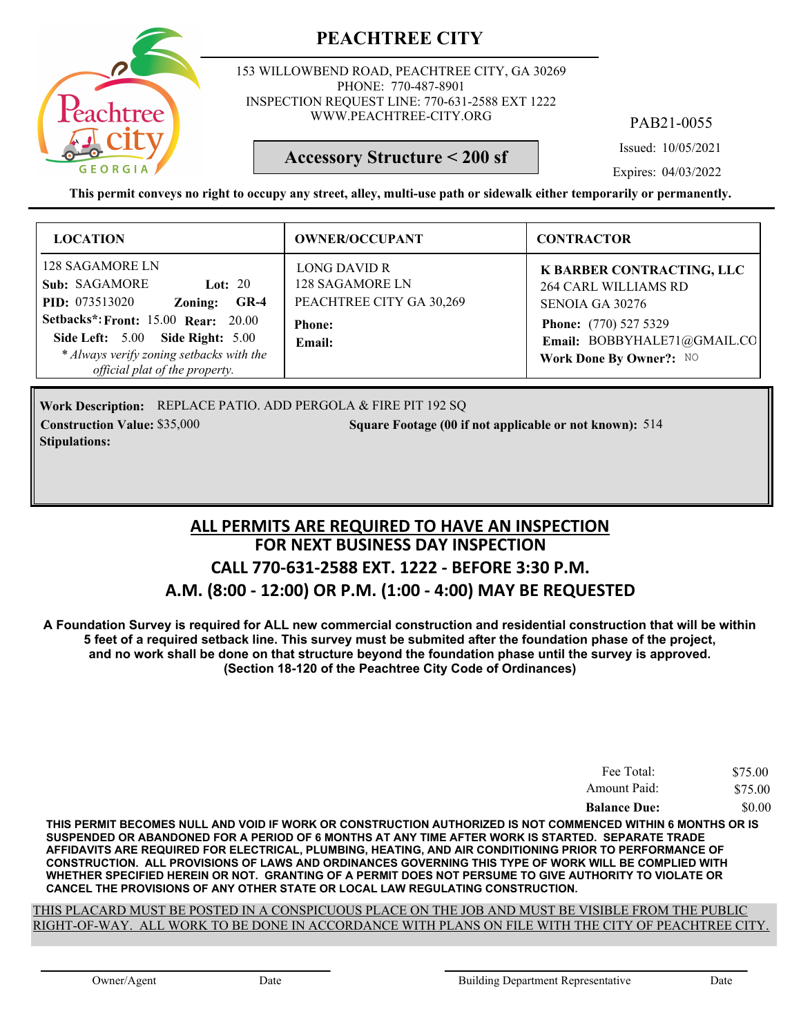# PEACHTREE CITY

153 WILLOWBEND ROAD, PEACHTREE CITY, GA 30269
PHONE: 770-487-8901
INSPECTION REQUEST LINE: 770-631-2588 EXT 1222
WWW.PEACHTREE-CITY.ORG

**Accessory Structure < 200 sf**

PAB21-0055

Issued: 10/05/2021

Expires: 04/03/2022

**This permit conveys no right to occupy any street, alley, multi-use path or sidewalk either temporarily or permanently.**

| LOCATION | OWNER/OCCUPANT | CONTRACTOR |
|---|---|---|
| 128 SAGAMORE LN<br>**Sub:** SAGAMORE **Lot:** 20<br>**PID:** 073513020 **Zoning:** **GR-4**<br>**Setbacks*:** **Front:** 15.00 **Rear:** 20.00<br>**Side Left:** 5.00 **Side Right:** 5.00<br>*\* Always verify zoning setbacks with the official plat of the property.* | LONG DAVID R<br>128 SAGAMORE LN<br>PEACHTREE CITY GA 30,269<br>**Phone:**<br>**Email:** | **K BARBER CONTRACTING, LLC**<br>264 CARL WILLIAMS RD<br>SENOIA GA 30276<br>**Phone:** (770) 527 5329<br>**Email:** BOBBYHALE71@GMAIL.CO<br>**Work Done By Owner?:** NO |

**Work Description:** REPLACE PATIO. ADD PERGOLA & FIRE PIT 192 SQ

**Construction Value:** $35,000 **Square Footage (00 if not applicable or not known):** 514

**Stipulations:**

## ALL PERMITS ARE REQUIRED TO HAVE AN INSPECTION
## FOR NEXT BUSINESS DAY INSPECTION
## CALL 770-631-2588 EXT. 1222 - BEFORE 3:30 P.M.
## A.M. (8:00 - 12:00) OR P.M. (1:00 - 4:00) MAY BE REQUESTED

**A Foundation Survey is required for ALL new commercial construction and residential construction that will be within 5 feet of a required setback line. This survey must be submited after the foundation phase of the project, and no work shall be done on that structure beyond the foundation phase until the survey is approved. (Section 18-120 of the Peachtree City Code of Ordinances)**

| | |
|---|---|
| Fee Total: | $75.00 |
| Amount Paid: | $75.00 |
| **Balance Due:** | $0.00 |

**THIS PERMIT BECOMES NULL AND VOID IF WORK OR CONSTRUCTION AUTHORIZED IS NOT COMMENCED WITHIN 6 MONTHS OR IS SUSPENDED OR ABANDONED FOR A PERIOD OF 6 MONTHS AT ANY TIME AFTER WORK IS STARTED. SEPARATE TRADE AFFIDAVITS ARE REQUIRED FOR ELECTRICAL, PLUMBING, HEATING, AND AIR CONDITIONING PRIOR TO PERFORMANCE OF CONSTRUCTION. ALL PROVISIONS OF LAWS AND ORDINANCES GOVERNING THIS TYPE OF WORK WILL BE COMPLIED WITH WHETHER SPECIFIED HEREIN OR NOT. GRANTING OF A PERMIT DOES NOT PERSUME TO GIVE AUTHORITY TO VIOLATE OR CANCEL THE PROVISIONS OF ANY OTHER STATE OR LOCAL LAW REGULATING CONSTRUCTION.**

THIS PLACARD MUST BE POSTED IN A CONSPICUOUS PLACE ON THE JOB AND MUST BE VISIBLE FROM THE PUBLIC RIGHT-OF-WAY. ALL WORK TO BE DONE IN ACCORDANCE WITH PLANS ON FILE WITH THE CITY OF PEACHTREE CITY.

Owner/Agent Date Building Department Representative Date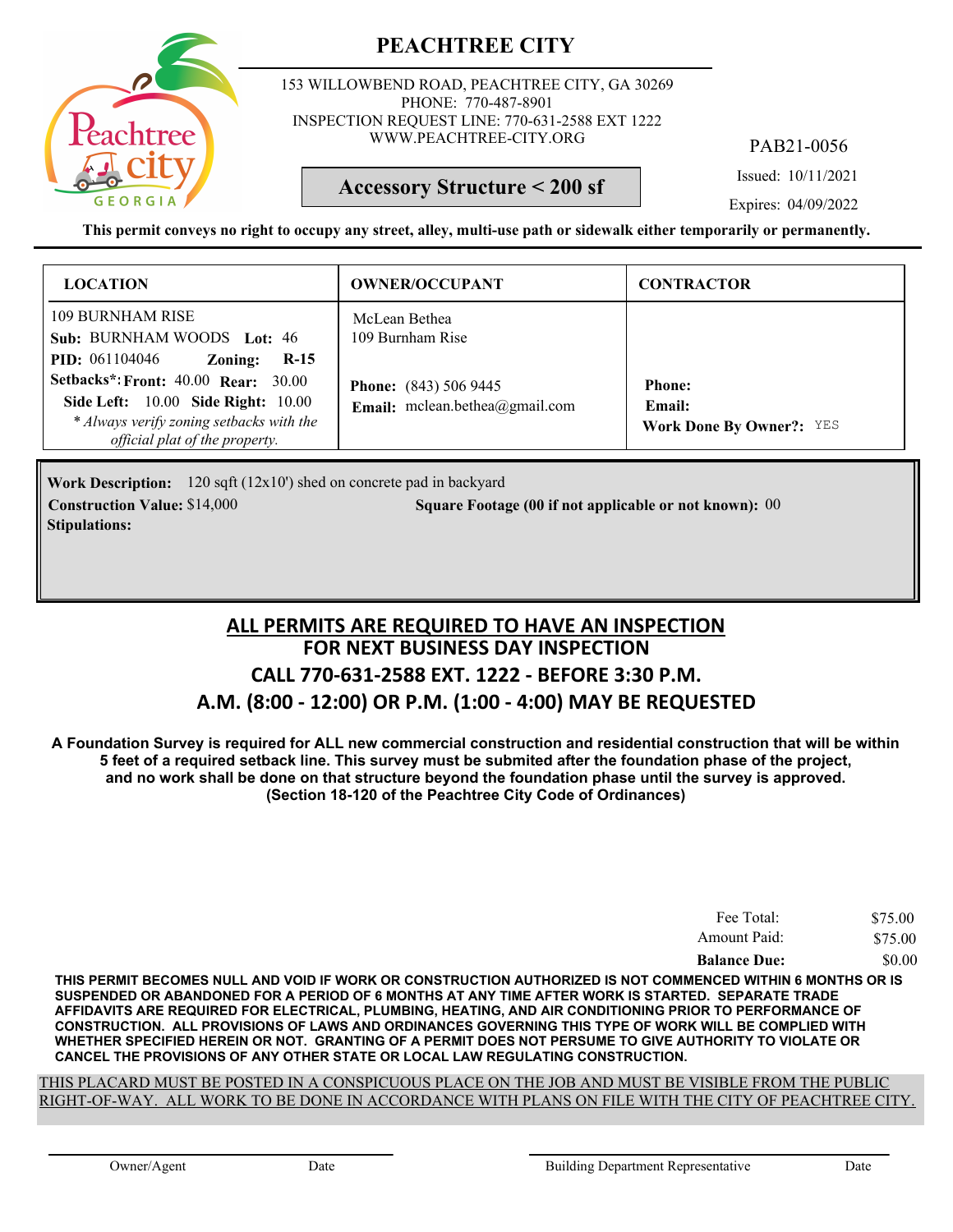# PEACHTREE CITY

153 WILLOWBEND ROAD, PEACHTREE CITY, GA 30269
PHONE: 770-487-8901
INSPECTION REQUEST LINE: 770-631-2588 EXT 1222
WWW.PEACHTREE-CITY.ORG

PAB21-0056

**Accessory Structure < 200 sf**

Issued: 10/11/2021

Expires: 04/09/2022

**This permit conveys no right to occupy any street, alley, multi-use path or sidewalk either temporarily or permanently.**

| LOCATION | OWNER/OCCUPANT | CONTRACTOR |
|---|---|---|
| 109 BURNHAM RISE<br>**Sub:** BURNHAM WOODS **Lot:** 46<br>**PID:** 061104046 **Zoning:** **R-15**<br>**Setbacks*: Front:** 40.00 **Rear:** 30.00<br>**Side Left:** 10.00 **Side Right:** 10.00<br>*\* Always verify zoning setbacks with the official plat of the property.* | McLean Bethea<br>109 Burnham Rise<br><br>**Phone:** (843) 506 9445<br>**Email:** mclean.bethea@gmail.com | <br><br><br>**Phone:**<br>**Email:**<br>**Work Done By Owner?:** YES |

**Work Description:** 120 sqft (12x10') shed on concrete pad in backyard

**Construction Value:** $14,000 **Square Footage (00 if not applicable or not known):** 00

**Stipulations:**

## ALL PERMITS ARE REQUIRED TO HAVE AN INSPECTION
## FOR NEXT BUSINESS DAY INSPECTION
## CALL 770-631-2588 EXT. 1222 - BEFORE 3:30 P.M.
## A.M. (8:00 - 12:00) OR P.M. (1:00 - 4:00) MAY BE REQUESTED

**A Foundation Survey is required for ALL new commercial construction and residential construction that will be within 5 feet of a required setback line. This survey must be submited after the foundation phase of the project, and no work shall be done on that structure beyond the foundation phase until the survey is approved. (Section 18-120 of the Peachtree City Code of Ordinances)**

| | |
|---|---|
| Fee Total: | $75.00 |
| Amount Paid: | $75.00 |
| **Balance Due:** | $0.00 |

**THIS PERMIT BECOMES NULL AND VOID IF WORK OR CONSTRUCTION AUTHORIZED IS NOT COMMENCED WITHIN 6 MONTHS OR IS SUSPENDED OR ABANDONED FOR A PERIOD OF 6 MONTHS AT ANY TIME AFTER WORK IS STARTED. SEPARATE TRADE AFFIDAVITS ARE REQUIRED FOR ELECTRICAL, PLUMBING, HEATING, AND AIR CONDITIONING PRIOR TO PERFORMANCE OF CONSTRUCTION. ALL PROVISIONS OF LAWS AND ORDINANCES GOVERNING THIS TYPE OF WORK WILL BE COMPLIED WITH WHETHER SPECIFIED HEREIN OR NOT. GRANTING OF A PERMIT DOES NOT PERSUME TO GIVE AUTHORITY TO VIOLATE OR CANCEL THE PROVISIONS OF ANY OTHER STATE OR LOCAL LAW REGULATING CONSTRUCTION.**

THIS PLACARD MUST BE POSTED IN A CONSPICUOUS PLACE ON THE JOB AND MUST BE VISIBLE FROM THE PUBLIC RIGHT-OF-WAY. ALL WORK TO BE DONE IN ACCORDANCE WITH PLANS ON FILE WITH THE CITY OF PEACHTREE CITY.

Owner/Agent Date Building Department Representative Date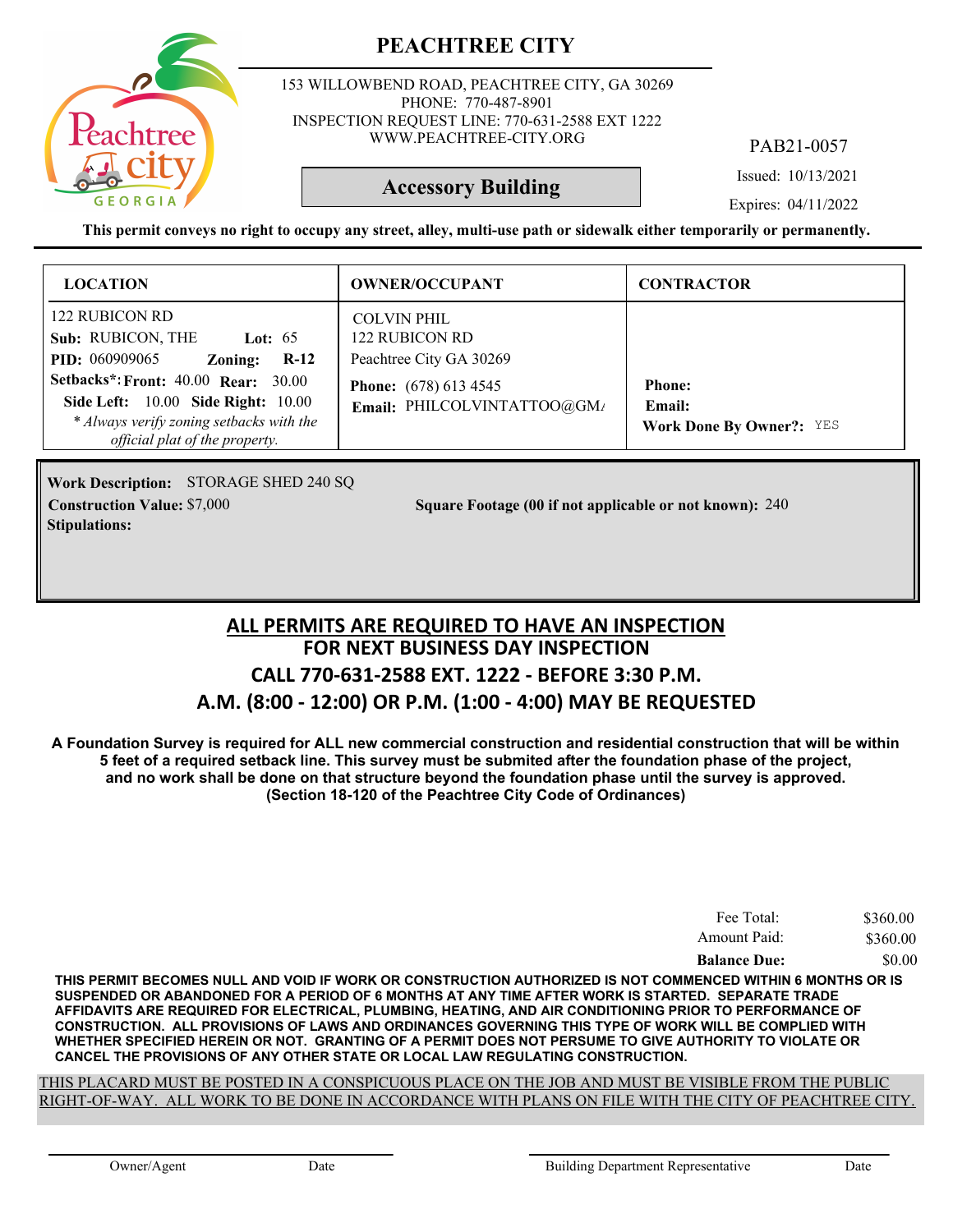# PEACHTREE CITY

153 WILLOWBEND ROAD, PEACHTREE CITY, GA 30269
PHONE: 770-487-8901
INSPECTION REQUEST LINE: 770-631-2588 EXT 1222
WWW.PEACHTREE-CITY.ORG

PAB21-0057

## Accessory Building

Issued: 10/13/2021

Expires: 04/11/2022

**This permit conveys no right to occupy any street, alley, multi-use path or sidewalk either temporarily or permanently.**

| LOCATION | OWNER/OCCUPANT | CONTRACTOR |
|---|---|---|
| 122 RUBICON RD<br>**Sub:** RUBICON, THE **Lot:** 65<br>**PID:** 060909065 **Zoning:** **R-12**<br>**Setbacks*: Front:** 40.00 **Rear:** 30.00<br>**Side Left:** 10.00 **Side Right:** 10.00<br>*\* Always verify zoning setbacks with the official plat of the property.* | COLVIN PHIL<br>122 RUBICON RD<br>Peachtree City GA 30269<br>**Phone:** (678) 613 4545<br>**Email:** PHILCOLVINTATTOO@GM/ | **Phone:**<br>**Email:**<br>**Work Done By Owner?:** YES |

**Work Description:** STORAGE SHED 240 SQ

**Construction Value:** $7,000

**Square Footage (00 if not applicable or not known):** 240

**Stipulations:**

## ALL PERMITS ARE REQUIRED TO HAVE AN INSPECTION
## FOR NEXT BUSINESS DAY INSPECTION
## CALL 770-631-2588 EXT. 1222 - BEFORE 3:30 P.M.
## A.M. (8:00 - 12:00) OR P.M. (1:00 - 4:00) MAY BE REQUESTED

**A Foundation Survey is required for ALL new commercial construction and residential construction that will be within 5 feet of a required setback line. This survey must be submited after the foundation phase of the project, and no work shall be done on that structure beyond the foundation phase until the survey is approved. (Section 18-120 of the Peachtree City Code of Ordinances)**

| | |
|---|---|
| Fee Total: | $360.00 |
| Amount Paid: | $360.00 |
| **Balance Due:** | $0.00 |

**THIS PERMIT BECOMES NULL AND VOID IF WORK OR CONSTRUCTION AUTHORIZED IS NOT COMMENCED WITHIN 6 MONTHS OR IS SUSPENDED OR ABANDONED FOR A PERIOD OF 6 MONTHS AT ANY TIME AFTER WORK IS STARTED. SEPARATE TRADE AFFIDAVITS ARE REQUIRED FOR ELECTRICAL, PLUMBING, HEATING, AND AIR CONDITIONING PRIOR TO PERFORMANCE OF CONSTRUCTION. ALL PROVISIONS OF LAWS AND ORDINANCES GOVERNING THIS TYPE OF WORK WILL BE COMPLIED WITH WHETHER SPECIFIED HEREIN OR NOT. GRANTING OF A PERMIT DOES NOT PERSUME TO GIVE AUTHORITY TO VIOLATE OR CANCEL THE PROVISIONS OF ANY OTHER STATE OR LOCAL LAW REGULATING CONSTRUCTION.**

THIS PLACARD MUST BE POSTED IN A CONSPICUOUS PLACE ON THE JOB AND MUST BE VISIBLE FROM THE PUBLIC RIGHT-OF-WAY. ALL WORK TO BE DONE IN ACCORDANCE WITH PLANS ON FILE WITH THE CITY OF PEACHTREE CITY.

Owner/Agent Date Building Department Representative Date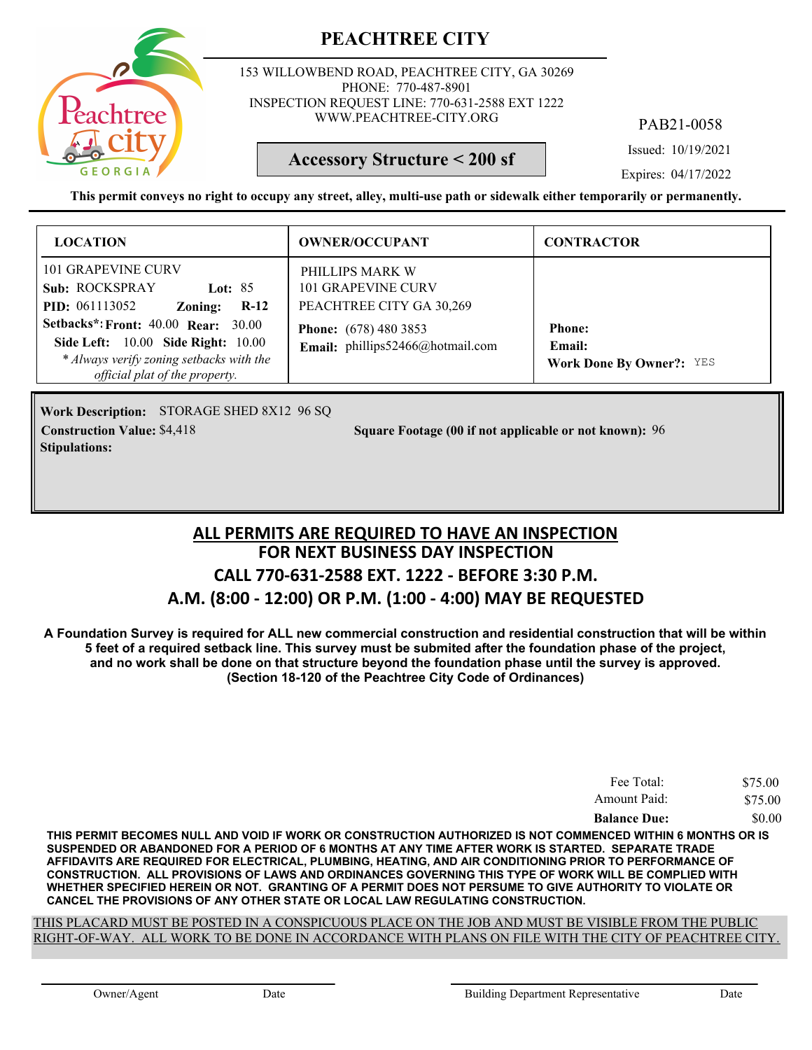# PEACHTREE CITY

153 WILLOWBEND ROAD, PEACHTREE CITY, GA 30269
PHONE: 770-487-8901
INSPECTION REQUEST LINE: 770-631-2588 EXT 1222
WWW.PEACHTREE-CITY.ORG

PAB21-0058

**Accessory Structure < 200 sf**

Issued: 10/19/2021
Expires: 04/17/2022

**This permit conveys no right to occupy any street, alley, multi-use path or sidewalk either temporarily or permanently.**

| LOCATION | OWNER/OCCUPANT | CONTRACTOR |
|---|---|---|
| 101 GRAPEVINE CURV<br>**Sub:** ROCKSPRAY **Lot:** 85<br>**PID:** 061113052 **Zoning:** **R-12**<br>**Setbacks*: Front:** 40.00 **Rear:** 30.00<br>**Side Left:** 10.00 **Side Right:** 10.00<br>*\* Always verify zoning setbacks with the official plat of the property.* | PHILLIPS MARK W<br>101 GRAPEVINE CURV<br>PEACHTREE CITY GA 30,269<br>**Phone:** (678) 480 3853<br>**Email:** phillips52466@hotmail.com | **Phone:**<br>**Email:**<br>**Work Done By Owner?:** YES |

**Work Description:** STORAGE SHED 8X12 96 SQ
**Construction Value:** $4,418
**Square Footage (00 if not applicable or not known):** 96
**Stipulations:**

## ALL PERMITS ARE REQUIRED TO HAVE AN INSPECTION
## FOR NEXT BUSINESS DAY INSPECTION
## CALL 770-631-2588 EXT. 1222 - BEFORE 3:30 P.M.
## A.M. (8:00 - 12:00) OR P.M. (1:00 - 4:00) MAY BE REQUESTED

**A Foundation Survey is required for ALL new commercial construction and residential construction that will be within 5 feet of a required setback line. This survey must be submited after the foundation phase of the project, and no work shall be done on that structure beyond the foundation phase until the survey is approved. (Section 18-120 of the Peachtree City Code of Ordinances)**

| | |
|---|---|
| Fee Total: | $75.00 |
| Amount Paid: | $75.00 |
| **Balance Due:** | $0.00 |

**THIS PERMIT BECOMES NULL AND VOID IF WORK OR CONSTRUCTION AUTHORIZED IS NOT COMMENCED WITHIN 6 MONTHS OR IS SUSPENDED OR ABANDONED FOR A PERIOD OF 6 MONTHS AT ANY TIME AFTER WORK IS STARTED. SEPARATE TRADE AFFIDAVITS ARE REQUIRED FOR ELECTRICAL, PLUMBING, HEATING, AND AIR CONDITIONING PRIOR TO PERFORMANCE OF CONSTRUCTION. ALL PROVISIONS OF LAWS AND ORDINANCES GOVERNING THIS TYPE OF WORK WILL BE COMPLIED WITH WHETHER SPECIFIED HEREIN OR NOT. GRANTING OF A PERMIT DOES NOT PERSUME TO GIVE AUTHORITY TO VIOLATE OR CANCEL THE PROVISIONS OF ANY OTHER STATE OR LOCAL LAW REGULATING CONSTRUCTION.**

THIS PLACARD MUST BE POSTED IN A CONSPICUOUS PLACE ON THE JOB AND MUST BE VISIBLE FROM THE PUBLIC RIGHT-OF-WAY. ALL WORK TO BE DONE IN ACCORDANCE WITH PLANS ON FILE WITH THE CITY OF PEACHTREE CITY.

Owner/Agent Date Building Department Representative Date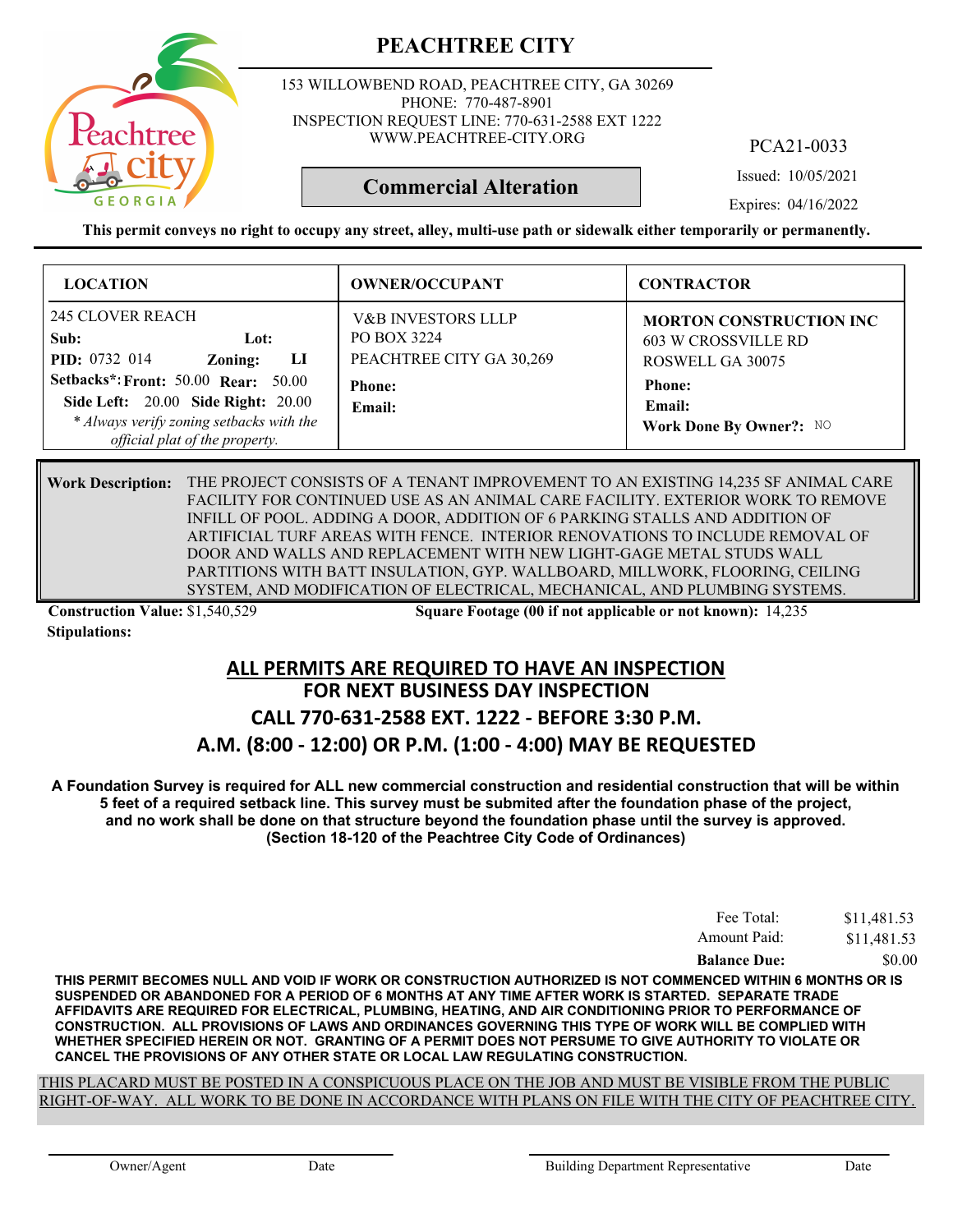# PEACHTREE CITY

153 WILLOWBEND ROAD, PEACHTREE CITY, GA 30269
PHONE: 770-487-8901
INSPECTION REQUEST LINE: 770-631-2588 EXT 1222
WWW.PEACHTREE-CITY.ORG

PCA21-0033

**Commercial Alteration**

Issued: 10/05/2021

Expires: 04/16/2022

**This permit conveys no right to occupy any street, alley, multi-use path or sidewalk either temporarily or permanently.**

| LOCATION | OWNER/OCCUPANT | CONTRACTOR |
|---|---|---|
| 245 CLOVER REACH<br>**Sub:** **Lot:**<br>**PID:** 0732 014 **Zoning:** LI<br>**Setbacks*:** **Front:** 50.00 **Rear:** 50.00<br>**Side Left:** 20.00 **Side Right:** 20.00<br>*\* Always verify zoning setbacks with the official plat of the property.* | V&B INVESTORS LLLP<br>PO BOX 3224<br>PEACHTREE CITY GA 30,269<br>**Phone:**<br>**Email:** | **MORTON CONSTRUCTION INC**<br>603 W CROSSVILLE RD<br>ROSWELL GA 30075<br>**Phone:**<br>**Email:**<br>**Work Done By Owner?:** NO |

**Work Description:** THE PROJECT CONSISTS OF A TENANT IMPROVEMENT TO AN EXISTING 14,235 SF ANIMAL CARE FACILITY FOR CONTINUED USE AS AN ANIMAL CARE FACILITY. EXTERIOR WORK TO REMOVE INFILL OF POOL. ADDING A DOOR, ADDITION OF 6 PARKING STALLS AND ADDITION OF ARTIFICIAL TURF AREAS WITH FENCE. INTERIOR RENOVATIONS TO INCLUDE REMOVAL OF DOOR AND WALLS AND REPLACEMENT WITH NEW LIGHT-GAGE METAL STUDS WALL PARTITIONS WITH BATT INSULATION, GYP. WALLBOARD, MILLWORK, FLOORING, CEILING SYSTEM, AND MODIFICATION OF ELECTRICAL, MECHANICAL, AND PLUMBING SYSTEMS.

**Construction Value:** $1,540,529

**Square Footage (00 if not applicable or not known):** 14,235

**Stipulations:**

## ALL PERMITS ARE REQUIRED TO HAVE AN INSPECTION
## FOR NEXT BUSINESS DAY INSPECTION
## CALL 770-631-2588 EXT. 1222 - BEFORE 3:30 P.M.
## A.M. (8:00 - 12:00) OR P.M. (1:00 - 4:00) MAY BE REQUESTED

**A Foundation Survey is required for ALL new commercial construction and residential construction that will be within 5 feet of a required setback line. This survey must be submited after the foundation phase of the project, and no work shall be done on that structure beyond the foundation phase until the survey is approved. (Section 18-120 of the Peachtree City Code of Ordinances)**

| | |
|---|---|
| Fee Total: | $11,481.53 |
| Amount Paid: | $11,481.53 |
| **Balance Due:** | $0.00 |

**THIS PERMIT BECOMES NULL AND VOID IF WORK OR CONSTRUCTION AUTHORIZED IS NOT COMMENCED WITHIN 6 MONTHS OR IS SUSPENDED OR ABANDONED FOR A PERIOD OF 6 MONTHS AT ANY TIME AFTER WORK IS STARTED. SEPARATE TRADE AFFIDAVITS ARE REQUIRED FOR ELECTRICAL, PLUMBING, HEATING, AND AIR CONDITIONING PRIOR TO PERFORMANCE OF CONSTRUCTION. ALL PROVISIONS OF LAWS AND ORDINANCES GOVERNING THIS TYPE OF WORK WILL BE COMPLIED WITH WHETHER SPECIFIED HEREIN OR NOT. GRANTING OF A PERMIT DOES NOT PERSUME TO GIVE AUTHORITY TO VIOLATE OR CANCEL THE PROVISIONS OF ANY OTHER STATE OR LOCAL LAW REGULATING CONSTRUCTION.**

THIS PLACARD MUST BE POSTED IN A CONSPICUOUS PLACE ON THE JOB AND MUST BE VISIBLE FROM THE PUBLIC RIGHT-OF-WAY. ALL WORK TO BE DONE IN ACCORDANCE WITH PLANS ON FILE WITH THE CITY OF PEACHTREE CITY.

Owner/Agent    Date    Building Department Representative    Date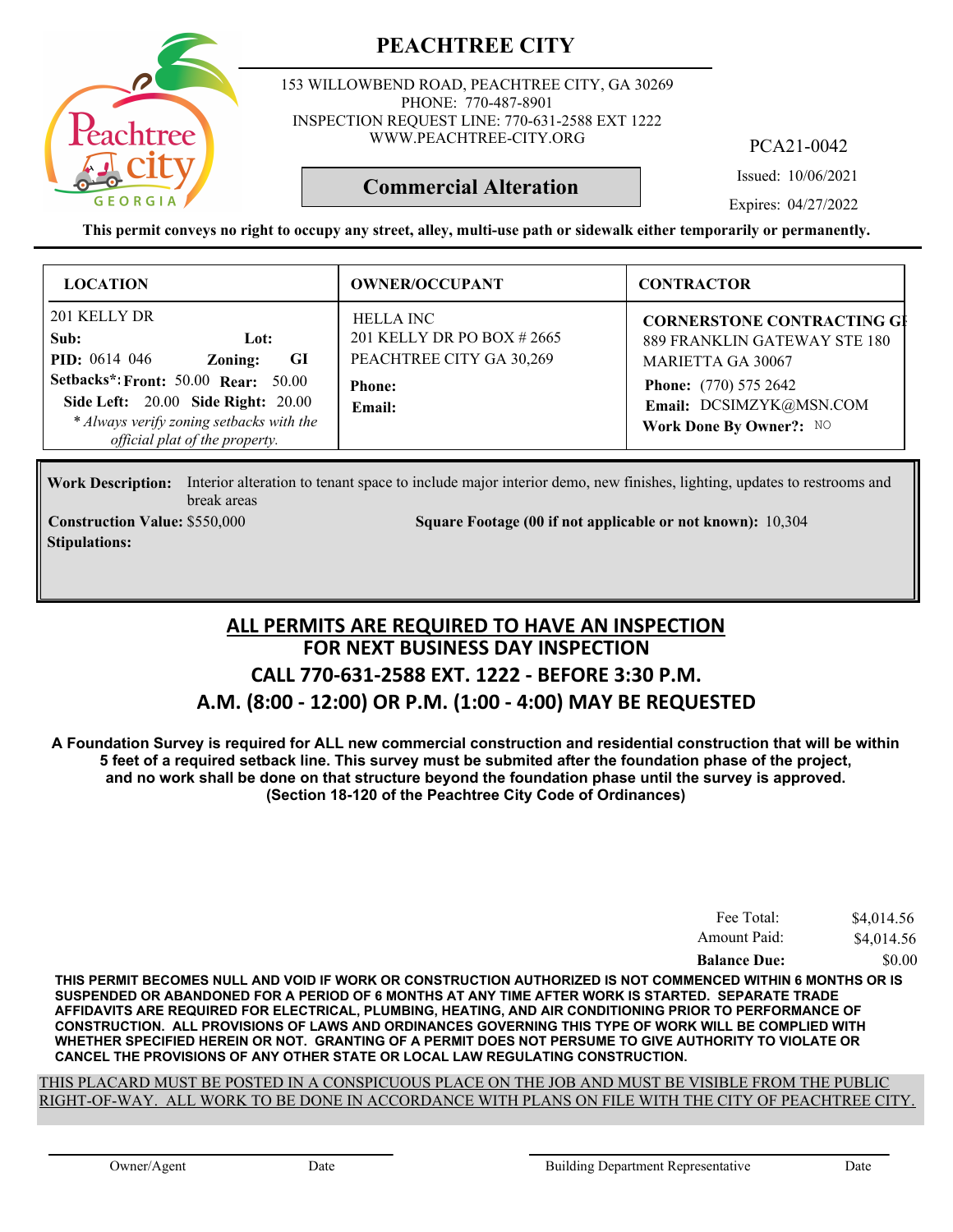# PEACHTREE CITY

153 WILLOWBEND ROAD, PEACHTREE CITY, GA 30269
PHONE: 770-487-8901
INSPECTION REQUEST LINE: 770-631-2588 EXT 1222
WWW.PEACHTREE-CITY.ORG

PCA21-0042

**Commercial Alteration**

Issued: 10/06/2021

Expires: 04/27/2022

**This permit conveys no right to occupy any street, alley, multi-use path or sidewalk either temporarily or permanently.**

| LOCATION | OWNER/OCCUPANT | CONTRACTOR |
|---|---|---|
| 201 KELLY DR<br>**Sub:** **Lot:**<br>**PID:** 0614 046 **Zoning:** GI<br>**Setbacks*:** **Front:** 50.00 **Rear:** 50.00<br>**Side Left:** 20.00 **Side Right:** 20.00<br>*\* Always verify zoning setbacks with the official plat of the property.* | HELLA INC<br>201 KELLY DR PO BOX # 2665<br>PEACHTREE CITY GA 30,269<br>**Phone:**<br>**Email:** | **CORNERSTONE CONTRACTING GI**<br>889 FRANKLIN GATEWAY STE 180<br>MARIETTA GA 30067<br>**Phone:** (770) 575 2642<br>**Email:** DCSIMZYK@MSN.COM<br>**Work Done By Owner?:** NO |

**Work Description:** Interior alteration to tenant space to include major interior demo, new finishes, lighting, updates to restrooms and break areas

**Construction Value:** $550,000 **Square Footage (00 if not applicable or not known):** 10,304

**Stipulations:**

## ALL PERMITS ARE REQUIRED TO HAVE AN INSPECTION
## FOR NEXT BUSINESS DAY INSPECTION
## CALL 770-631-2588 EXT. 1222 - BEFORE 3:30 P.M.
## A.M. (8:00 - 12:00) OR P.M. (1:00 - 4:00) MAY BE REQUESTED

**A Foundation Survey is required for ALL new commercial construction and residential construction that will be within 5 feet of a required setback line. This survey must be submited after the foundation phase of the project, and no work shall be done on that structure beyond the foundation phase until the survey is approved. (Section 18-120 of the Peachtree City Code of Ordinances)**

| | |
|---|---|
| Fee Total: | $4,014.56 |
| Amount Paid: | $4,014.56 |
| **Balance Due:** | $0.00 |

**THIS PERMIT BECOMES NULL AND VOID IF WORK OR CONSTRUCTION AUTHORIZED IS NOT COMMENCED WITHIN 6 MONTHS OR IS SUSPENDED OR ABANDONED FOR A PERIOD OF 6 MONTHS AT ANY TIME AFTER WORK IS STARTED. SEPARATE TRADE AFFIDAVITS ARE REQUIRED FOR ELECTRICAL, PLUMBING, HEATING, AND AIR CONDITIONING PRIOR TO PERFORMANCE OF CONSTRUCTION. ALL PROVISIONS OF LAWS AND ORDINANCES GOVERNING THIS TYPE OF WORK WILL BE COMPLIED WITH WHETHER SPECIFIED HEREIN OR NOT. GRANTING OF A PERMIT DOES NOT PERSUME TO GIVE AUTHORITY TO VIOLATE OR CANCEL THE PROVISIONS OF ANY OTHER STATE OR LOCAL LAW REGULATING CONSTRUCTION.**

THIS PLACARD MUST BE POSTED IN A CONSPICUOUS PLACE ON THE JOB AND MUST BE VISIBLE FROM THE PUBLIC RIGHT-OF-WAY. ALL WORK TO BE DONE IN ACCORDANCE WITH PLANS ON FILE WITH THE CITY OF PEACHTREE CITY.

Owner/Agent &nbsp;&nbsp;&nbsp; Date &nbsp;&nbsp;&nbsp; Building Department Representative &nbsp;&nbsp;&nbsp; Date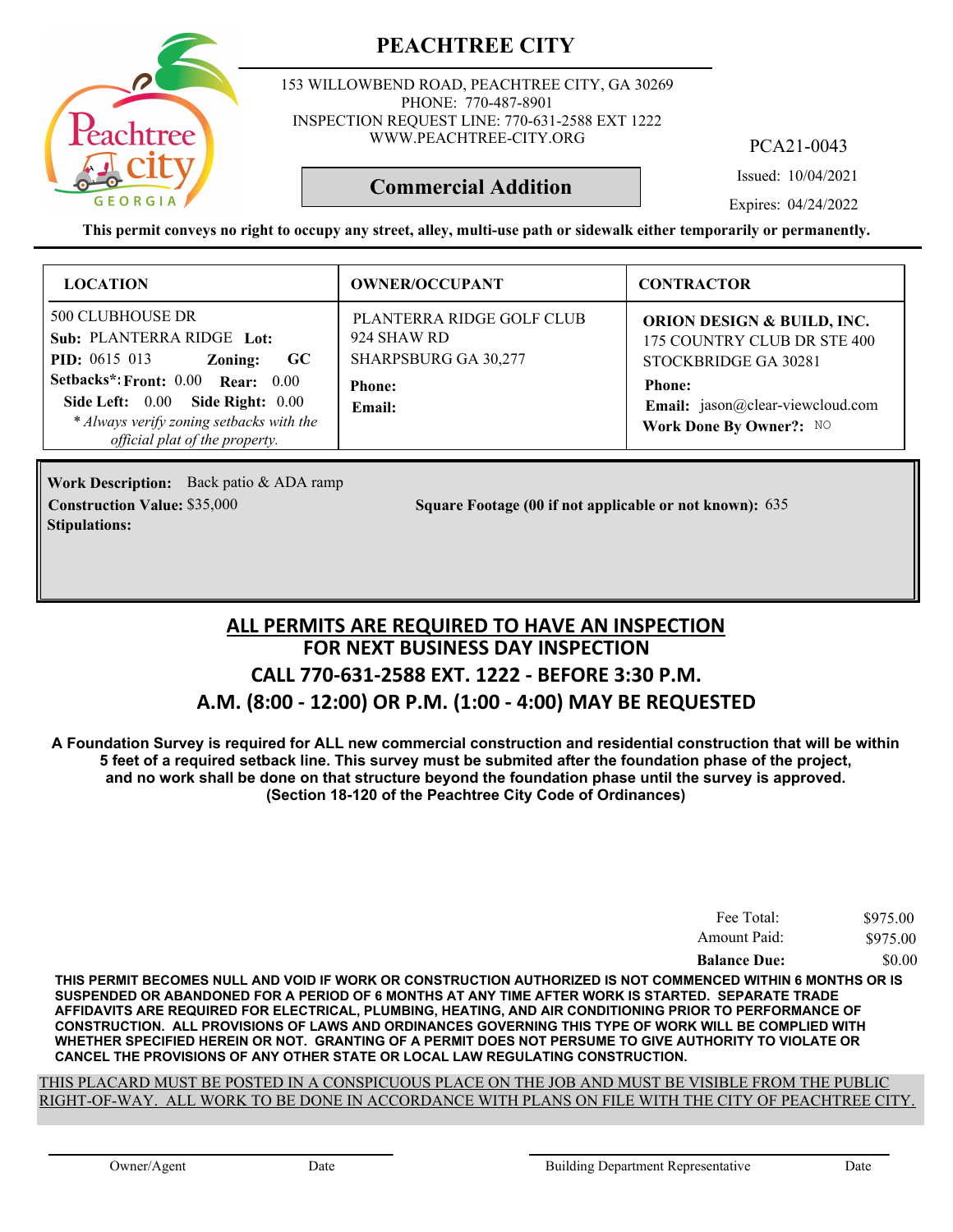# PEACHTREE CITY

153 WILLOWBEND ROAD, PEACHTREE CITY, GA 30269
PHONE: 770-487-8901
INSPECTION REQUEST LINE: 770-631-2588 EXT 1222
WWW.PEACHTREE-CITY.ORG

PCA21-0043

**Commercial Addition**

Issued: 10/04/2021

Expires: 04/24/2022

**This permit conveys no right to occupy any street, alley, multi-use path or sidewalk either temporarily or permanently.**

| LOCATION | OWNER/OCCUPANT | CONTRACTOR |
|---|---|---|
| 500 CLUBHOUSE DR<br>**Sub:** PLANTERRA RIDGE **Lot:**<br>**PID:** 0615 013 **Zoning:** **GC**<br>**Setbacks*:** **Front:** 0.00 **Rear:** 0.00<br>**Side Left:** 0.00 **Side Right:** 0.00<br>*\* Always verify zoning setbacks with the official plat of the property.* | PLANTERRA RIDGE GOLF CLUB<br>924 SHAW RD<br>SHARPSBURG GA 30,277<br>**Phone:**<br>**Email:** | **ORION DESIGN & BUILD, INC.**<br>175 COUNTRY CLUB DR STE 400<br>STOCKBRIDGE GA 30281<br>**Phone:**<br>**Email:** jason@clear-viewcloud.com<br>**Work Done By Owner?:** NO |

**Work Description:** Back patio & ADA ramp
**Construction Value:** $35,000
**Square Footage (00 if not applicable or not known):** 635
**Stipulations:**

## ALL PERMITS ARE REQUIRED TO HAVE AN INSPECTION
## FOR NEXT BUSINESS DAY INSPECTION
## CALL 770-631-2588 EXT. 1222 - BEFORE 3:30 P.M.
## A.M. (8:00 - 12:00) OR P.M. (1:00 - 4:00) MAY BE REQUESTED

**A Foundation Survey is required for ALL new commercial construction and residential construction that will be within 5 feet of a required setback line. This survey must be submited after the foundation phase of the project, and no work shall be done on that structure beyond the foundation phase until the survey is approved. (Section 18-120 of the Peachtree City Code of Ordinances)**

| | |
|---|---|
| Fee Total: | $975.00 |
| Amount Paid: | $975.00 |
| **Balance Due:** | $0.00 |

**THIS PERMIT BECOMES NULL AND VOID IF WORK OR CONSTRUCTION AUTHORIZED IS NOT COMMENCED WITHIN 6 MONTHS OR IS SUSPENDED OR ABANDONED FOR A PERIOD OF 6 MONTHS AT ANY TIME AFTER WORK IS STARTED. SEPARATE TRADE AFFIDAVITS ARE REQUIRED FOR ELECTRICAL, PLUMBING, HEATING, AND AIR CONDITIONING PRIOR TO PERFORMANCE OF CONSTRUCTION. ALL PROVISIONS OF LAWS AND ORDINANCES GOVERNING THIS TYPE OF WORK WILL BE COMPLIED WITH WHETHER SPECIFIED HEREIN OR NOT. GRANTING OF A PERMIT DOES NOT PERSUME TO GIVE AUTHORITY TO VIOLATE OR CANCEL THE PROVISIONS OF ANY OTHER STATE OR LOCAL LAW REGULATING CONSTRUCTION.**

THIS PLACARD MUST BE POSTED IN A CONSPICUOUS PLACE ON THE JOB AND MUST BE VISIBLE FROM THE PUBLIC RIGHT-OF-WAY. ALL WORK TO BE DONE IN ACCORDANCE WITH PLANS ON FILE WITH THE CITY OF PEACHTREE CITY.

Owner/Agent &nbsp;&nbsp;&nbsp; Date &nbsp;&nbsp;&nbsp; Building Department Representative &nbsp;&nbsp;&nbsp; Date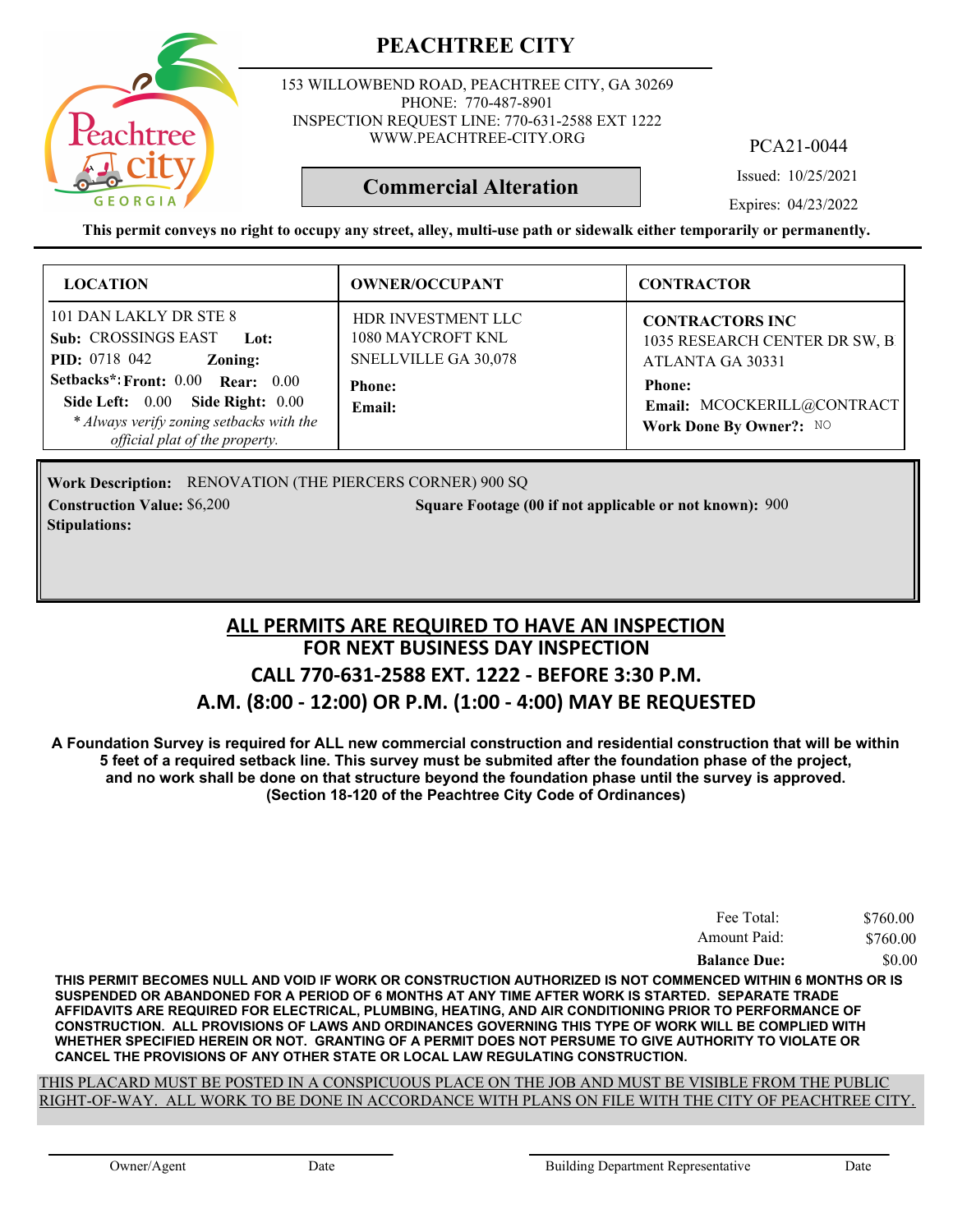# PEACHTREE CITY

153 WILLOWBEND ROAD, PEACHTREE CITY, GA 30269
PHONE: 770-487-8901
INSPECTION REQUEST LINE: 770-631-2588 EXT 1222
WWW.PEACHTREE-CITY.ORG

PCA21-0044

**Commercial Alteration**

Issued: 10/25/2021

Expires: 04/23/2022

**This permit conveys no right to occupy any street, alley, multi-use path or sidewalk either temporarily or permanently.**

| LOCATION | OWNER/OCCUPANT | CONTRACTOR |
|---|---|---|
| 101 DAN LAKLY DR STE 8<br>**Sub:** CROSSINGS EAST **Lot:**<br>**PID:** 0718 042 **Zoning:**<br>**Setbacks*: Front:** 0.00 **Rear:** 0.00<br>**Side Left:** 0.00 **Side Right:** 0.00<br>*\* Always verify zoning setbacks with the official plat of the property.* | HDR INVESTMENT LLC<br>1080 MAYCROFT KNL<br>SNELLVILLE GA 30,078<br>**Phone:**<br>**Email:** | **CONTRACTORS INC**<br>1035 RESEARCH CENTER DR SW, B<br>ATLANTA GA 30331<br>**Phone:**<br>**Email:** MCOCKERILL@CONTRACT<br>**Work Done By Owner?:** NO |

**Work Description:** RENOVATION (THE PIERCERS CORNER) 900 SQ

**Construction Value:** $6,200

**Square Footage (00 if not applicable or not known):** 900

**Stipulations:**

## ALL PERMITS ARE REQUIRED TO HAVE AN INSPECTION
## FOR NEXT BUSINESS DAY INSPECTION
## CALL 770-631-2588 EXT. 1222 - BEFORE 3:30 P.M.
## A.M. (8:00 - 12:00) OR P.M. (1:00 - 4:00) MAY BE REQUESTED

**A Foundation Survey is required for ALL new commercial construction and residential construction that will be within 5 feet of a required setback line. This survey must be submited after the foundation phase of the project, and no work shall be done on that structure beyond the foundation phase until the survey is approved. (Section 18-120 of the Peachtree City Code of Ordinances)**

| | |
|---|---|
| Fee Total: | $760.00 |
| Amount Paid: | $760.00 |
| **Balance Due:** | $0.00 |

**THIS PERMIT BECOMES NULL AND VOID IF WORK OR CONSTRUCTION AUTHORIZED IS NOT COMMENCED WITHIN 6 MONTHS OR IS SUSPENDED OR ABANDONED FOR A PERIOD OF 6 MONTHS AT ANY TIME AFTER WORK IS STARTED. SEPARATE TRADE AFFIDAVITS ARE REQUIRED FOR ELECTRICAL, PLUMBING, HEATING, AND AIR CONDITIONING PRIOR TO PERFORMANCE OF CONSTRUCTION. ALL PROVISIONS OF LAWS AND ORDINANCES GOVERNING THIS TYPE OF WORK WILL BE COMPLIED WITH WHETHER SPECIFIED HEREIN OR NOT. GRANTING OF A PERMIT DOES NOT PERSUME TO GIVE AUTHORITY TO VIOLATE OR CANCEL THE PROVISIONS OF ANY OTHER STATE OR LOCAL LAW REGULATING CONSTRUCTION.**

THIS PLACARD MUST BE POSTED IN A CONSPICUOUS PLACE ON THE JOB AND MUST BE VISIBLE FROM THE PUBLIC RIGHT-OF-WAY. ALL WORK TO BE DONE IN ACCORDANCE WITH PLANS ON FILE WITH THE CITY OF PEACHTREE CITY.

Owner/Agent Date Building Department Representative Date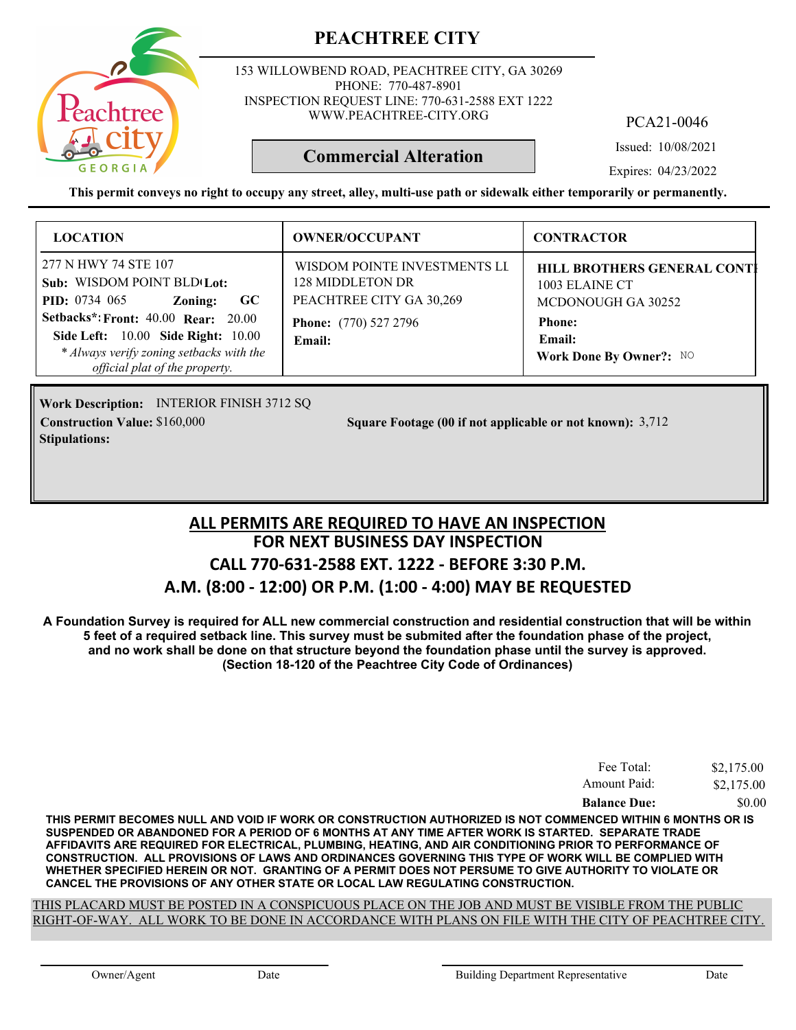# PEACHTREE CITY

153 WILLOWBEND ROAD, PEACHTREE CITY, GA 30269
PHONE: 770-487-8901
INSPECTION REQUEST LINE: 770-631-2588 EXT 1222
WWW.PEACHTREE-CITY.ORG

PCA21-0046

**Commercial Alteration**

Issued: 10/08/2021

Expires: 04/23/2022

**This permit conveys no right to occupy any street, alley, multi-use path or sidewalk either temporarily or permanently.**

| LOCATION | OWNER/OCCUPANT | CONTRACTOR |
|---|---|---|
| 277 N HWY 74 STE 107<br>**Sub:** WISDOM POINT BLD **Lot:**<br>**PID:** 0734 065 **Zoning:** GC<br>**Setbacks*:** **Front:** 40.00 **Rear:** 20.00<br>**Side Left:** 10.00 **Side Right:** 10.00<br>*\* Always verify zoning setbacks with the official plat of the property.* | WISDOM POINTE INVESTMENTS LL<br>128 MIDDLETON DR<br>PEACHTREE CITY GA 30,269<br>**Phone:** (770) 527 2796<br>**Email:** | **HILL BROTHERS GENERAL CONT**<br>1003 ELAINE CT<br>MCDONOUGH GA 30252<br>**Phone:**<br>**Email:**<br>**Work Done By Owner?:** NO |

**Work Description:** INTERIOR FINISH 3712 SQ

**Construction Value:** $160,000

**Square Footage (00 if not applicable or not known):** 3,712

**Stipulations:**

## ALL PERMITS ARE REQUIRED TO HAVE AN INSPECTION
## FOR NEXT BUSINESS DAY INSPECTION
## CALL 770-631-2588 EXT. 1222 - BEFORE 3:30 P.M.
## A.M. (8:00 - 12:00) OR P.M. (1:00 - 4:00) MAY BE REQUESTED

**A Foundation Survey is required for ALL new commercial construction and residential construction that will be within 5 feet of a required setback line. This survey must be submited after the foundation phase of the project, and no work shall be done on that structure beyond the foundation phase until the survey is approved. (Section 18-120 of the Peachtree City Code of Ordinances)**

| | |
|---|---|
| Fee Total: | $2,175.00 |
| Amount Paid: | $2,175.00 |
| **Balance Due:** | $0.00 |

**THIS PERMIT BECOMES NULL AND VOID IF WORK OR CONSTRUCTION AUTHORIZED IS NOT COMMENCED WITHIN 6 MONTHS OR IS SUSPENDED OR ABANDONED FOR A PERIOD OF 6 MONTHS AT ANY TIME AFTER WORK IS STARTED. SEPARATE TRADE AFFIDAVITS ARE REQUIRED FOR ELECTRICAL, PLUMBING, HEATING, AND AIR CONDITIONING PRIOR TO PERFORMANCE OF CONSTRUCTION. ALL PROVISIONS OF LAWS AND ORDINANCES GOVERNING THIS TYPE OF WORK WILL BE COMPLIED WITH WHETHER SPECIFIED HEREIN OR NOT. GRANTING OF A PERMIT DOES NOT PERSUME TO GIVE AUTHORITY TO VIOLATE OR CANCEL THE PROVISIONS OF ANY OTHER STATE OR LOCAL LAW REGULATING CONSTRUCTION.**

THIS PLACARD MUST BE POSTED IN A CONSPICUOUS PLACE ON THE JOB AND MUST BE VISIBLE FROM THE PUBLIC RIGHT-OF-WAY. ALL WORK TO BE DONE IN ACCORDANCE WITH PLANS ON FILE WITH THE CITY OF PEACHTREE CITY.

Owner/Agent Date Building Department Representative Date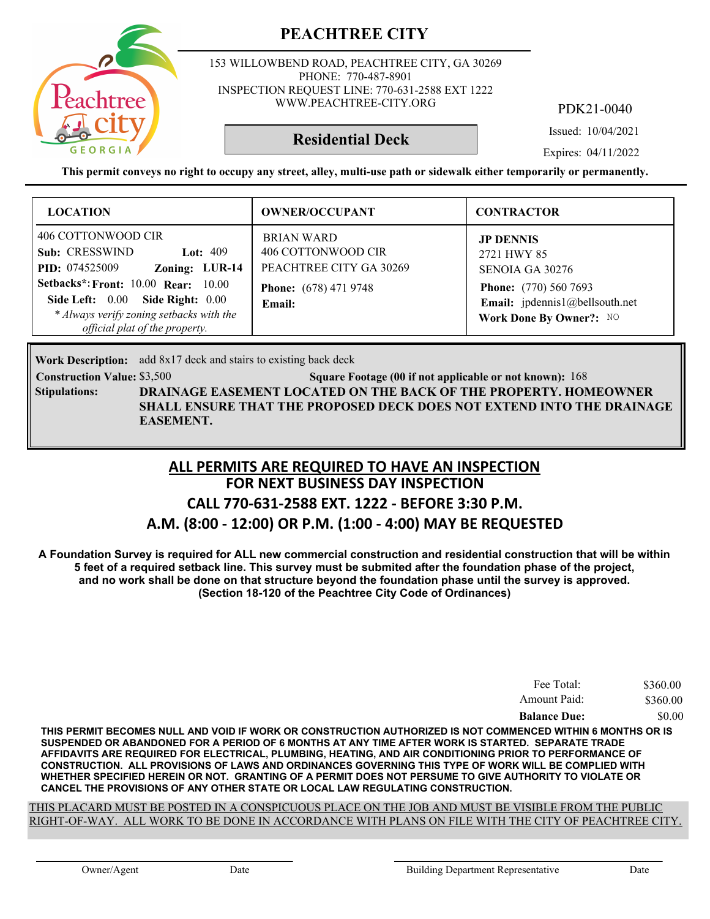# PEACHTREE CITY

153 WILLOWBEND ROAD, PEACHTREE CITY, GA 30269
PHONE: 770-487-8901
INSPECTION REQUEST LINE: 770-631-2588 EXT 1222
WWW.PEACHTREE-CITY.ORG

PDK21-0040

## Residential Deck

Issued: 10/04/2021

Expires: 04/11/2022

**This permit conveys no right to occupy any street, alley, multi-use path or sidewalk either temporarily or permanently.**

| LOCATION | OWNER/OCCUPANT | CONTRACTOR |
|---|---|---|
| 406 COTTONWOOD CIR<br>**Sub:** CRESSWIND **Lot:** 409<br>**PID:** 074525009 **Zoning:** LUR-14<br>**Setbacks*: Front:** 10.00 **Rear:** 10.00<br>**Side Left:** 0.00 **Side Right:** 0.00<br>*\* Always verify zoning setbacks with the official plat of the property.* | BRIAN WARD<br>406 COTTONWOOD CIR<br>PEACHTREE CITY GA 30269<br>**Phone:** (678) 471 9748<br>**Email:** | **JP DENNIS**<br>2721 HWY 85<br>SENOIA GA 30276<br>**Phone:** (770) 560 7693<br>**Email:** jpdennis1@bellsouth.net<br>**Work Done By Owner?:** NO |

**Work Description:** add 8x17 deck and stairs to existing back deck

**Construction Value:** $3,500 **Square Footage (00 if not applicable or not known):** 168

**Stipulations:** **DRAINAGE EASEMENT LOCATED ON THE BACK OF THE PROPERTY. HOMEOWNER SHALL ENSURE THAT THE PROPOSED DECK DOES NOT EXTEND INTO THE DRAINAGE EASEMENT.**

## ALL PERMITS ARE REQUIRED TO HAVE AN INSPECTION
## FOR NEXT BUSINESS DAY INSPECTION
## CALL 770-631-2588 EXT. 1222 - BEFORE 3:30 P.M.
## A.M. (8:00 - 12:00) OR P.M. (1:00 - 4:00) MAY BE REQUESTED

**A Foundation Survey is required for ALL new commercial construction and residential construction that will be within 5 feet of a required setback line. This survey must be submited after the foundation phase of the project, and no work shall be done on that structure beyond the foundation phase until the survey is approved. (Section 18-120 of the Peachtree City Code of Ordinances)**

| | |
|---|---|
| Fee Total: | $360.00 |
| Amount Paid: | $360.00 |
| **Balance Due:** | $0.00 |

**THIS PERMIT BECOMES NULL AND VOID IF WORK OR CONSTRUCTION AUTHORIZED IS NOT COMMENCED WITHIN 6 MONTHS OR IS SUSPENDED OR ABANDONED FOR A PERIOD OF 6 MONTHS AT ANY TIME AFTER WORK IS STARTED. SEPARATE TRADE AFFIDAVITS ARE REQUIRED FOR ELECTRICAL, PLUMBING, HEATING, AND AIR CONDITIONING PRIOR TO PERFORMANCE OF CONSTRUCTION. ALL PROVISIONS OF LAWS AND ORDINANCES GOVERNING THIS TYPE OF WORK WILL BE COMPLIED WITH WHETHER SPECIFIED HEREIN OR NOT. GRANTING OF A PERMIT DOES NOT PERSUME TO GIVE AUTHORITY TO VIOLATE OR CANCEL THE PROVISIONS OF ANY OTHER STATE OR LOCAL LAW REGULATING CONSTRUCTION.**

THIS PLACARD MUST BE POSTED IN A CONSPICUOUS PLACE ON THE JOB AND MUST BE VISIBLE FROM THE PUBLIC RIGHT-OF-WAY. ALL WORK TO BE DONE IN ACCORDANCE WITH PLANS ON FILE WITH THE CITY OF PEACHTREE CITY.

Owner/Agent Date Building Department Representative Date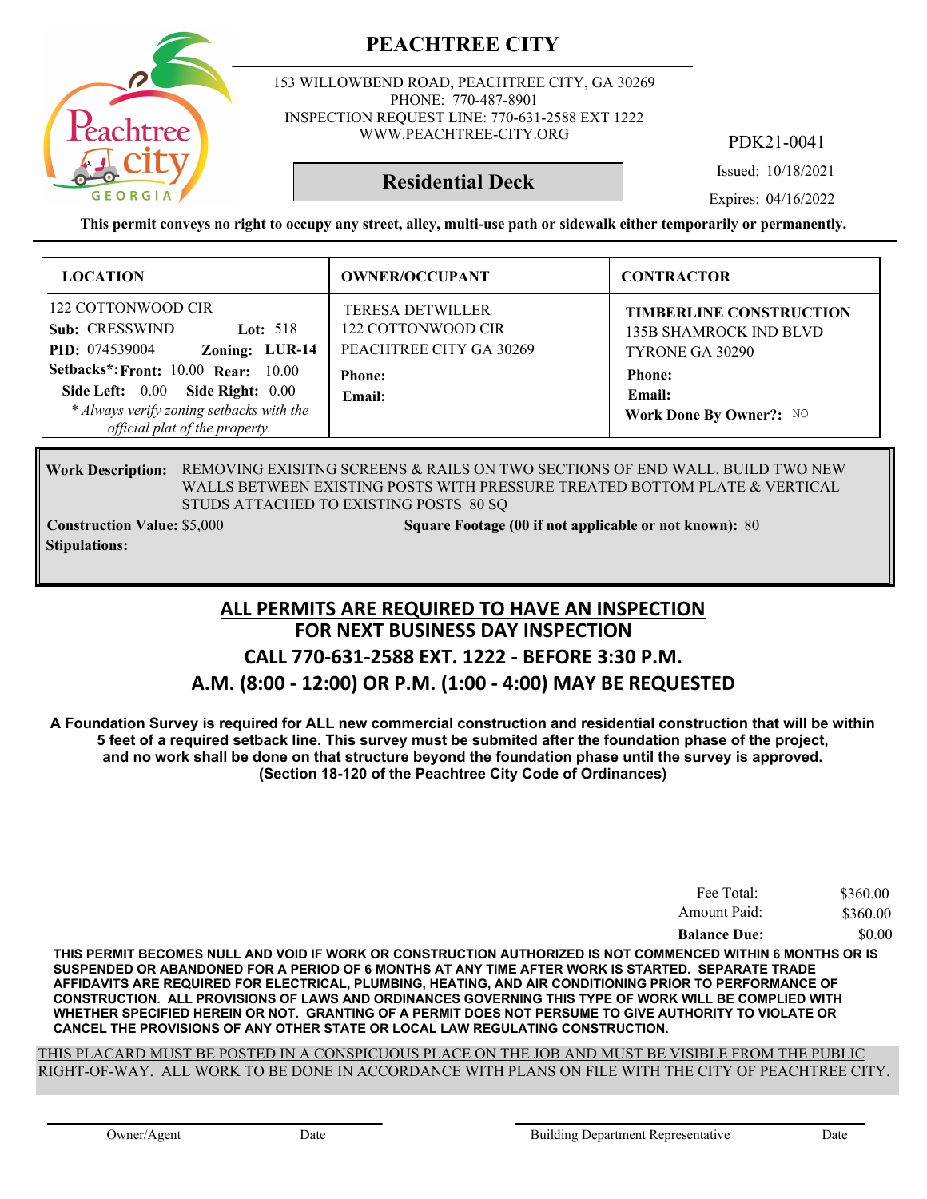# PEACHTREE CITY

153 WILLOWBEND ROAD, PEACHTREE CITY, GA 30269
PHONE: 770-487-8901
INSPECTION REQUEST LINE: 770-631-2588 EXT 1222
WWW.PEACHTREE-CITY.ORG

PDK21-0041

**Residential Deck**

Issued: 10/18/2021
Expires: 04/16/2022

**This permit conveys no right to occupy any street, alley, multi-use path or sidewalk either temporarily or permanently.**

| LOCATION | OWNER/OCCUPANT | CONTRACTOR |
|---|---|---|
| 122 COTTONWOOD CIR<br>**Sub:** CRESSWIND **Lot:** 518<br>**PID:** 074539004 **Zoning:** LUR-14<br>**Setbacks*:** **Front:** 10.00 **Rear:** 10.00<br>**Side Left:** 0.00 **Side Right:** 0.00<br>*\* Always verify zoning setbacks with the official plat of the property.* | TERESA DETWILLER<br>122 COTTONWOOD CIR<br>PEACHTREE CITY GA 30269<br>**Phone:**<br>**Email:** | **TIMBERLINE CONSTRUCTION**<br>135B SHAMROCK IND BLVD<br>TYRONE GA 30290<br>**Phone:**<br>**Email:**<br>**Work Done By Owner?:** NO |

**Work Description:** REMOVING EXISITNG SCREENS & RAILS ON TWO SECTIONS OF END WALL. BUILD TWO NEW WALLS BETWEEN EXISTING POSTS WITH PRESSURE TREATED BOTTOM PLATE & VERTICAL STUDS ATTACHED TO EXISTING POSTS 80 SQ

**Construction Value:** $5,000 **Square Footage (00 if not applicable or not known):** 80

**Stipulations:**

## ALL PERMITS ARE REQUIRED TO HAVE AN INSPECTION
## FOR NEXT BUSINESS DAY INSPECTION
## CALL 770-631-2588 EXT. 1222 - BEFORE 3:30 P.M.
## A.M. (8:00 - 12:00) OR P.M. (1:00 - 4:00) MAY BE REQUESTED

**A Foundation Survey is required for ALL new commercial construction and residential construction that will be within 5 feet of a required setback line. This survey must be submited after the foundation phase of the project, and no work shall be done on that structure beyond the foundation phase until the survey is approved. (Section 18-120 of the Peachtree City Code of Ordinances)**

| | |
|---|---|
| Fee Total: | $360.00 |
| Amount Paid: | $360.00 |
| **Balance Due:** | $0.00 |

**THIS PERMIT BECOMES NULL AND VOID IF WORK OR CONSTRUCTION AUTHORIZED IS NOT COMMENCED WITHIN 6 MONTHS OR IS SUSPENDED OR ABANDONED FOR A PERIOD OF 6 MONTHS AT ANY TIME AFTER WORK IS STARTED. SEPARATE TRADE AFFIDAVITS ARE REQUIRED FOR ELECTRICAL, PLUMBING, HEATING, AND AIR CONDITIONING PRIOR TO PERFORMANCE OF CONSTRUCTION. ALL PROVISIONS OF LAWS AND ORDINANCES GOVERNING THIS TYPE OF WORK WILL BE COMPLIED WITH WHETHER SPECIFIED HEREIN OR NOT. GRANTING OF A PERMIT DOES NOT PERSUME TO GIVE AUTHORITY TO VIOLATE OR CANCEL THE PROVISIONS OF ANY OTHER STATE OR LOCAL LAW REGULATING CONSTRUCTION.**

THIS PLACARD MUST BE POSTED IN A CONSPICUOUS PLACE ON THE JOB AND MUST BE VISIBLE FROM THE PUBLIC RIGHT-OF-WAY. ALL WORK TO BE DONE IN ACCORDANCE WITH PLANS ON FILE WITH THE CITY OF PEACHTREE CITY.

Owner/Agent Date Building Department Representative Date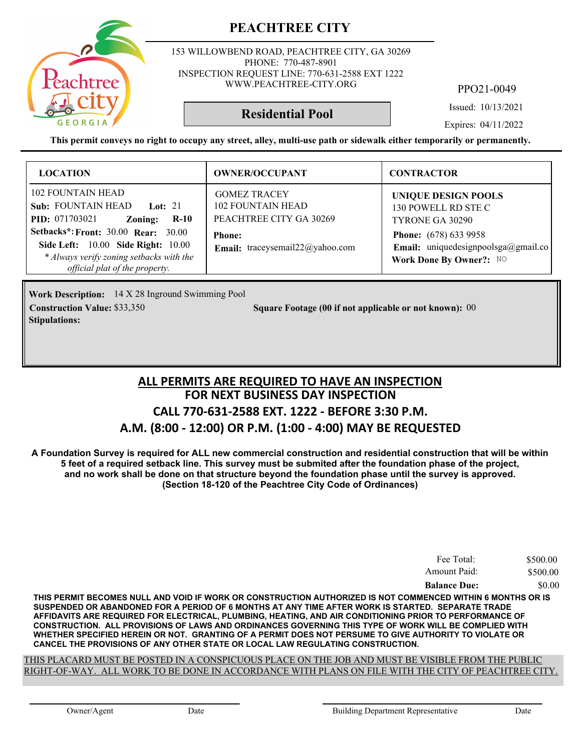# PEACHTREE CITY

153 WILLOWBEND ROAD, PEACHTREE CITY, GA 30269
PHONE: 770-487-8901
INSPECTION REQUEST LINE: 770-631-2588 EXT 1222
WWW.PEACHTREE-CITY.ORG

PPO21-0049

## Residential Pool

Issued: 10/13/2021

Expires: 04/11/2022

**This permit conveys no right to occupy any street, alley, multi-use path or sidewalk either temporarily or permanently.**

| LOCATION | OWNER/OCCUPANT | CONTRACTOR |
|---|---|---|
| 102 FOUNTAIN HEAD<br>**Sub:** FOUNTAIN HEAD **Lot:** 21<br>**PID:** 071703021 **Zoning:** **R-10**<br>**Setbacks*:** **Front:** 30.00 **Rear:** 30.00<br>**Side Left:** 10.00 **Side Right:** 10.00<br>*\* Always verify zoning setbacks with the official plat of the property.* | GOMEZ TRACEY<br>102 FOUNTAIN HEAD<br>PEACHTREE CITY GA 30269<br>**Phone:**<br>**Email:** traceysemail22@yahoo.com | **UNIQUE DESIGN POOLS**<br>130 POWELL RD STE C<br>TYRONE GA 30290<br>**Phone:** (678) 633 9958<br>**Email:** uniquedesignpoolsga@gmail.co<br>**Work Done By Owner?:** NO |

**Work Description:** 14 X 28 Inground Swimming Pool

**Construction Value:** $33,350

**Square Footage (00 if not applicable or not known):** 00

**Stipulations:**

## ALL PERMITS ARE REQUIRED TO HAVE AN INSPECTION
## FOR NEXT BUSINESS DAY INSPECTION
## CALL 770-631-2588 EXT. 1222 - BEFORE 3:30 P.M.
## A.M. (8:00 - 12:00) OR P.M. (1:00 - 4:00) MAY BE REQUESTED

**A Foundation Survey is required for ALL new commercial construction and residential construction that will be within 5 feet of a required setback line. This survey must be submited after the foundation phase of the project, and no work shall be done on that structure beyond the foundation phase until the survey is approved. (Section 18-120 of the Peachtree City Code of Ordinances)**

| | |
|---|---|
| Fee Total: | $500.00 |
| Amount Paid: | $500.00 |
| **Balance Due:** | $0.00 |

**THIS PERMIT BECOMES NULL AND VOID IF WORK OR CONSTRUCTION AUTHORIZED IS NOT COMMENCED WITHIN 6 MONTHS OR IS SUSPENDED OR ABANDONED FOR A PERIOD OF 6 MONTHS AT ANY TIME AFTER WORK IS STARTED. SEPARATE TRADE AFFIDAVITS ARE REQUIRED FOR ELECTRICAL, PLUMBING, HEATING, AND AIR CONDITIONING PRIOR TO PERFORMANCE OF CONSTRUCTION. ALL PROVISIONS OF LAWS AND ORDINANCES GOVERNING THIS TYPE OF WORK WILL BE COMPLIED WITH WHETHER SPECIFIED HEREIN OR NOT. GRANTING OF A PERMIT DOES NOT PERSUME TO GIVE AUTHORITY TO VIOLATE OR CANCEL THE PROVISIONS OF ANY OTHER STATE OR LOCAL LAW REGULATING CONSTRUCTION.**

THIS PLACARD MUST BE POSTED IN A CONSPICUOUS PLACE ON THE JOB AND MUST BE VISIBLE FROM THE PUBLIC RIGHT-OF-WAY. ALL WORK TO BE DONE IN ACCORDANCE WITH PLANS ON FILE WITH THE CITY OF PEACHTREE CITY.

Owner/Agent &nbsp;&nbsp;&nbsp; Date &nbsp;&nbsp;&nbsp; Building Department Representative &nbsp;&nbsp;&nbsp; Date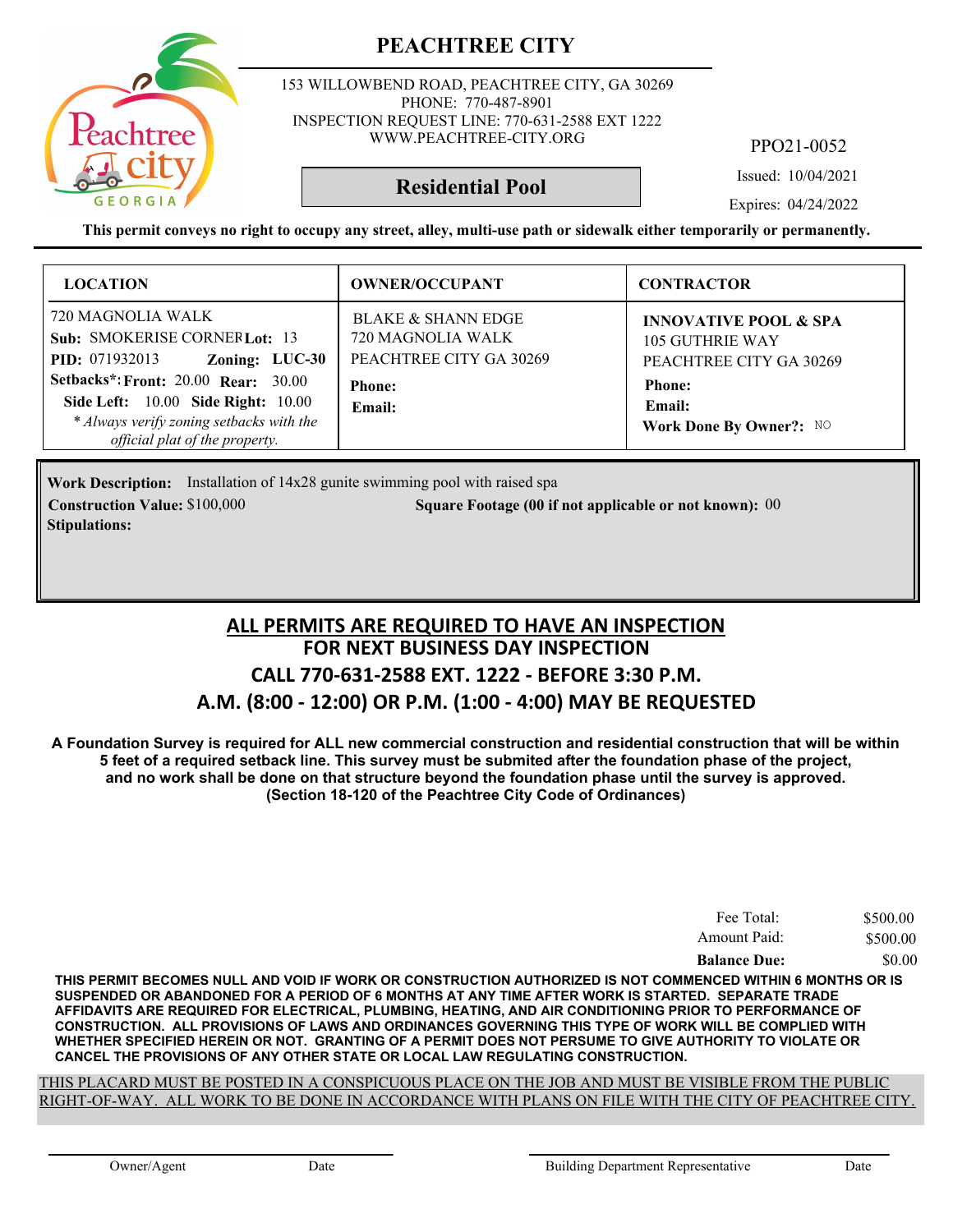# PEACHTREE CITY

153 WILLOWBEND ROAD, PEACHTREE CITY, GA 30269
PHONE: 770-487-8901
INSPECTION REQUEST LINE: 770-631-2588 EXT 1222
WWW.PEACHTREE-CITY.ORG

PPO21-0052

## Residential Pool

Issued: 10/04/2021

Expires: 04/24/2022

**This permit conveys no right to occupy any street, alley, multi-use path or sidewalk either temporarily or permanently.**

| LOCATION | OWNER/OCCUPANT | CONTRACTOR |
|---|---|---|
| 720 MAGNOLIA WALK<br>**Sub:** SMOKERISE CORNER **Lot:** 13<br>**PID:** 071932013 **Zoning:** LUC-30<br>**Setbacks*:** **Front:** 20.00 **Rear:** 30.00<br>**Side Left:** 10.00 **Side Right:** 10.00<br>*\* Always verify zoning setbacks with the official plat of the property.* | BLAKE & SHANN EDGE<br>720 MAGNOLIA WALK<br>PEACHTREE CITY GA 30269<br>**Phone:**<br>**Email:** | **INNOVATIVE POOL & SPA**<br>105 GUTHRIE WAY<br>PEACHTREE CITY GA 30269<br>**Phone:**<br>**Email:**<br>**Work Done By Owner?:** NO |

**Work Description:** Installation of 14x28 gunite swimming pool with raised spa

**Construction Value:** $100,000

**Square Footage (00 if not applicable or not known):** 00

**Stipulations:**

## ALL PERMITS ARE REQUIRED TO HAVE AN INSPECTION
## FOR NEXT BUSINESS DAY INSPECTION
## CALL 770-631-2588 EXT. 1222 - BEFORE 3:30 P.M.
## A.M. (8:00 - 12:00) OR P.M. (1:00 - 4:00) MAY BE REQUESTED

**A Foundation Survey is required for ALL new commercial construction and residential construction that will be within 5 feet of a required setback line. This survey must be submited after the foundation phase of the project, and no work shall be done on that structure beyond the foundation phase until the survey is approved. (Section 18-120 of the Peachtree City Code of Ordinances)**

| | |
|---|---|
| Fee Total: | $500.00 |
| Amount Paid: | $500.00 |
| **Balance Due:** | $0.00 |

**THIS PERMIT BECOMES NULL AND VOID IF WORK OR CONSTRUCTION AUTHORIZED IS NOT COMMENCED WITHIN 6 MONTHS OR IS SUSPENDED OR ABANDONED FOR A PERIOD OF 6 MONTHS AT ANY TIME AFTER WORK IS STARTED. SEPARATE TRADE AFFIDAVITS ARE REQUIRED FOR ELECTRICAL, PLUMBING, HEATING, AND AIR CONDITIONING PRIOR TO PERFORMANCE OF CONSTRUCTION. ALL PROVISIONS OF LAWS AND ORDINANCES GOVERNING THIS TYPE OF WORK WILL BE COMPLIED WITH WHETHER SPECIFIED HEREIN OR NOT. GRANTING OF A PERMIT DOES NOT PERSUME TO GIVE AUTHORITY TO VIOLATE OR CANCEL THE PROVISIONS OF ANY OTHER STATE OR LOCAL LAW REGULATING CONSTRUCTION.**

THIS PLACARD MUST BE POSTED IN A CONSPICUOUS PLACE ON THE JOB AND MUST BE VISIBLE FROM THE PUBLIC RIGHT-OF-WAY. ALL WORK TO BE DONE IN ACCORDANCE WITH PLANS ON FILE WITH THE CITY OF PEACHTREE CITY.

Owner/Agent &nbsp;&nbsp;&nbsp; Date &nbsp;&nbsp;&nbsp; Building Department Representative &nbsp;&nbsp;&nbsp; Date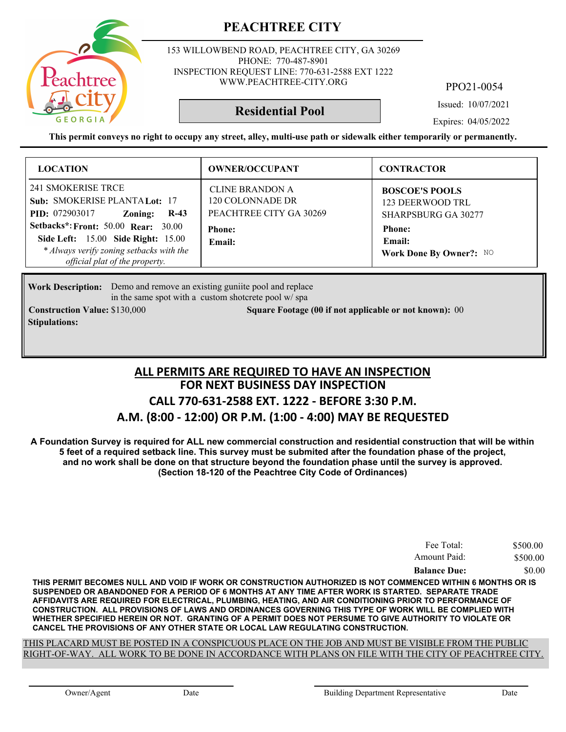# PEACHTREE CITY

153 WILLOWBEND ROAD, PEACHTREE CITY, GA 30269
PHONE: 770-487-8901
INSPECTION REQUEST LINE: 770-631-2588 EXT 1222
WWW.PEACHTREE-CITY.ORG

PPO21-0054

## Residential Pool

Issued: 10/07/2021

Expires: 04/05/2022

**This permit conveys no right to occupy any street, alley, multi-use path or sidewalk either temporarily or permanently.**

| LOCATION | OWNER/OCCUPANT | CONTRACTOR |
|---|---|---|
| 241 SMOKERISE TRCE<br>**Sub:** SMOKERISE PLANTA **Lot:** 17<br>**PID:** 072903017 **Zoning:** **R-43**<br>**Setbacks*: Front:** 50.00 **Rear:** 30.00<br>**Side Left:** 15.00 **Side Right:** 15.00<br>*\* Always verify zoning setbacks with the official plat of the property.* | CLINE BRANDON A<br>120 COLONNADE DR<br>PEACHTREE CITY GA 30269<br>**Phone:**<br>**Email:** | **BOSCOE'S POOLS**<br>123 DEERWOOD TRL<br>SHARPSBURG GA 30277<br>**Phone:**<br>**Email:**<br>**Work Done By Owner?:** NO |

**Work Description:** Demo and remove an existing guniite pool and replace in the same spot with a custom shotcrete pool w/ spa

**Construction Value:** $130,000

**Square Footage (00 if not applicable or not known):** 00

**Stipulations:**

## ALL PERMITS ARE REQUIRED TO HAVE AN INSPECTION
## FOR NEXT BUSINESS DAY INSPECTION
## CALL 770-631-2588 EXT. 1222 - BEFORE 3:30 P.M.
## A.M. (8:00 - 12:00) OR P.M. (1:00 - 4:00) MAY BE REQUESTED

**A Foundation Survey is required for ALL new commercial construction and residential construction that will be within 5 feet of a required setback line. This survey must be submited after the foundation phase of the project, and no work shall be done on that structure beyond the foundation phase until the survey is approved. (Section 18-120 of the Peachtree City Code of Ordinances)**

| | |
|---|---|
| Fee Total: | $500.00 |
| Amount Paid: | $500.00 |
| **Balance Due:** | $0.00 |

**THIS PERMIT BECOMES NULL AND VOID IF WORK OR CONSTRUCTION AUTHORIZED IS NOT COMMENCED WITHIN 6 MONTHS OR IS SUSPENDED OR ABANDONED FOR A PERIOD OF 6 MONTHS AT ANY TIME AFTER WORK IS STARTED. SEPARATE TRADE AFFIDAVITS ARE REQUIRED FOR ELECTRICAL, PLUMBING, HEATING, AND AIR CONDITIONING PRIOR TO PERFORMANCE OF CONSTRUCTION. ALL PROVISIONS OF LAWS AND ORDINANCES GOVERNING THIS TYPE OF WORK WILL BE COMPLIED WITH WHETHER SPECIFIED HEREIN OR NOT. GRANTING OF A PERMIT DOES NOT PERSUME TO GIVE AUTHORITY TO VIOLATE OR CANCEL THE PROVISIONS OF ANY OTHER STATE OR LOCAL LAW REGULATING CONSTRUCTION.**

THIS PLACARD MUST BE POSTED IN A CONSPICUOUS PLACE ON THE JOB AND MUST BE VISIBLE FROM THE PUBLIC RIGHT-OF-WAY. ALL WORK TO BE DONE IN ACCORDANCE WITH PLANS ON FILE WITH THE CITY OF PEACHTREE CITY.

Owner/Agent　　Date　　Building Department Representative　　Date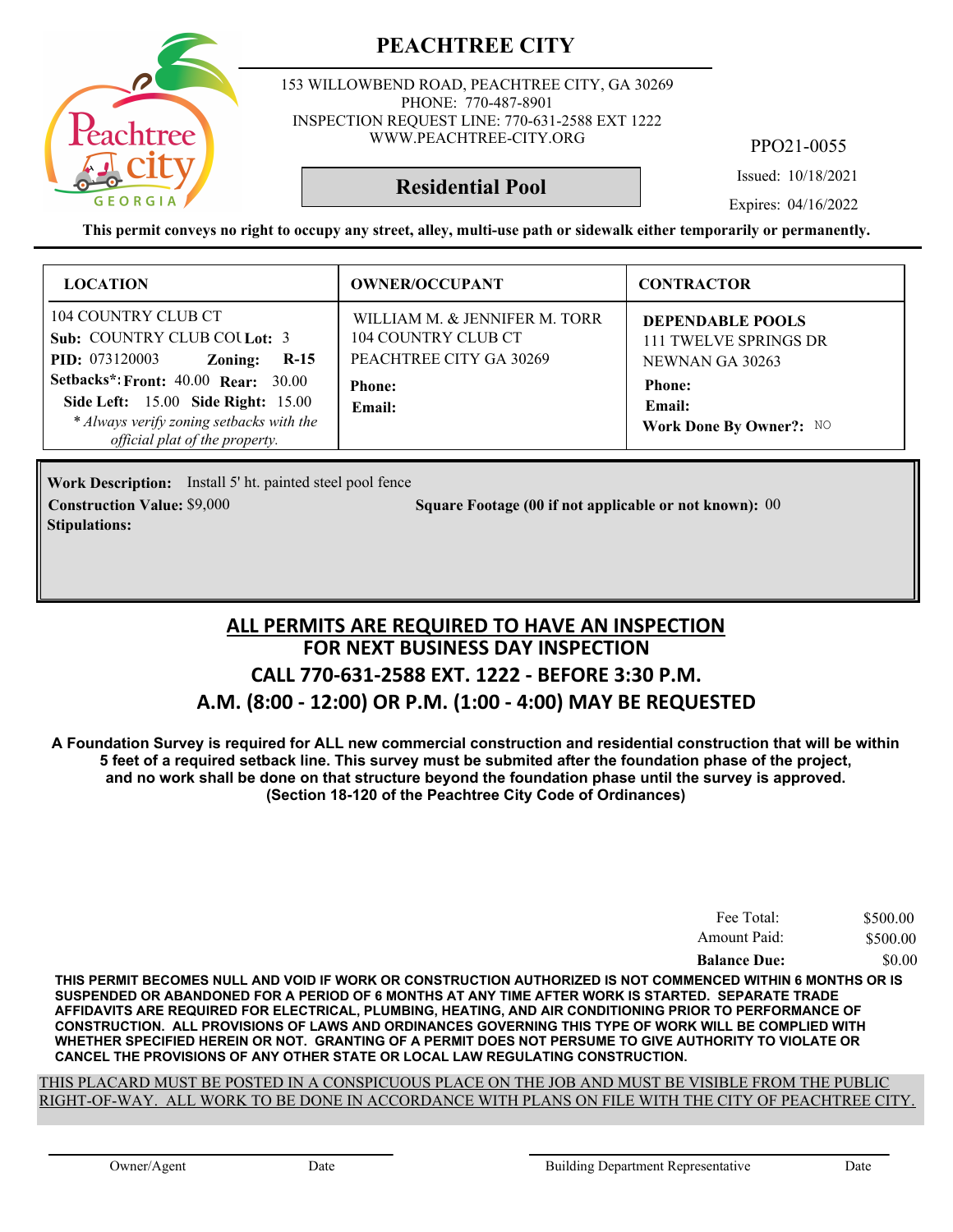# PEACHTREE CITY

153 WILLOWBEND ROAD, PEACHTREE CITY, GA 30269
PHONE: 770-487-8901
INSPECTION REQUEST LINE: 770-631-2588 EXT 1222
WWW.PEACHTREE-CITY.ORG

PPO21-0055

## Residential Pool

Issued: 10/18/2021

Expires: 04/16/2022

**This permit conveys no right to occupy any street, alley, multi-use path or sidewalk either temporarily or permanently.**

| LOCATION | OWNER/OCCUPANT | CONTRACTOR |
|---|---|---|
| 104 COUNTRY CLUB CT<br>**Sub:** COUNTRY CLUB COU **Lot:** 3<br>**PID:** 073120003 **Zoning:** **R-15**<br>**Setbacks*: Front:** 40.00 **Rear:** 30.00<br>**Side Left:** 15.00 **Side Right:** 15.00<br>*\* Always verify zoning setbacks with the official plat of the property.* | WILLIAM M. & JENNIFER M. TORR<br>104 COUNTRY CLUB CT<br>PEACHTREE CITY GA 30269<br>**Phone:**<br>**Email:** | **DEPENDABLE POOLS**<br>111 TWELVE SPRINGS DR<br>NEWNAN GA 30263<br>**Phone:**<br>**Email:**<br>**Work Done By Owner?:** NO |

**Work Description:** Install 5' ht. painted steel pool fence

**Construction Value:** $9,000

**Square Footage (00 if not applicable or not known):** 00

**Stipulations:**

## ALL PERMITS ARE REQUIRED TO HAVE AN INSPECTION
## FOR NEXT BUSINESS DAY INSPECTION
## CALL 770-631-2588 EXT. 1222 - BEFORE 3:30 P.M.
## A.M. (8:00 - 12:00) OR P.M. (1:00 - 4:00) MAY BE REQUESTED

**A Foundation Survey is required for ALL new commercial construction and residential construction that will be within 5 feet of a required setback line. This survey must be submited after the foundation phase of the project, and no work shall be done on that structure beyond the foundation phase until the survey is approved. (Section 18-120 of the Peachtree City Code of Ordinances)**

| | |
|---|---|
| Fee Total: | $500.00 |
| Amount Paid: | $500.00 |
| **Balance Due:** | $0.00 |

**THIS PERMIT BECOMES NULL AND VOID IF WORK OR CONSTRUCTION AUTHORIZED IS NOT COMMENCED WITHIN 6 MONTHS OR IS SUSPENDED OR ABANDONED FOR A PERIOD OF 6 MONTHS AT ANY TIME AFTER WORK IS STARTED. SEPARATE TRADE AFFIDAVITS ARE REQUIRED FOR ELECTRICAL, PLUMBING, HEATING, AND AIR CONDITIONING PRIOR TO PERFORMANCE OF CONSTRUCTION. ALL PROVISIONS OF LAWS AND ORDINANCES GOVERNING THIS TYPE OF WORK WILL BE COMPLIED WITH WHETHER SPECIFIED HEREIN OR NOT. GRANTING OF A PERMIT DOES NOT PERSUME TO GIVE AUTHORITY TO VIOLATE OR CANCEL THE PROVISIONS OF ANY OTHER STATE OR LOCAL LAW REGULATING CONSTRUCTION.**

THIS PLACARD MUST BE POSTED IN A CONSPICUOUS PLACE ON THE JOB AND MUST BE VISIBLE FROM THE PUBLIC RIGHT-OF-WAY. ALL WORK TO BE DONE IN ACCORDANCE WITH PLANS ON FILE WITH THE CITY OF PEACHTREE CITY.

Owner/Agent Date Building Department Representative Date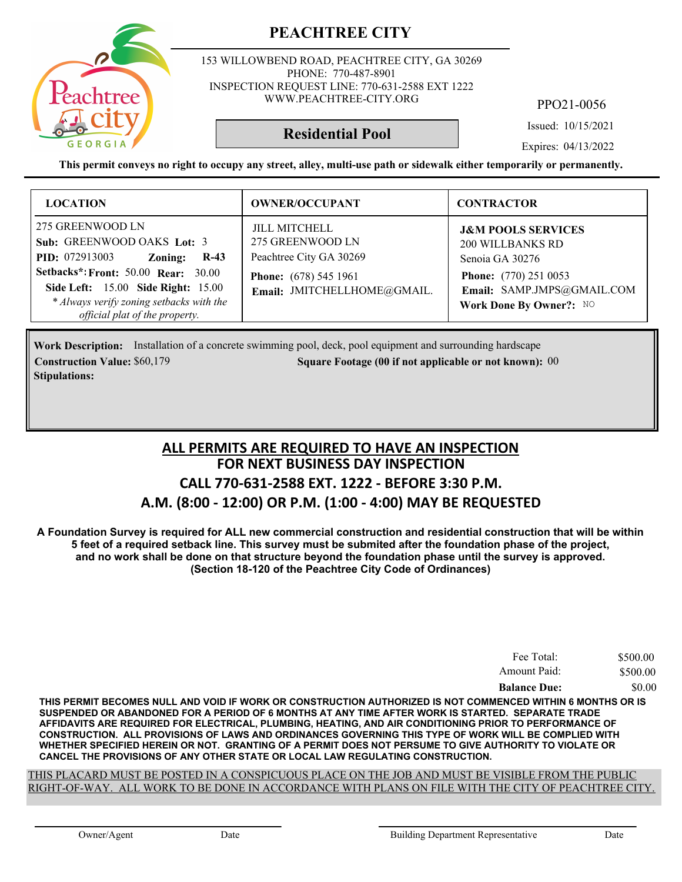# PEACHTREE CITY

153 WILLOWBEND ROAD, PEACHTREE CITY, GA 30269
PHONE: 770-487-8901
INSPECTION REQUEST LINE: 770-631-2588 EXT 1222
WWW.PEACHTREE-CITY.ORG

PPO21-0056

## Residential Pool

Issued: 10/15/2021
Expires: 04/13/2022

**This permit conveys no right to occupy any street, alley, multi-use path or sidewalk either temporarily or permanently.**

| LOCATION | OWNER/OCCUPANT | CONTRACTOR |
|---|---|---|
| 275 GREENWOOD LN<br>**Sub:** GREENWOOD OAKS **Lot:** 3<br>**PID:** 072913003 **Zoning:** **R-43**<br>**Setbacks\*: Front:** 50.00 **Rear:** 30.00<br>**Side Left:** 15.00 **Side Right:** 15.00<br>*\* Always verify zoning setbacks with the official plat of the property.* | JILL MITCHELL<br>275 GREENWOOD LN<br>Peachtree City GA 30269<br>**Phone:** (678) 545 1961<br>**Email:** JMITCHELLHOME@GMAIL. | **J&M POOLS SERVICES**<br>200 WILLBANKS RD<br>Senoia GA 30276<br>**Phone:** (770) 251 0053<br>**Email:** SAMP.JMPS@GMAIL.COM<br>**Work Done By Owner?:** NO |

**Work Description:** Installation of a concrete swimming pool, deck, pool equipment and surrounding hardscape
**Construction Value:** $60,179 **Square Footage (00 if not applicable or not known):** 00
**Stipulations:**

## ALL PERMITS ARE REQUIRED TO HAVE AN INSPECTION
## FOR NEXT BUSINESS DAY INSPECTION
## CALL 770-631-2588 EXT. 1222 - BEFORE 3:30 P.M.
## A.M. (8:00 - 12:00) OR P.M. (1:00 - 4:00) MAY BE REQUESTED

**A Foundation Survey is required for ALL new commercial construction and residential construction that will be within 5 feet of a required setback line. This survey must be submited after the foundation phase of the project, and no work shall be done on that structure beyond the foundation phase until the survey is approved. (Section 18-120 of the Peachtree City Code of Ordinances)**

| | |
|---|---|
| Fee Total: | $500.00 |
| Amount Paid: | $500.00 |
| **Balance Due:** | $0.00 |

**THIS PERMIT BECOMES NULL AND VOID IF WORK OR CONSTRUCTION AUTHORIZED IS NOT COMMENCED WITHIN 6 MONTHS OR IS SUSPENDED OR ABANDONED FOR A PERIOD OF 6 MONTHS AT ANY TIME AFTER WORK IS STARTED. SEPARATE TRADE AFFIDAVITS ARE REQUIRED FOR ELECTRICAL, PLUMBING, HEATING, AND AIR CONDITIONING PRIOR TO PERFORMANCE OF CONSTRUCTION. ALL PROVISIONS OF LAWS AND ORDINANCES GOVERNING THIS TYPE OF WORK WILL BE COMPLIED WITH WHETHER SPECIFIED HEREIN OR NOT. GRANTING OF A PERMIT DOES NOT PERSUME TO GIVE AUTHORITY TO VIOLATE OR CANCEL THE PROVISIONS OF ANY OTHER STATE OR LOCAL LAW REGULATING CONSTRUCTION.**

THIS PLACARD MUST BE POSTED IN A CONSPICUOUS PLACE ON THE JOB AND MUST BE VISIBLE FROM THE PUBLIC RIGHT-OF-WAY. ALL WORK TO BE DONE IN ACCORDANCE WITH PLANS ON FILE WITH THE CITY OF PEACHTREE CITY.

Owner/Agent Date Building Department Representative Date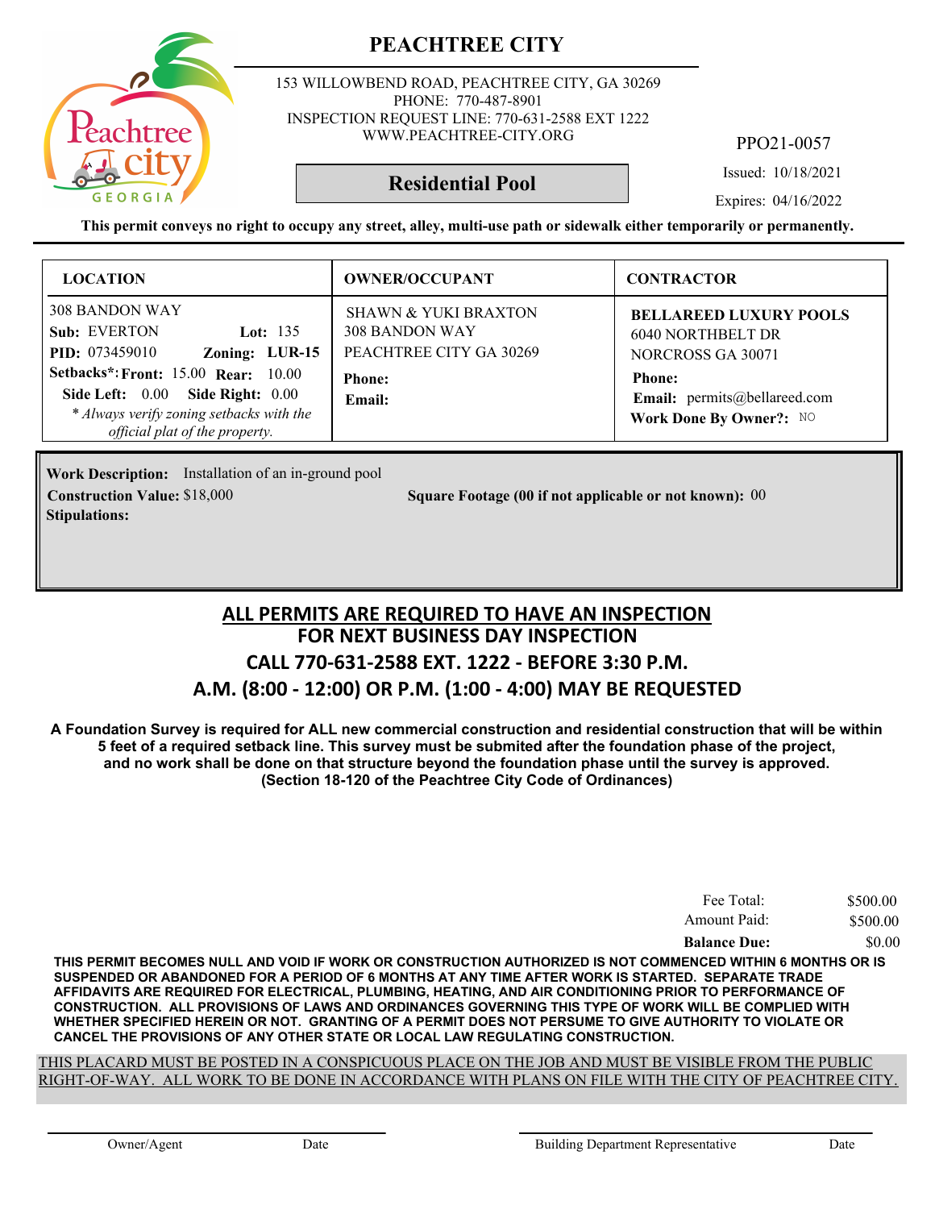# PEACHTREE CITY

153 WILLOWBEND ROAD, PEACHTREE CITY, GA 30269
PHONE: 770-487-8901
INSPECTION REQUEST LINE: 770-631-2588 EXT 1222
WWW.PEACHTREE-CITY.ORG

PPO21-0057

## Residential Pool

Issued: 10/18/2021
Expires: 04/16/2022

**This permit conveys no right to occupy any street, alley, multi-use path or sidewalk either temporarily or permanently.**

| LOCATION | OWNER/OCCUPANT | CONTRACTOR |
|---|---|---|
| 308 BANDON WAY<br>**Sub:** EVERTON **Lot:** 135<br>**PID:** 073459010 **Zoning:** **LUR-15**<br>**Setbacks*:** **Front:** 15.00 **Rear:** 10.00<br>**Side Left:** 0.00 **Side Right:** 0.00<br>*\* Always verify zoning setbacks with the official plat of the property.* | SHAWN & YUKI BRAXTON<br>308 BANDON WAY<br>PEACHTREE CITY GA 30269<br>**Phone:**<br>**Email:** | **BELLAREED LUXURY POOLS**<br>6040 NORTHBELT DR<br>NORCROSS GA 30071<br>**Phone:**<br>**Email:** permits@bellareed.com<br>**Work Done By Owner?:** NO |

**Work Description:** Installation of an in-ground pool
**Construction Value:** $18,000 **Square Footage (00 if not applicable or not known):** 00
**Stipulations:**

## ALL PERMITS ARE REQUIRED TO HAVE AN INSPECTION
## FOR NEXT BUSINESS DAY INSPECTION
## CALL 770-631-2588 EXT. 1222 - BEFORE 3:30 P.M.
## A.M. (8:00 - 12:00) OR P.M. (1:00 - 4:00) MAY BE REQUESTED

**A Foundation Survey is required for ALL new commercial construction and residential construction that will be within 5 feet of a required setback line. This survey must be submited after the foundation phase of the project, and no work shall be done on that structure beyond the foundation phase until the survey is approved. (Section 18-120 of the Peachtree City Code of Ordinances)**

| | |
|---|---|
| Fee Total: | $500.00 |
| Amount Paid: | $500.00 |
| **Balance Due:** | $0.00 |

**THIS PERMIT BECOMES NULL AND VOID IF WORK OR CONSTRUCTION AUTHORIZED IS NOT COMMENCED WITHIN 6 MONTHS OR IS SUSPENDED OR ABANDONED FOR A PERIOD OF 6 MONTHS AT ANY TIME AFTER WORK IS STARTED. SEPARATE TRADE AFFIDAVITS ARE REQUIRED FOR ELECTRICAL, PLUMBING, HEATING, AND AIR CONDITIONING PRIOR TO PERFORMANCE OF CONSTRUCTION. ALL PROVISIONS OF LAWS AND ORDINANCES GOVERNING THIS TYPE OF WORK WILL BE COMPLIED WITH WHETHER SPECIFIED HEREIN OR NOT. GRANTING OF A PERMIT DOES NOT PERSUME TO GIVE AUTHORITY TO VIOLATE OR CANCEL THE PROVISIONS OF ANY OTHER STATE OR LOCAL LAW REGULATING CONSTRUCTION.**

THIS PLACARD MUST BE POSTED IN A CONSPICUOUS PLACE ON THE JOB AND MUST BE VISIBLE FROM THE PUBLIC RIGHT-OF-WAY. ALL WORK TO BE DONE IN ACCORDANCE WITH PLANS ON FILE WITH THE CITY OF PEACHTREE CITY.

Owner/Agent Date Building Department Representative Date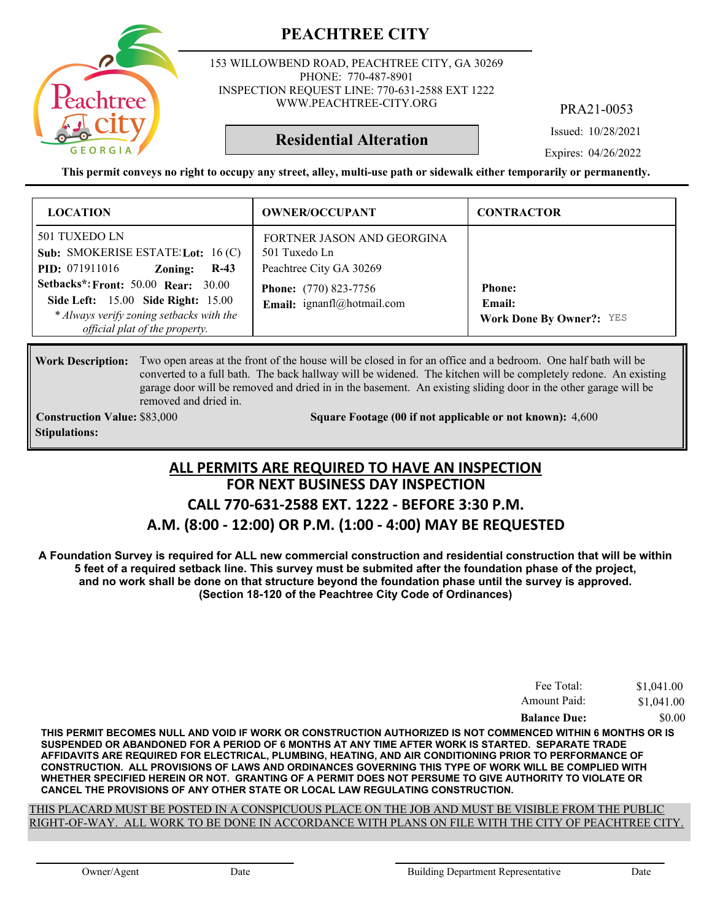# PEACHTREE CITY

153 WILLOWBEND ROAD, PEACHTREE CITY, GA 30269
PHONE: 770-487-8901
INSPECTION REQUEST LINE: 770-631-2588 EXT 1222
WWW.PEACHTREE-CITY.ORG

PRA21-0053

**Residential Alteration**

Issued: 10/28/2021

Expires: 04/26/2022

**This permit conveys no right to occupy any street, alley, multi-use path or sidewalk either temporarily or permanently.**

| LOCATION | OWNER/OCCUPANT | CONTRACTOR |
|---|---|---|
| 501 TUXEDO LN<br>**Sub:** SMOKERISE ESTATE! **Lot:** 16 (C)<br>**PID:** 071911016 **Zoning:** **R-43**<br>**Setbacks*: Front:** 50.00 **Rear:** 30.00<br>**Side Left:** 15.00 **Side Right:** 15.00<br>*\* Always verify zoning setbacks with the official plat of the property.* | FORTNER JASON AND GEORGINA<br>501 Tuxedo Ln<br>Peachtree City GA 30269<br>**Phone:** (770) 823-7756<br>**Email:** ignanfl@hotmail.com | **Phone:**<br>**Email:**<br>**Work Done By Owner?:** YES |

**Work Description:** Two open areas at the front of the house will be closed in for an office and a bedroom. One half bath will be converted to a full bath. The back hallway will be widened. The kitchen will be completely redone. An existing garage door will be removed and dried in in the basement. An existing sliding door in the other garage will be removed and dried in.

**Construction Value:** $83,000

**Square Footage (00 if not applicable or not known):** 4,600

**Stipulations:**

## ALL PERMITS ARE REQUIRED TO HAVE AN INSPECTION
## FOR NEXT BUSINESS DAY INSPECTION
## CALL 770-631-2588 EXT. 1222 - BEFORE 3:30 P.M.
## A.M. (8:00 - 12:00) OR P.M. (1:00 - 4:00) MAY BE REQUESTED

**A Foundation Survey is required for ALL new commercial construction and residential construction that will be within 5 feet of a required setback line. This survey must be submited after the foundation phase of the project, and no work shall be done on that structure beyond the foundation phase until the survey is approved. (Section 18-120 of the Peachtree City Code of Ordinances)**

| | |
|---|---|
| Fee Total: | $1,041.00 |
| Amount Paid: | $1,041.00 |
| **Balance Due:** | $0.00 |

**THIS PERMIT BECOMES NULL AND VOID IF WORK OR CONSTRUCTION AUTHORIZED IS NOT COMMENCED WITHIN 6 MONTHS OR IS SUSPENDED OR ABANDONED FOR A PERIOD OF 6 MONTHS AT ANY TIME AFTER WORK IS STARTED. SEPARATE TRADE AFFIDAVITS ARE REQUIRED FOR ELECTRICAL, PLUMBING, HEATING, AND AIR CONDITIONING PRIOR TO PERFORMANCE OF CONSTRUCTION. ALL PROVISIONS OF LAWS AND ORDINANCES GOVERNING THIS TYPE OF WORK WILL BE COMPLIED WITH WHETHER SPECIFIED HEREIN OR NOT. GRANTING OF A PERMIT DOES NOT PERSUME TO GIVE AUTHORITY TO VIOLATE OR CANCEL THE PROVISIONS OF ANY OTHER STATE OR LOCAL LAW REGULATING CONSTRUCTION.**

THIS PLACARD MUST BE POSTED IN A CONSPICUOUS PLACE ON THE JOB AND MUST BE VISIBLE FROM THE PUBLIC RIGHT-OF-WAY. ALL WORK TO BE DONE IN ACCORDANCE WITH PLANS ON FILE WITH THE CITY OF PEACHTREE CITY.

Owner/Agent &nbsp;&nbsp;&nbsp; Date &nbsp;&nbsp;&nbsp; Building Department Representative &nbsp;&nbsp;&nbsp; Date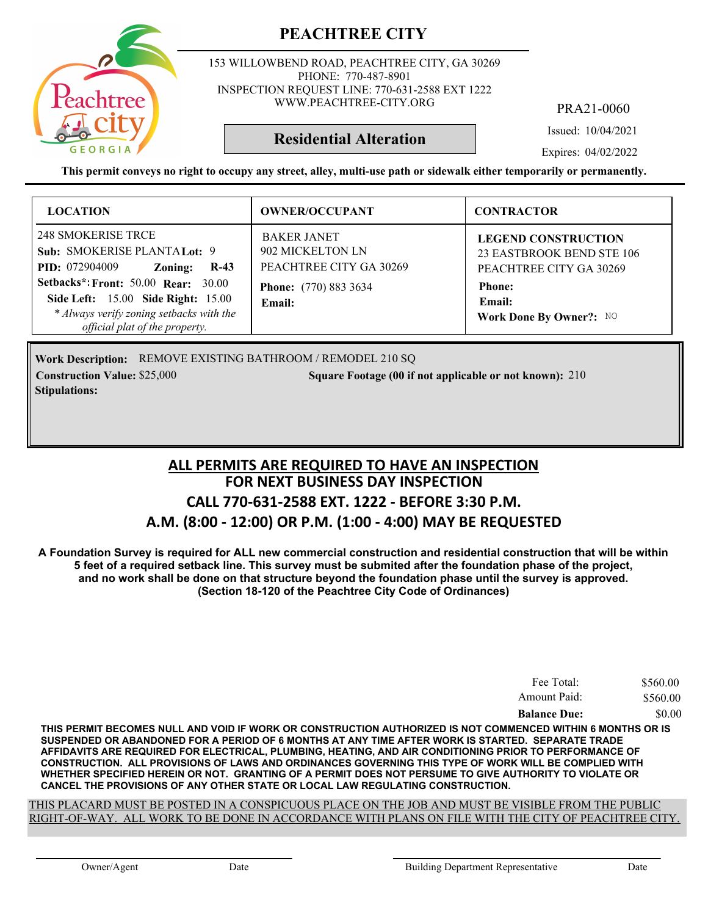# PEACHTREE CITY

153 WILLOWBEND ROAD, PEACHTREE CITY, GA 30269
PHONE: 770-487-8901
INSPECTION REQUEST LINE: 770-631-2588 EXT 1222
WWW.PEACHTREE-CITY.ORG

PRA21-0060

**Residential Alteration**

Issued: 10/04/2021

Expires: 04/02/2022

**This permit conveys no right to occupy any street, alley, multi-use path or sidewalk either temporarily or permanently.**

| LOCATION | OWNER/OCCUPANT | CONTRACTOR |
|---|---|---|
| 248 SMOKERISE TRCE<br>**Sub:** SMOKERISE PLANTA **Lot:** 9<br>**PID:** 072904009 **Zoning:** **R-43**<br>**Setbacks*: Front:** 50.00 **Rear:** 30.00<br>**Side Left:** 15.00 **Side Right:** 15.00<br>*\* Always verify zoning setbacks with the official plat of the property.* | BAKER JANET<br>902 MICKELTON LN<br>PEACHTREE CITY GA 30269<br>**Phone:** (770) 883 3634<br>**Email:** | **LEGEND CONSTRUCTION**<br>23 EASTBROOK BEND STE 106<br>PEACHTREE CITY GA 30269<br>**Phone:**<br>**Email:**<br>**Work Done By Owner?:** NO |

**Work Description:** REMOVE EXISTING BATHROOM / REMODEL 210 SQ

**Construction Value:** $25,000 **Square Footage (00 if not applicable or not known):** 210

**Stipulations:**

## ALL PERMITS ARE REQUIRED TO HAVE AN INSPECTION
## FOR NEXT BUSINESS DAY INSPECTION
## CALL 770-631-2588 EXT. 1222 - BEFORE 3:30 P.M.
## A.M. (8:00 - 12:00) OR P.M. (1:00 - 4:00) MAY BE REQUESTED

**A Foundation Survey is required for ALL new commercial construction and residential construction that will be within 5 feet of a required setback line. This survey must be submited after the foundation phase of the project, and no work shall be done on that structure beyond the foundation phase until the survey is approved. (Section 18-120 of the Peachtree City Code of Ordinances)**

| | |
|---|---|
| Fee Total: | $560.00 |
| Amount Paid: | $560.00 |
| **Balance Due:** | $0.00 |

**THIS PERMIT BECOMES NULL AND VOID IF WORK OR CONSTRUCTION AUTHORIZED IS NOT COMMENCED WITHIN 6 MONTHS OR IS SUSPENDED OR ABANDONED FOR A PERIOD OF 6 MONTHS AT ANY TIME AFTER WORK IS STARTED. SEPARATE TRADE AFFIDAVITS ARE REQUIRED FOR ELECTRICAL, PLUMBING, HEATING, AND AIR CONDITIONING PRIOR TO PERFORMANCE OF CONSTRUCTION. ALL PROVISIONS OF LAWS AND ORDINANCES GOVERNING THIS TYPE OF WORK WILL BE COMPLIED WITH WHETHER SPECIFIED HEREIN OR NOT. GRANTING OF A PERMIT DOES NOT PERSUME TO GIVE AUTHORITY TO VIOLATE OR CANCEL THE PROVISIONS OF ANY OTHER STATE OR LOCAL LAW REGULATING CONSTRUCTION.**

THIS PLACARD MUST BE POSTED IN A CONSPICUOUS PLACE ON THE JOB AND MUST BE VISIBLE FROM THE PUBLIC RIGHT-OF-WAY. ALL WORK TO BE DONE IN ACCORDANCE WITH PLANS ON FILE WITH THE CITY OF PEACHTREE CITY.

Owner/Agent Date Building Department Representative Date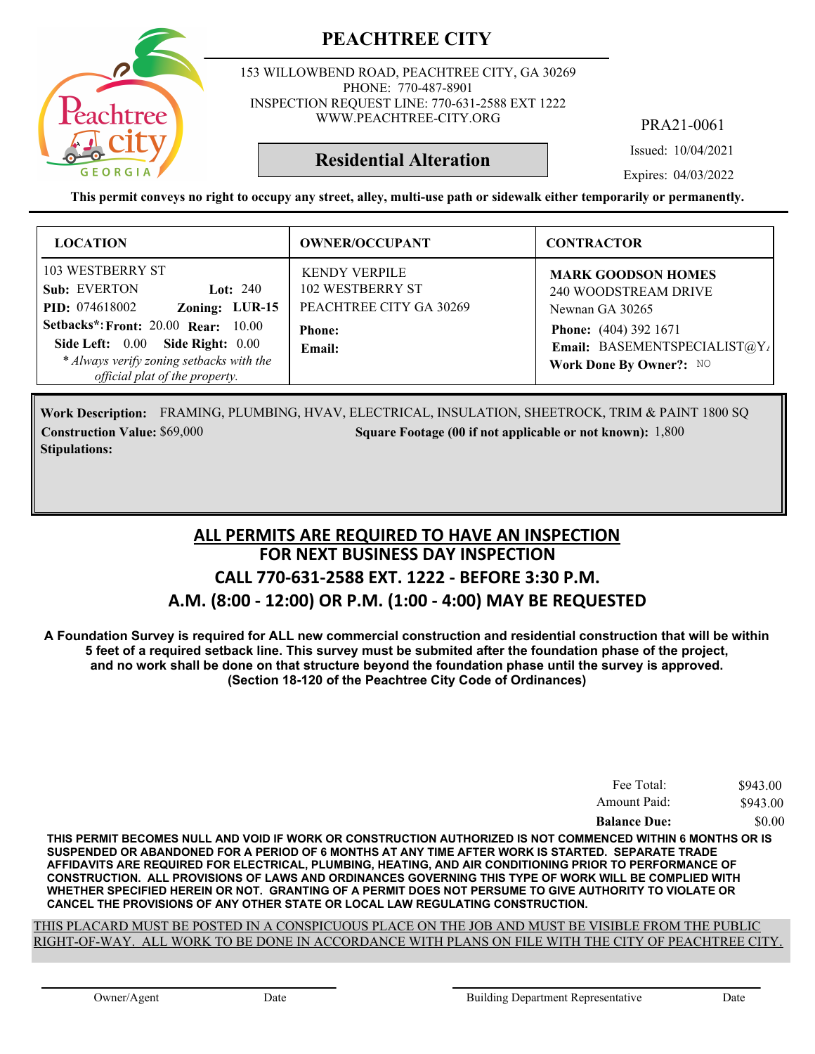# PEACHTREE CITY

153 WILLOWBEND ROAD, PEACHTREE CITY, GA 30269
PHONE: 770-487-8901
INSPECTION REQUEST LINE: 770-631-2588 EXT 1222
WWW.PEACHTREE-CITY.ORG

PRA21-0061

## Residential Alteration

Issued: 10/04/2021
Expires: 04/03/2022

**This permit conveys no right to occupy any street, alley, multi-use path or sidewalk either temporarily or permanently.**

| LOCATION | OWNER/OCCUPANT | CONTRACTOR |
|---|---|---|
| 103 WESTBERRY ST<br>**Sub:** EVERTON **Lot:** 240<br>**PID:** 074618002 **Zoning:** **LUR-15**<br>**Setbacks*: Front:** 20.00 **Rear:** 10.00<br>**Side Left:** 0.00 **Side Right:** 0.00<br>*\* Always verify zoning setbacks with the official plat of the property.* | KENDY VERPILE<br>102 WESTBERRY ST<br>PEACHTREE CITY GA 30269<br>**Phone:**<br>**Email:** | **MARK GOODSON HOMES**<br>240 WOODSTREAM DRIVE<br>Newnan GA 30265<br>**Phone:** (404) 392 1671<br>**Email:** BASEMENTSPECIALIST@Y<br>**Work Done By Owner?:** NO |

**Work Description:** FRAMING, PLUMBING, HVAV, ELECTRICAL, INSULATION, SHEETROCK, TRIM & PAINT 1800 SQ
**Construction Value:** $69,000 **Square Footage (00 if not applicable or not known):** 1,800
**Stipulations:**

## ALL PERMITS ARE REQUIRED TO HAVE AN INSPECTION
## FOR NEXT BUSINESS DAY INSPECTION
## CALL 770-631-2588 EXT. 1222 - BEFORE 3:30 P.M.
## A.M. (8:00 - 12:00) OR P.M. (1:00 - 4:00) MAY BE REQUESTED

**A Foundation Survey is required for ALL new commercial construction and residential construction that will be within 5 feet of a required setback line. This survey must be submited after the foundation phase of the project, and no work shall be done on that structure beyond the foundation phase until the survey is approved. (Section 18-120 of the Peachtree City Code of Ordinances)**

| | |
|---|---|
| Fee Total: | $943.00 |
| Amount Paid: | $943.00 |
| **Balance Due:** | $0.00 |

**THIS PERMIT BECOMES NULL AND VOID IF WORK OR CONSTRUCTION AUTHORIZED IS NOT COMMENCED WITHIN 6 MONTHS OR IS SUSPENDED OR ABANDONED FOR A PERIOD OF 6 MONTHS AT ANY TIME AFTER WORK IS STARTED. SEPARATE TRADE AFFIDAVITS ARE REQUIRED FOR ELECTRICAL, PLUMBING, HEATING, AND AIR CONDITIONING PRIOR TO PERFORMANCE OF CONSTRUCTION. ALL PROVISIONS OF LAWS AND ORDINANCES GOVERNING THIS TYPE OF WORK WILL BE COMPLIED WITH WHETHER SPECIFIED HEREIN OR NOT. GRANTING OF A PERMIT DOES NOT PERSUME TO GIVE AUTHORITY TO VIOLATE OR CANCEL THE PROVISIONS OF ANY OTHER STATE OR LOCAL LAW REGULATING CONSTRUCTION.**

THIS PLACARD MUST BE POSTED IN A CONSPICUOUS PLACE ON THE JOB AND MUST BE VISIBLE FROM THE PUBLIC RIGHT-OF-WAY. ALL WORK TO BE DONE IN ACCORDANCE WITH PLANS ON FILE WITH THE CITY OF PEACHTREE CITY.

Owner/Agent Date Building Department Representative Date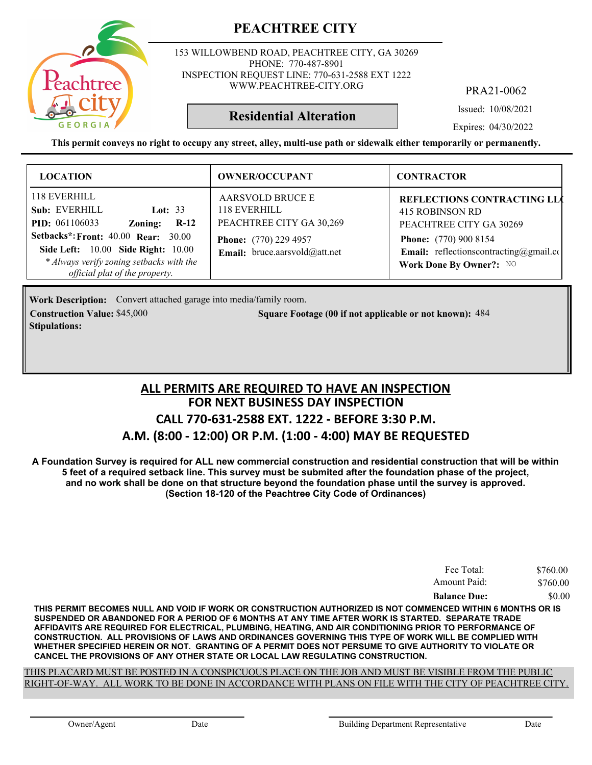# PEACHTREE CITY

153 WILLOWBEND ROAD, PEACHTREE CITY, GA 30269
PHONE: 770-487-8901
INSPECTION REQUEST LINE: 770-631-2588 EXT 1222
WWW.PEACHTREE-CITY.ORG

PRA21-0062

## Residential Alteration

Issued: 10/08/2021
Expires: 04/30/2022

**This permit conveys no right to occupy any street, alley, multi-use path or sidewalk either temporarily or permanently.**

| LOCATION | OWNER/OCCUPANT | CONTRACTOR |
|---|---|---|
| 118 EVERHILL<br>**Sub:** EVERHILL **Lot:** 33<br>**PID:** 061106033 **Zoning:** **R-12**<br>**Setbacks*:** **Front:** 40.00 **Rear:** 30.00<br>**Side Left:** 10.00 **Side Right:** 10.00<br>*\* Always verify zoning setbacks with the official plat of the property.* | AARSVOLD BRUCE E<br>118 EVERHILL<br>PEACHTREE CITY GA 30,269<br>**Phone:** (770) 229 4957<br>**Email:** bruce.aarsvold@att.net | **REFLECTIONS CONTRACTING LL**<br>415 ROBINSON RD<br>PEACHTREE CITY GA 30269<br>**Phone:** (770) 900 8154<br>**Email:** reflectionscontracting@gmail.co<br>**Work Done By Owner?:** NO |

**Work Description:** Convert attached garage into media/family room.
**Construction Value:** $45,000 **Square Footage (00 if not applicable or not known):** 484
**Stipulations:**

## ALL PERMITS ARE REQUIRED TO HAVE AN INSPECTION
## FOR NEXT BUSINESS DAY INSPECTION
## CALL 770-631-2588 EXT. 1222 - BEFORE 3:30 P.M.
## A.M. (8:00 - 12:00) OR P.M. (1:00 - 4:00) MAY BE REQUESTED

**A Foundation Survey is required for ALL new commercial construction and residential construction that will be within 5 feet of a required setback line. This survey must be submited after the foundation phase of the project, and no work shall be done on that structure beyond the foundation phase until the survey is approved. (Section 18-120 of the Peachtree City Code of Ordinances)**

| | |
|---|---|
| Fee Total: | $760.00 |
| Amount Paid: | $760.00 |
| **Balance Due:** | $0.00 |

**THIS PERMIT BECOMES NULL AND VOID IF WORK OR CONSTRUCTION AUTHORIZED IS NOT COMMENCED WITHIN 6 MONTHS OR IS SUSPENDED OR ABANDONED FOR A PERIOD OF 6 MONTHS AT ANY TIME AFTER WORK IS STARTED. SEPARATE TRADE AFFIDAVITS ARE REQUIRED FOR ELECTRICAL, PLUMBING, HEATING, AND AIR CONDITIONING PRIOR TO PERFORMANCE OF CONSTRUCTION. ALL PROVISIONS OF LAWS AND ORDINANCES GOVERNING THIS TYPE OF WORK WILL BE COMPLIED WITH WHETHER SPECIFIED HEREIN OR NOT. GRANTING OF A PERMIT DOES NOT PERSUME TO GIVE AUTHORITY TO VIOLATE OR CANCEL THE PROVISIONS OF ANY OTHER STATE OR LOCAL LAW REGULATING CONSTRUCTION.**

THIS PLACARD MUST BE POSTED IN A CONSPICUOUS PLACE ON THE JOB AND MUST BE VISIBLE FROM THE PUBLIC RIGHT-OF-WAY. ALL WORK TO BE DONE IN ACCORDANCE WITH PLANS ON FILE WITH THE CITY OF PEACHTREE CITY.

Owner/Agent Date Building Department Representative Date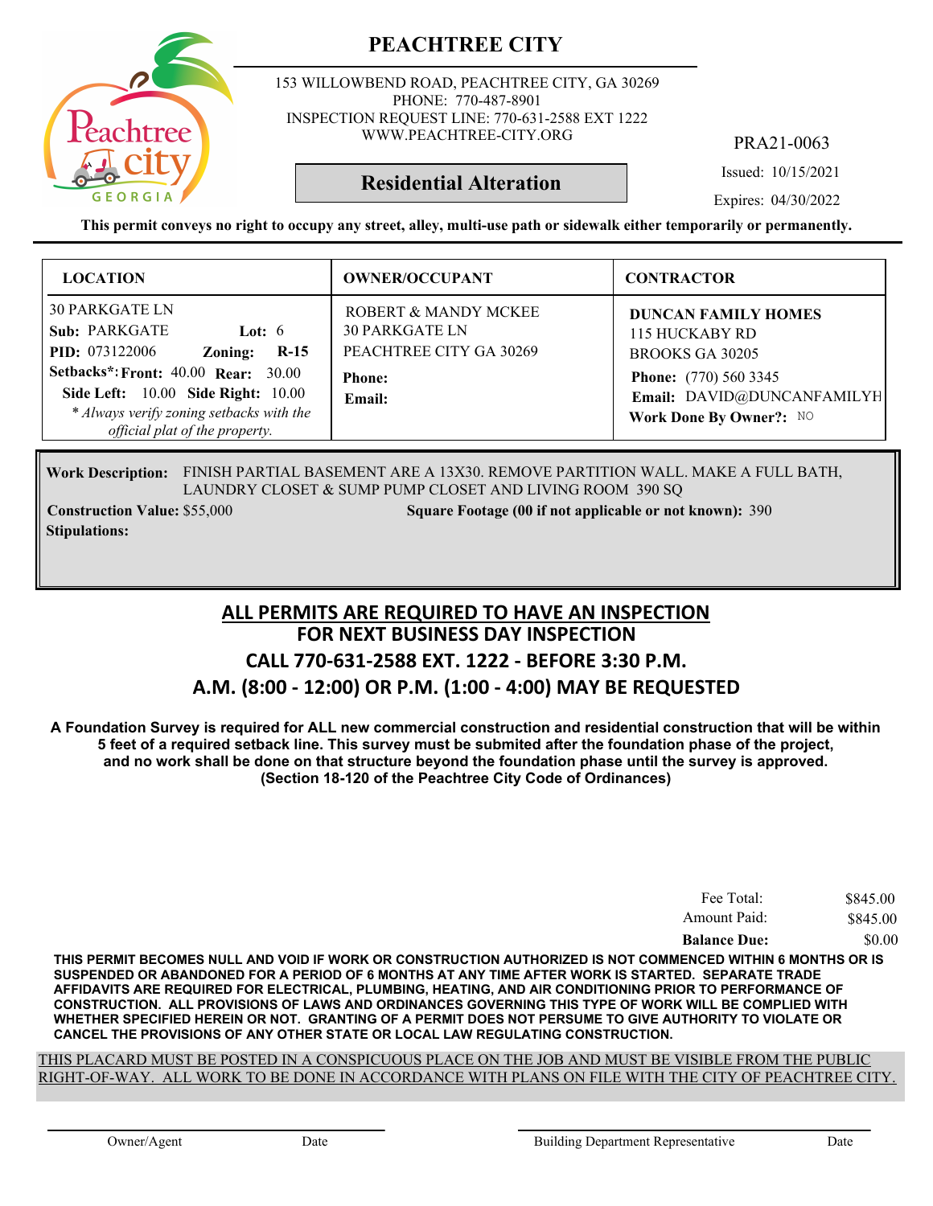# PEACHTREE CITY

153 WILLOWBEND ROAD, PEACHTREE CITY, GA 30269
PHONE: 770-487-8901
INSPECTION REQUEST LINE: 770-631-2588 EXT 1222
WWW.PEACHTREE-CITY.ORG

PRA21-0063

## Residential Alteration

Issued: 10/15/2021

Expires: 04/30/2022

**This permit conveys no right to occupy any street, alley, multi-use path or sidewalk either temporarily or permanently.**

| LOCATION | OWNER/OCCUPANT | CONTRACTOR |
|---|---|---|
| 30 PARKGATE LN<br>**Sub:** PARKGATE **Lot:** 6<br>**PID:** 073122006 **Zoning:** **R-15**<br>**Setbacks*: Front:** 40.00 **Rear:** 30.00<br>**Side Left:** 10.00 **Side Right:** 10.00<br>*\* Always verify zoning setbacks with the official plat of the property.* | ROBERT & MANDY MCKEE<br>30 PARKGATE LN<br>PEACHTREE CITY GA 30269<br>**Phone:**<br>**Email:** | **DUNCAN FAMILY HOMES**<br>115 HUCKABY RD<br>BROOKS GA 30205<br>**Phone:** (770) 560 3345<br>**Email:** DAVID@DUNCANFAMILYH<br>**Work Done By Owner?:** NO |

**Work Description:** FINISH PARTIAL BASEMENT ARE A 13X30. REMOVE PARTITION WALL. MAKE A FULL BATH, LAUNDRY CLOSET & SUMP PUMP CLOSET AND LIVING ROOM 390 SQ

**Construction Value:** $55,000 **Square Footage (00 if not applicable or not known):** 390

**Stipulations:**

## ALL PERMITS ARE REQUIRED TO HAVE AN INSPECTION
## FOR NEXT BUSINESS DAY INSPECTION
## CALL 770-631-2588 EXT. 1222 - BEFORE 3:30 P.M.
## A.M. (8:00 - 12:00) OR P.M. (1:00 - 4:00) MAY BE REQUESTED

**A Foundation Survey is required for ALL new commercial construction and residential construction that will be within 5 feet of a required setback line. This survey must be submited after the foundation phase of the project, and no work shall be done on that structure beyond the foundation phase until the survey is approved. (Section 18-120 of the Peachtree City Code of Ordinances)**

| | |
|---|---|
| Fee Total: | $845.00 |
| Amount Paid: | $845.00 |
| **Balance Due:** | $0.00 |

**THIS PERMIT BECOMES NULL AND VOID IF WORK OR CONSTRUCTION AUTHORIZED IS NOT COMMENCED WITHIN 6 MONTHS OR IS SUSPENDED OR ABANDONED FOR A PERIOD OF 6 MONTHS AT ANY TIME AFTER WORK IS STARTED. SEPARATE TRADE AFFIDAVITS ARE REQUIRED FOR ELECTRICAL, PLUMBING, HEATING, AND AIR CONDITIONING PRIOR TO PERFORMANCE OF CONSTRUCTION. ALL PROVISIONS OF LAWS AND ORDINANCES GOVERNING THIS TYPE OF WORK WILL BE COMPLIED WITH WHETHER SPECIFIED HEREIN OR NOT. GRANTING OF A PERMIT DOES NOT PERSUME TO GIVE AUTHORITY TO VIOLATE OR CANCEL THE PROVISIONS OF ANY OTHER STATE OR LOCAL LAW REGULATING CONSTRUCTION.**

THIS PLACARD MUST BE POSTED IN A CONSPICUOUS PLACE ON THE JOB AND MUST BE VISIBLE FROM THE PUBLIC RIGHT-OF-WAY. ALL WORK TO BE DONE IN ACCORDANCE WITH PLANS ON FILE WITH THE CITY OF PEACHTREE CITY.

Owner/Agent Date Building Department Representative Date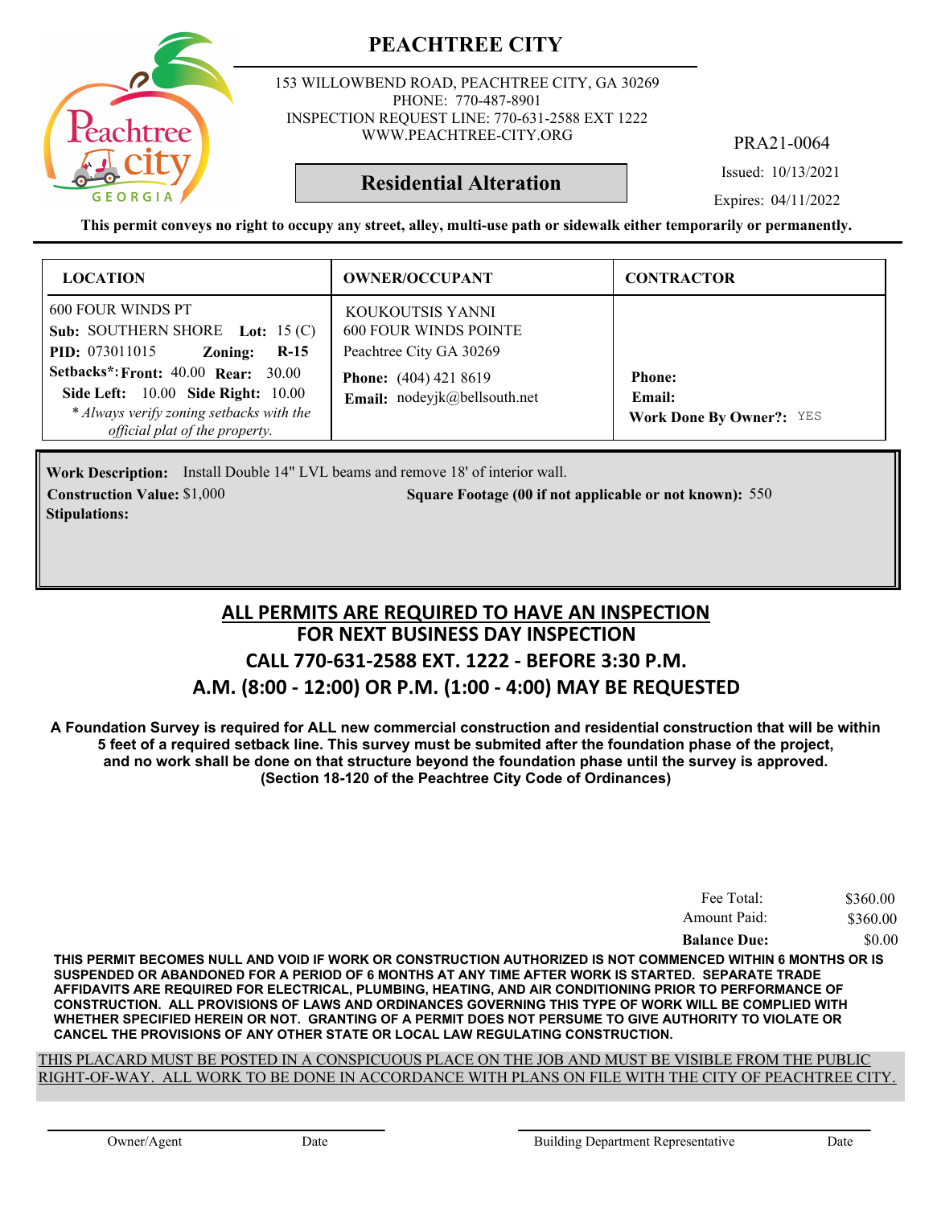# PEACHTREE CITY

153 WILLOWBEND ROAD, PEACHTREE CITY, GA 30269
PHONE: 770-487-8901
INSPECTION REQUEST LINE: 770-631-2588 EXT 1222
WWW.PEACHTREE-CITY.ORG

PRA21-0064

**Residential Alteration**

Issued: 10/13/2021

Expires: 04/11/2022

**This permit conveys no right to occupy any street, alley, multi-use path or sidewalk either temporarily or permanently.**

| LOCATION | OWNER/OCCUPANT | CONTRACTOR |
|---|---|---|
| 600 FOUR WINDS PT<br>**Sub:** SOUTHERN SHORE **Lot:** 15 (C)<br>**PID:** 073011015 **Zoning:** **R-15**<br>**Setbacks\*: Front:** 40.00 **Rear:** 30.00<br>**Side Left:** 10.00 **Side Right:** 10.00<br>*\* Always verify zoning setbacks with the official plat of the property.* | KOUKOUTSIS YANNI<br>600 FOUR WINDS POINTE<br>Peachtree City GA 30269<br>**Phone:** (404) 421 8619<br>**Email:** nodeyjk@bellsouth.net | **Phone:**<br>**Email:**<br>**Work Done By Owner?:** YES |

**Work Description:** Install Double 14" LVL beams and remove 18' of interior wall.

**Construction Value:** $1,000

**Square Footage (00 if not applicable or not known):** 550

**Stipulations:**

## ALL PERMITS ARE REQUIRED TO HAVE AN INSPECTION
## FOR NEXT BUSINESS DAY INSPECTION
## CALL 770-631-2588 EXT. 1222 - BEFORE 3:30 P.M.
## A.M. (8:00 - 12:00) OR P.M. (1:00 - 4:00) MAY BE REQUESTED

**A Foundation Survey is required for ALL new commercial construction and residential construction that will be within 5 feet of a required setback line. This survey must be submited after the foundation phase of the project, and no work shall be done on that structure beyond the foundation phase until the survey is approved. (Section 18-120 of the Peachtree City Code of Ordinances)**

| | |
|---|---|
| Fee Total: | $360.00 |
| Amount Paid: | $360.00 |
| **Balance Due:** | $0.00 |

**THIS PERMIT BECOMES NULL AND VOID IF WORK OR CONSTRUCTION AUTHORIZED IS NOT COMMENCED WITHIN 6 MONTHS OR IS SUSPENDED OR ABANDONED FOR A PERIOD OF 6 MONTHS AT ANY TIME AFTER WORK IS STARTED. SEPARATE TRADE AFFIDAVITS ARE REQUIRED FOR ELECTRICAL, PLUMBING, HEATING, AND AIR CONDITIONING PRIOR TO PERFORMANCE OF CONSTRUCTION. ALL PROVISIONS OF LAWS AND ORDINANCES GOVERNING THIS TYPE OF WORK WILL BE COMPLIED WITH WHETHER SPECIFIED HEREIN OR NOT. GRANTING OF A PERMIT DOES NOT PERSUME TO GIVE AUTHORITY TO VIOLATE OR CANCEL THE PROVISIONS OF ANY OTHER STATE OR LOCAL LAW REGULATING CONSTRUCTION.**

THIS PLACARD MUST BE POSTED IN A CONSPICUOUS PLACE ON THE JOB AND MUST BE VISIBLE FROM THE PUBLIC RIGHT-OF-WAY. ALL WORK TO BE DONE IN ACCORDANCE WITH PLANS ON FILE WITH THE CITY OF PEACHTREE CITY.

Owner/Agent Date Building Department Representative Date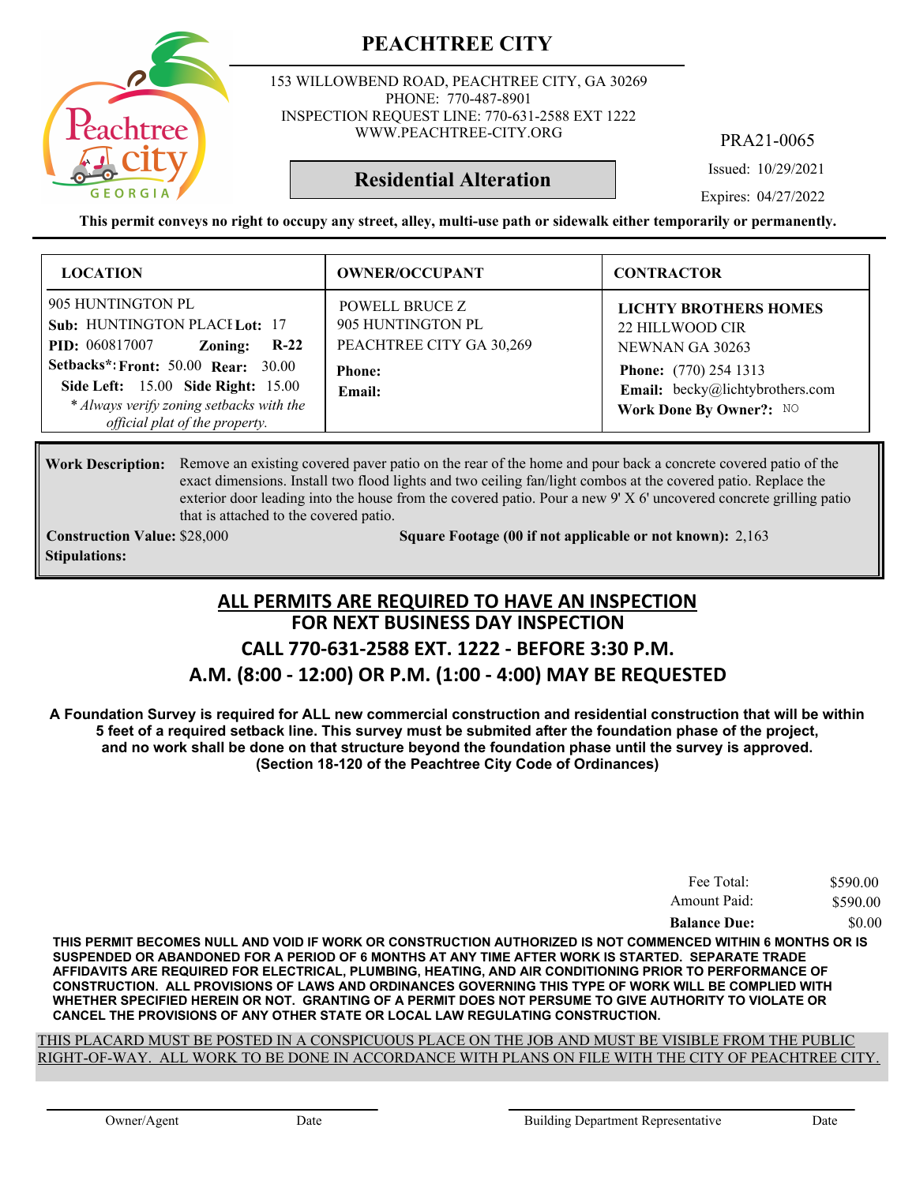# PEACHTREE CITY

153 WILLOWBEND ROAD, PEACHTREE CITY, GA 30269
PHONE: 770-487-8901
INSPECTION REQUEST LINE: 770-631-2588 EXT 1222
WWW.PEACHTREE-CITY.ORG

PRA21-0065

## Residential Alteration

Issued: 10/29/2021
Expires: 04/27/2022

**This permit conveys no right to occupy any street, alley, multi-use path or sidewalk either temporarily or permanently.**

| LOCATION | OWNER/OCCUPANT | CONTRACTOR |
|---|---|---|
| 905 HUNTINGTON PL<br>**Sub:** HUNTINGTON PLACE **Lot:** 17<br>**PID:** 060817007 **Zoning:** R-22<br>**Setbacks\*: Front:** 50.00 **Rear:** 30.00<br>**Side Left:** 15.00 **Side Right:** 15.00<br>*\* Always verify zoning setbacks with the official plat of the property.* | POWELL BRUCE Z<br>905 HUNTINGTON PL<br>PEACHTREE CITY GA 30,269<br>**Phone:**<br>**Email:** | **LICHTY BROTHERS HOMES**<br>22 HILLWOOD CIR<br>NEWNAN GA 30263<br>**Phone:** (770) 254 1313<br>**Email:** becky@lichtybrothers.com<br>**Work Done By Owner?:** NO |

**Work Description:** Remove an existing covered paver patio on the rear of the home and pour back a concrete covered patio of the exact dimensions. Install two flood lights and two ceiling fan/light combos at the covered patio. Replace the exterior door leading into the house from the covered patio. Pour a new 9' X 6' uncovered concrete grilling patio that is attached to the covered patio.

**Construction Value:** $28,000 **Square Footage (00 if not applicable or not known):** 2,163

**Stipulations:**

## ALL PERMITS ARE REQUIRED TO HAVE AN INSPECTION
## FOR NEXT BUSINESS DAY INSPECTION
## CALL 770-631-2588 EXT. 1222 - BEFORE 3:30 P.M.
## A.M. (8:00 - 12:00) OR P.M. (1:00 - 4:00) MAY BE REQUESTED

**A Foundation Survey is required for ALL new commercial construction and residential construction that will be within 5 feet of a required setback line. This survey must be submited after the foundation phase of the project, and no work shall be done on that structure beyond the foundation phase until the survey is approved. (Section 18-120 of the Peachtree City Code of Ordinances)**

| | |
|---|---|
| Fee Total: | $590.00 |
| Amount Paid: | $590.00 |
| **Balance Due:** | $0.00 |

**THIS PERMIT BECOMES NULL AND VOID IF WORK OR CONSTRUCTION AUTHORIZED IS NOT COMMENCED WITHIN 6 MONTHS OR IS SUSPENDED OR ABANDONED FOR A PERIOD OF 6 MONTHS AT ANY TIME AFTER WORK IS STARTED. SEPARATE TRADE AFFIDAVITS ARE REQUIRED FOR ELECTRICAL, PLUMBING, HEATING, AND AIR CONDITIONING PRIOR TO PERFORMANCE OF CONSTRUCTION. ALL PROVISIONS OF LAWS AND ORDINANCES GOVERNING THIS TYPE OF WORK WILL BE COMPLIED WITH WHETHER SPECIFIED HEREIN OR NOT. GRANTING OF A PERMIT DOES NOT PERSUME TO GIVE AUTHORITY TO VIOLATE OR CANCEL THE PROVISIONS OF ANY OTHER STATE OR LOCAL LAW REGULATING CONSTRUCTION.**

THIS PLACARD MUST BE POSTED IN A CONSPICUOUS PLACE ON THE JOB AND MUST BE VISIBLE FROM THE PUBLIC RIGHT-OF-WAY. ALL WORK TO BE DONE IN ACCORDANCE WITH PLANS ON FILE WITH THE CITY OF PEACHTREE CITY.

Owner/Agent Date Building Department Representative Date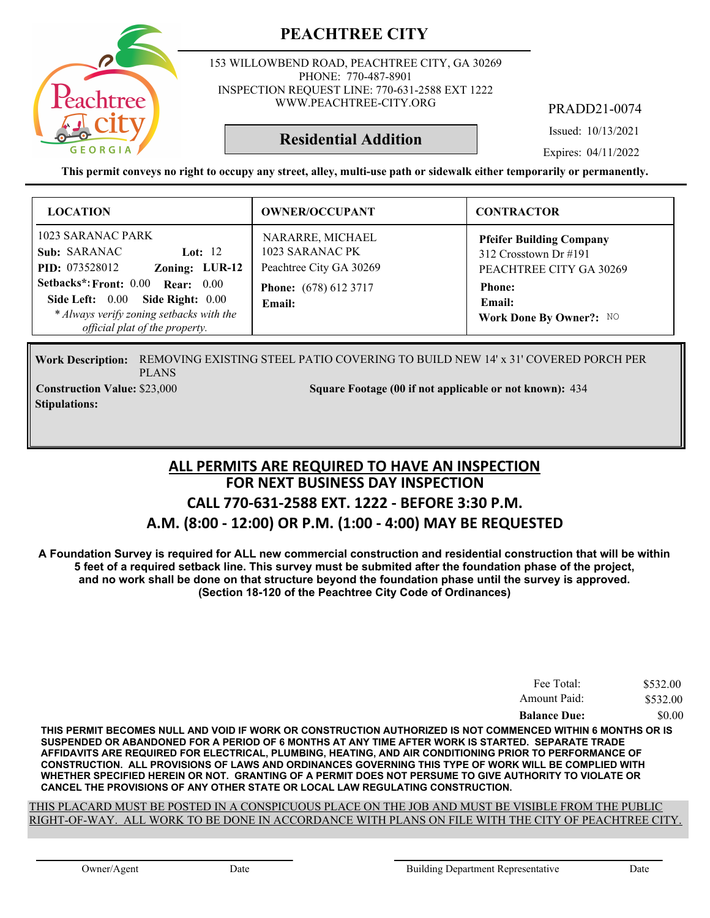# PEACHTREE CITY

153 WILLOWBEND ROAD, PEACHTREE CITY, GA 30269
PHONE: 770-487-8901
INSPECTION REQUEST LINE: 770-631-2588 EXT 1222
WWW.PEACHTREE-CITY.ORG

PRADD21-0074

## Residential Addition

Issued: 10/13/2021
Expires: 04/11/2022

**This permit conveys no right to occupy any street, alley, multi-use path or sidewalk either temporarily or permanently.**

| LOCATION | OWNER/OCCUPANT | CONTRACTOR |
|---|---|---|
| 1023 SARANAC PARK<br>**Sub:** SARANAC **Lot:** 12<br>**PID:** 073528012 **Zoning:** LUR-12<br>**Setbacks\*: Front:** 0.00 **Rear:** 0.00<br>**Side Left:** 0.00 **Side Right:** 0.00<br>*\* Always verify zoning setbacks with the official plat of the property.* | NARARRE, MICHAEL<br>1023 SARANAC PK<br>Peachtree City GA 30269<br>**Phone:** (678) 612 3717<br>**Email:** | **Pfeifer Building Company**<br>312 Crosstown Dr #191<br>PEACHTREE CITY GA 30269<br>**Phone:**<br>**Email:**<br>**Work Done By Owner?:** NO |

**Work Description:** REMOVING EXISTING STEEL PATIO COVERING TO BUILD NEW 14' x 31' COVERED PORCH PER PLANS

**Construction Value:** $23,000

**Square Footage (00 if not applicable or not known):** 434

**Stipulations:**

## ALL PERMITS ARE REQUIRED TO HAVE AN INSPECTION
## FOR NEXT BUSINESS DAY INSPECTION
## CALL 770-631-2588 EXT. 1222 - BEFORE 3:30 P.M.
## A.M. (8:00 - 12:00) OR P.M. (1:00 - 4:00) MAY BE REQUESTED

**A Foundation Survey is required for ALL new commercial construction and residential construction that will be within 5 feet of a required setback line. This survey must be submited after the foundation phase of the project, and no work shall be done on that structure beyond the foundation phase until the survey is approved. (Section 18-120 of the Peachtree City Code of Ordinances)**

| | |
|---|---|
| Fee Total: | $532.00 |
| Amount Paid: | $532.00 |
| **Balance Due:** | $0.00 |

**THIS PERMIT BECOMES NULL AND VOID IF WORK OR CONSTRUCTION AUTHORIZED IS NOT COMMENCED WITHIN 6 MONTHS OR IS SUSPENDED OR ABANDONED FOR A PERIOD OF 6 MONTHS AT ANY TIME AFTER WORK IS STARTED. SEPARATE TRADE AFFIDAVITS ARE REQUIRED FOR ELECTRICAL, PLUMBING, HEATING, AND AIR CONDITIONING PRIOR TO PERFORMANCE OF CONSTRUCTION. ALL PROVISIONS OF LAWS AND ORDINANCES GOVERNING THIS TYPE OF WORK WILL BE COMPLIED WITH WHETHER SPECIFIED HEREIN OR NOT. GRANTING OF A PERMIT DOES NOT PERSUME TO GIVE AUTHORITY TO VIOLATE OR CANCEL THE PROVISIONS OF ANY OTHER STATE OR LOCAL LAW REGULATING CONSTRUCTION.**

THIS PLACARD MUST BE POSTED IN A CONSPICUOUS PLACE ON THE JOB AND MUST BE VISIBLE FROM THE PUBLIC RIGHT-OF-WAY. ALL WORK TO BE DONE IN ACCORDANCE WITH PLANS ON FILE WITH THE CITY OF PEACHTREE CITY.

Owner/Agent Date Building Department Representative Date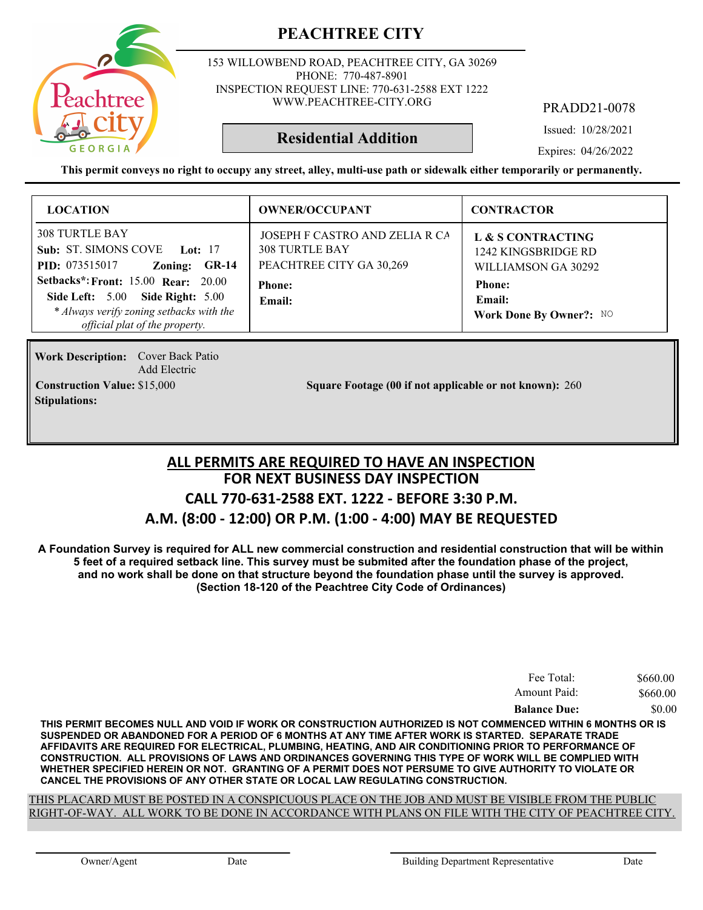# PEACHTREE CITY

153 WILLOWBEND ROAD, PEACHTREE CITY, GA 30269
PHONE: 770-487-8901
INSPECTION REQUEST LINE: 770-631-2588 EXT 1222
WWW.PEACHTREE-CITY.ORG

PRADD21-0078

## Residential Addition

Issued: 10/28/2021

Expires: 04/26/2022

**This permit conveys no right to occupy any street, alley, multi-use path or sidewalk either temporarily or permanently.**

| LOCATION | OWNER/OCCUPANT | CONTRACTOR |
|---|---|---|
| 308 TURTLE BAY<br>**Sub:** ST. SIMONS COVE **Lot:** 17<br>**PID:** 073515017 **Zoning:** **GR-14**<br>**Setbacks*:** **Front:** 15.00 **Rear:** 20.00<br>**Side Left:** 5.00 **Side Right:** 5.00<br>*\* Always verify zoning setbacks with the official plat of the property.* | JOSEPH F CASTRO AND ZELIA R CA<br>308 TURTLE BAY<br>PEACHTREE CITY GA 30,269<br>**Phone:**<br>**Email:** | **L & S CONTRACTING**<br>1242 KINGSBRIDGE RD<br>WILLIAMSON GA 30292<br>**Phone:**<br>**Email:**<br>**Work Done By Owner?:** NO |

**Work Description:** Cover Back Patio
Add Electric

**Construction Value:** $15,000

**Square Footage (00 if not applicable or not known):** 260

**Stipulations:**

## ALL PERMITS ARE REQUIRED TO HAVE AN INSPECTION
## FOR NEXT BUSINESS DAY INSPECTION
## CALL 770-631-2588 EXT. 1222 - BEFORE 3:30 P.M.
## A.M. (8:00 - 12:00) OR P.M. (1:00 - 4:00) MAY BE REQUESTED

**A Foundation Survey is required for ALL new commercial construction and residential construction that will be within 5 feet of a required setback line. This survey must be submited after the foundation phase of the project, and no work shall be done on that structure beyond the foundation phase until the survey is approved. (Section 18-120 of the Peachtree City Code of Ordinances)**

| | |
|---|---|
| Fee Total: | $660.00 |
| Amount Paid: | $660.00 |
| **Balance Due:** | $0.00 |

**THIS PERMIT BECOMES NULL AND VOID IF WORK OR CONSTRUCTION AUTHORIZED IS NOT COMMENCED WITHIN 6 MONTHS OR IS SUSPENDED OR ABANDONED FOR A PERIOD OF 6 MONTHS AT ANY TIME AFTER WORK IS STARTED. SEPARATE TRADE AFFIDAVITS ARE REQUIRED FOR ELECTRICAL, PLUMBING, HEATING, AND AIR CONDITIONING PRIOR TO PERFORMANCE OF CONSTRUCTION. ALL PROVISIONS OF LAWS AND ORDINANCES GOVERNING THIS TYPE OF WORK WILL BE COMPLIED WITH WHETHER SPECIFIED HEREIN OR NOT. GRANTING OF A PERMIT DOES NOT PERSUME TO GIVE AUTHORITY TO VIOLATE OR CANCEL THE PROVISIONS OF ANY OTHER STATE OR LOCAL LAW REGULATING CONSTRUCTION.**

THIS PLACARD MUST BE POSTED IN A CONSPICUOUS PLACE ON THE JOB AND MUST BE VISIBLE FROM THE PUBLIC RIGHT-OF-WAY. ALL WORK TO BE DONE IN ACCORDANCE WITH PLANS ON FILE WITH THE CITY OF PEACHTREE CITY.

Owner/Agent Date Building Department Representative Date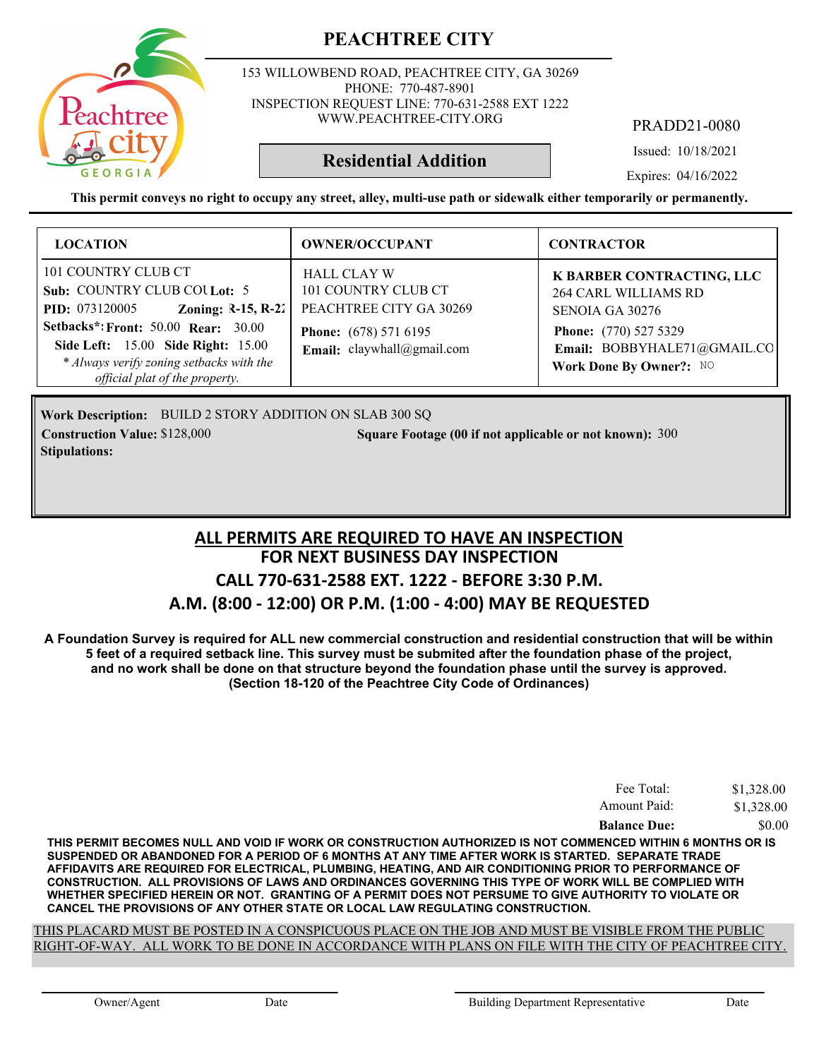# PEACHTREE CITY

153 WILLOWBEND ROAD, PEACHTREE CITY, GA 30269
PHONE: 770-487-8901
INSPECTION REQUEST LINE: 770-631-2588 EXT 1222
WWW.PEACHTREE-CITY.ORG

PRADD21-0080

## Residential Addition

Issued: 10/18/2021
Expires: 04/16/2022

**This permit conveys no right to occupy any street, alley, multi-use path or sidewalk either temporarily or permanently.**

| LOCATION | OWNER/OCCUPANT | CONTRACTOR |
|---|---|---|
| 101 COUNTRY CLUB CT<br>**Sub:** COUNTRY CLUB COU **Lot:** 5<br>**PID:** 073120005 **Zoning:** R-15, R-2<br>**Setbacks*: Front:** 50.00 **Rear:** 30.00<br>**Side Left:** 15.00 **Side Right:** 15.00<br>*\* Always verify zoning setbacks with the official plat of the property.* | HALL CLAY W<br>101 COUNTRY CLUB CT<br>PEACHTREE CITY GA 30269<br>**Phone:** (678) 571 6195<br>**Email:** claywhall@gmail.com | **K BARBER CONTRACTING, LLC**<br>264 CARL WILLIAMS RD<br>SENOIA GA 30276<br>**Phone:** (770) 527 5329<br>**Email:** BOBBYHALE71@GMAIL.CO<br>**Work Done By Owner?:** NO |

**Work Description:** BUILD 2 STORY ADDITION ON SLAB 300 SQ
**Construction Value:** $128,000 **Square Footage (00 if not applicable or not known):** 300
**Stipulations:**

## ALL PERMITS ARE REQUIRED TO HAVE AN INSPECTION
## FOR NEXT BUSINESS DAY INSPECTION
## CALL 770-631-2588 EXT. 1222 - BEFORE 3:30 P.M.
## A.M. (8:00 - 12:00) OR P.M. (1:00 - 4:00) MAY BE REQUESTED

**A Foundation Survey is required for ALL new commercial construction and residential construction that will be within 5 feet of a required setback line. This survey must be submited after the foundation phase of the project, and no work shall be done on that structure beyond the foundation phase until the survey is approved. (Section 18-120 of the Peachtree City Code of Ordinances)**

| | |
|---|---|
| Fee Total: | $1,328.00 |
| Amount Paid: | $1,328.00 |
| **Balance Due:** | $0.00 |

**THIS PERMIT BECOMES NULL AND VOID IF WORK OR CONSTRUCTION AUTHORIZED IS NOT COMMENCED WITHIN 6 MONTHS OR IS SUSPENDED OR ABANDONED FOR A PERIOD OF 6 MONTHS AT ANY TIME AFTER WORK IS STARTED. SEPARATE TRADE AFFIDAVITS ARE REQUIRED FOR ELECTRICAL, PLUMBING, HEATING, AND AIR CONDITIONING PRIOR TO PERFORMANCE OF CONSTRUCTION. ALL PROVISIONS OF LAWS AND ORDINANCES GOVERNING THIS TYPE OF WORK WILL BE COMPLIED WITH WHETHER SPECIFIED HEREIN OR NOT. GRANTING OF A PERMIT DOES NOT PERSUME TO GIVE AUTHORITY TO VIOLATE OR CANCEL THE PROVISIONS OF ANY OTHER STATE OR LOCAL LAW REGULATING CONSTRUCTION.**

THIS PLACARD MUST BE POSTED IN A CONSPICUOUS PLACE ON THE JOB AND MUST BE VISIBLE FROM THE PUBLIC RIGHT-OF-WAY. ALL WORK TO BE DONE IN ACCORDANCE WITH PLANS ON FILE WITH THE CITY OF PEACHTREE CITY.

Owner/Agent Date Building Department Representative Date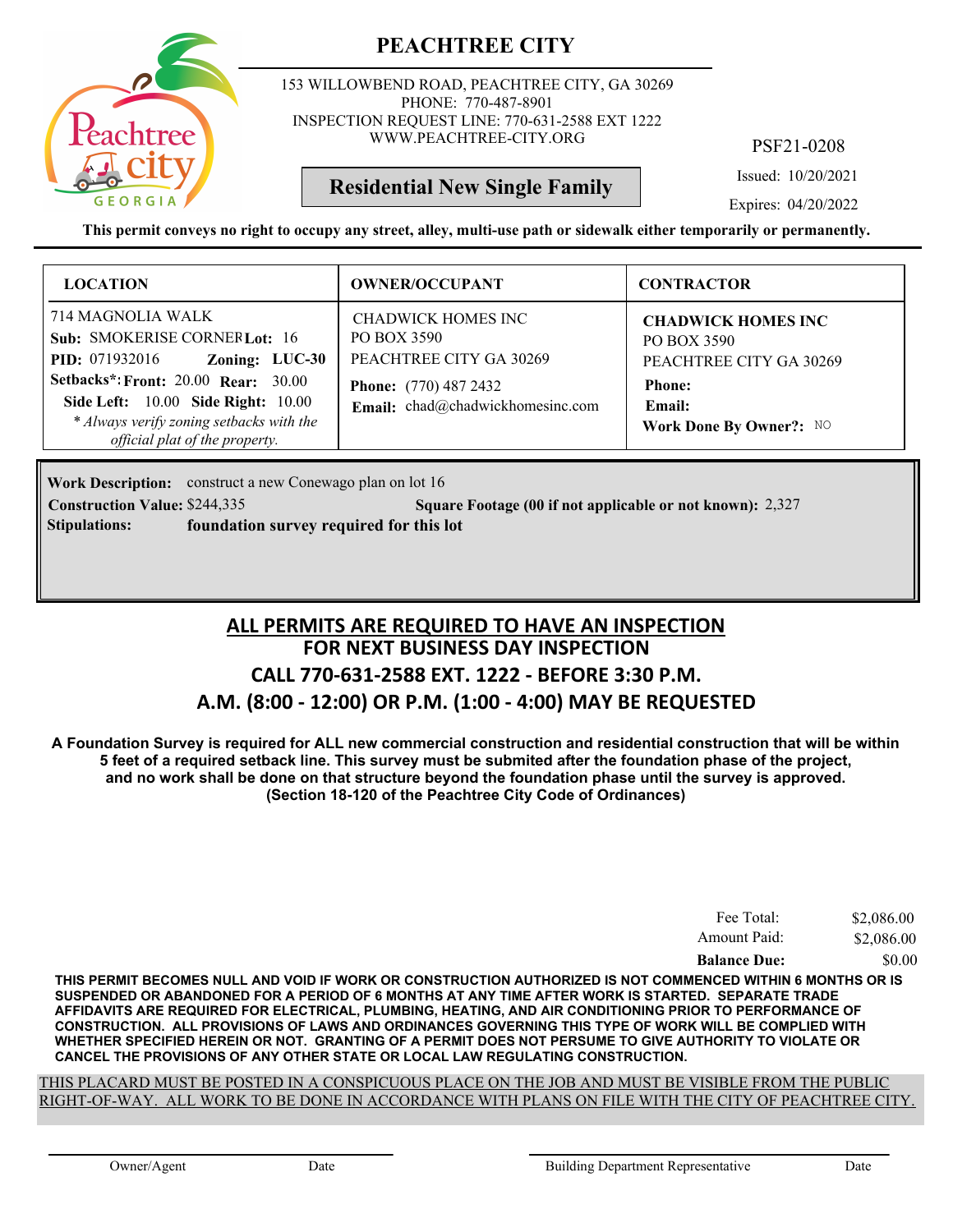# PEACHTREE CITY

153 WILLOWBEND ROAD, PEACHTREE CITY, GA 30269
PHONE: 770-487-8901
INSPECTION REQUEST LINE: 770-631-2588 EXT 1222
WWW.PEACHTREE-CITY.ORG

PSF21-0208

**Residential New Single Family**

Issued: 10/20/2021

Expires: 04/20/2022

**This permit conveys no right to occupy any street, alley, multi-use path or sidewalk either temporarily or permanently.**

| LOCATION | OWNER/OCCUPANT | CONTRACTOR |
|---|---|---|
| 714 MAGNOLIA WALK<br>**Sub:** SMOKERISE CORNER **Lot:** 16<br>**PID:** 071932016 **Zoning:** LUC-30<br>**Setbacks\*: Front:** 20.00 **Rear:** 30.00<br>**Side Left:** 10.00 **Side Right:** 10.00<br>*\* Always verify zoning setbacks with the official plat of the property.* | CHADWICK HOMES INC<br>PO BOX 3590<br>PEACHTREE CITY GA 30269<br>**Phone:** (770) 487 2432<br>**Email:** chad@chadwickhomesinc.com | **CHADWICK HOMES INC**<br>PO BOX 3590<br>PEACHTREE CITY GA 30269<br>**Phone:**<br>**Email:**<br>**Work Done By Owner?:** NO |

**Work Description:** construct a new Conewago plan on lot 16

**Construction Value:** $244,335 **Square Footage (00 if not applicable or not known):** 2,327

**Stipulations:** **foundation survey required for this lot**

## ALL PERMITS ARE REQUIRED TO HAVE AN INSPECTION
## FOR NEXT BUSINESS DAY INSPECTION
## CALL 770-631-2588 EXT. 1222 - BEFORE 3:30 P.M.
## A.M. (8:00 - 12:00) OR P.M. (1:00 - 4:00) MAY BE REQUESTED

**A Foundation Survey is required for ALL new commercial construction and residential construction that will be within 5 feet of a required setback line. This survey must be submited after the foundation phase of the project, and no work shall be done on that structure beyond the foundation phase until the survey is approved. (Section 18-120 of the Peachtree City Code of Ordinances)**

| | |
|---|---|
| Fee Total: | $2,086.00 |
| Amount Paid: | $2,086.00 |
| **Balance Due:** | $0.00 |

**THIS PERMIT BECOMES NULL AND VOID IF WORK OR CONSTRUCTION AUTHORIZED IS NOT COMMENCED WITHIN 6 MONTHS OR IS SUSPENDED OR ABANDONED FOR A PERIOD OF 6 MONTHS AT ANY TIME AFTER WORK IS STARTED. SEPARATE TRADE AFFIDAVITS ARE REQUIRED FOR ELECTRICAL, PLUMBING, HEATING, AND AIR CONDITIONING PRIOR TO PERFORMANCE OF CONSTRUCTION. ALL PROVISIONS OF LAWS AND ORDINANCES GOVERNING THIS TYPE OF WORK WILL BE COMPLIED WITH WHETHER SPECIFIED HEREIN OR NOT. GRANTING OF A PERMIT DOES NOT PERSUME TO GIVE AUTHORITY TO VIOLATE OR CANCEL THE PROVISIONS OF ANY OTHER STATE OR LOCAL LAW REGULATING CONSTRUCTION.**

THIS PLACARD MUST BE POSTED IN A CONSPICUOUS PLACE ON THE JOB AND MUST BE VISIBLE FROM THE PUBLIC RIGHT-OF-WAY. ALL WORK TO BE DONE IN ACCORDANCE WITH PLANS ON FILE WITH THE CITY OF PEACHTREE CITY.

Owner/Agent &emsp; Date &emsp; Building Department Representative &emsp; Date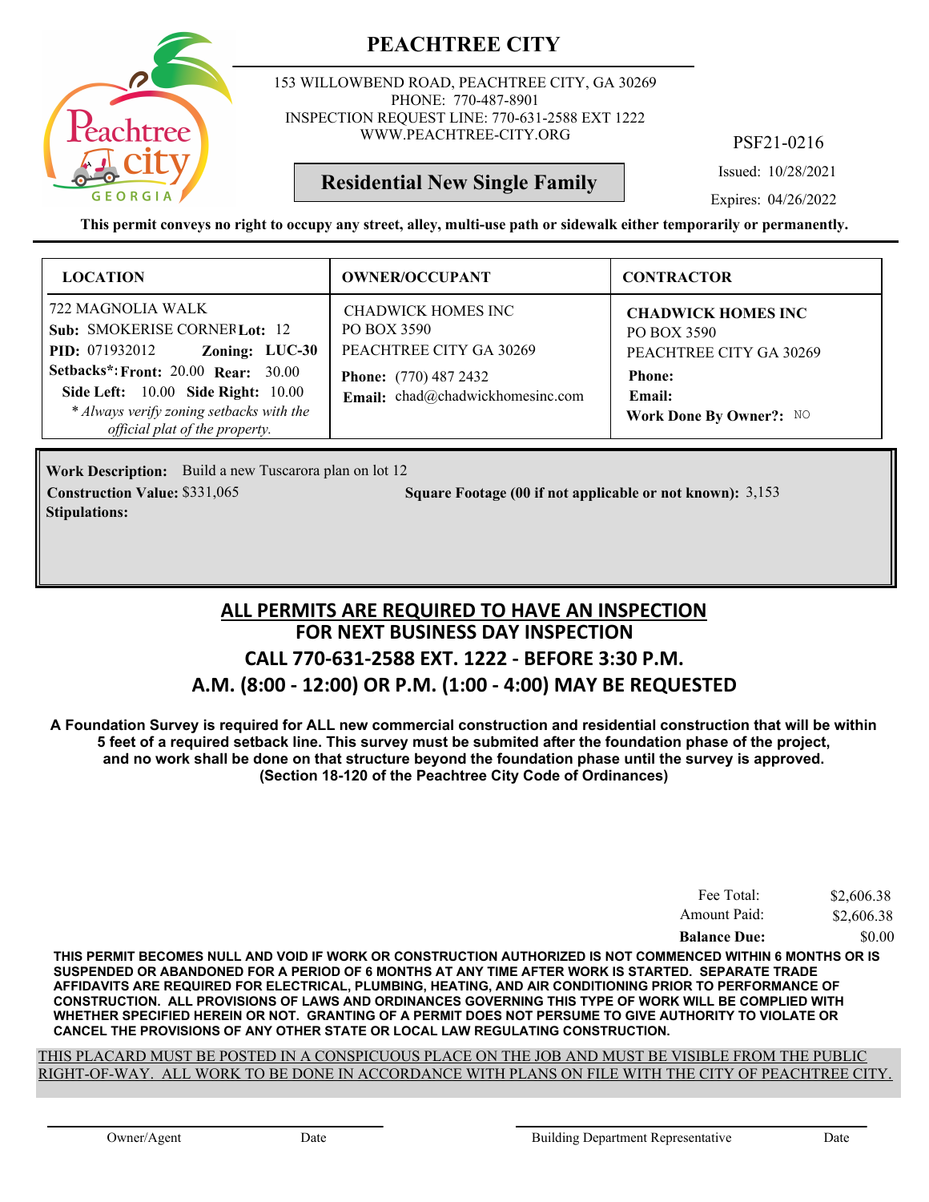# PEACHTREE CITY

153 WILLOWBEND ROAD, PEACHTREE CITY, GA 30269
PHONE: 770-487-8901
INSPECTION REQUEST LINE: 770-631-2588 EXT 1222
WWW.PEACHTREE-CITY.ORG

PSF21-0216

**Residential New Single Family**

Issued: 10/28/2021
Expires: 04/26/2022

**This permit conveys no right to occupy any street, alley, multi-use path or sidewalk either temporarily or permanently.**

| LOCATION | OWNER/OCCUPANT | CONTRACTOR |
|---|---|---|
| 722 MAGNOLIA WALK<br>**Sub:** SMOKERISE CORNER **Lot:** 12<br>**PID:** 071932012 **Zoning:** **LUC-30**<br>**Setbacks*:** **Front:** 20.00 **Rear:** 30.00<br>**Side Left:** 10.00 **Side Right:** 10.00<br>*\* Always verify zoning setbacks with the official plat of the property.* | CHADWICK HOMES INC<br>PO BOX 3590<br>PEACHTREE CITY GA 30269<br>**Phone:** (770) 487 2432<br>**Email:** chad@chadwickhomesinc.com | **CHADWICK HOMES INC**<br>PO BOX 3590<br>PEACHTREE CITY GA 30269<br>**Phone:**<br>**Email:**<br>**Work Done By Owner?:** NO |

**Work Description:** Build a new Tuscarora plan on lot 12
**Construction Value:** $331,065 **Square Footage (00 if not applicable or not known):** 3,153
**Stipulations:**

## ALL PERMITS ARE REQUIRED TO HAVE AN INSPECTION
## FOR NEXT BUSINESS DAY INSPECTION
## CALL 770-631-2588 EXT. 1222 - BEFORE 3:30 P.M.
## A.M. (8:00 - 12:00) OR P.M. (1:00 - 4:00) MAY BE REQUESTED

**A Foundation Survey is required for ALL new commercial construction and residential construction that will be within 5 feet of a required setback line. This survey must be submited after the foundation phase of the project, and no work shall be done on that structure beyond the foundation phase until the survey is approved. (Section 18-120 of the Peachtree City Code of Ordinances)**

| | |
|---|---|
| Fee Total: | $2,606.38 |
| Amount Paid: | $2,606.38 |
| **Balance Due:** | $0.00 |

**THIS PERMIT BECOMES NULL AND VOID IF WORK OR CONSTRUCTION AUTHORIZED IS NOT COMMENCED WITHIN 6 MONTHS OR IS SUSPENDED OR ABANDONED FOR A PERIOD OF 6 MONTHS AT ANY TIME AFTER WORK IS STARTED. SEPARATE TRADE AFFIDAVITS ARE REQUIRED FOR ELECTRICAL, PLUMBING, HEATING, AND AIR CONDITIONING PRIOR TO PERFORMANCE OF CONSTRUCTION. ALL PROVISIONS OF LAWS AND ORDINANCES GOVERNING THIS TYPE OF WORK WILL BE COMPLIED WITH WHETHER SPECIFIED HEREIN OR NOT. GRANTING OF A PERMIT DOES NOT PERSUME TO GIVE AUTHORITY TO VIOLATE OR CANCEL THE PROVISIONS OF ANY OTHER STATE OR LOCAL LAW REGULATING CONSTRUCTION.**

THIS PLACARD MUST BE POSTED IN A CONSPICUOUS PLACE ON THE JOB AND MUST BE VISIBLE FROM THE PUBLIC RIGHT-OF-WAY. ALL WORK TO BE DONE IN ACCORDANCE WITH PLANS ON FILE WITH THE CITY OF PEACHTREE CITY.

Owner/Agent Date Building Department Representative Date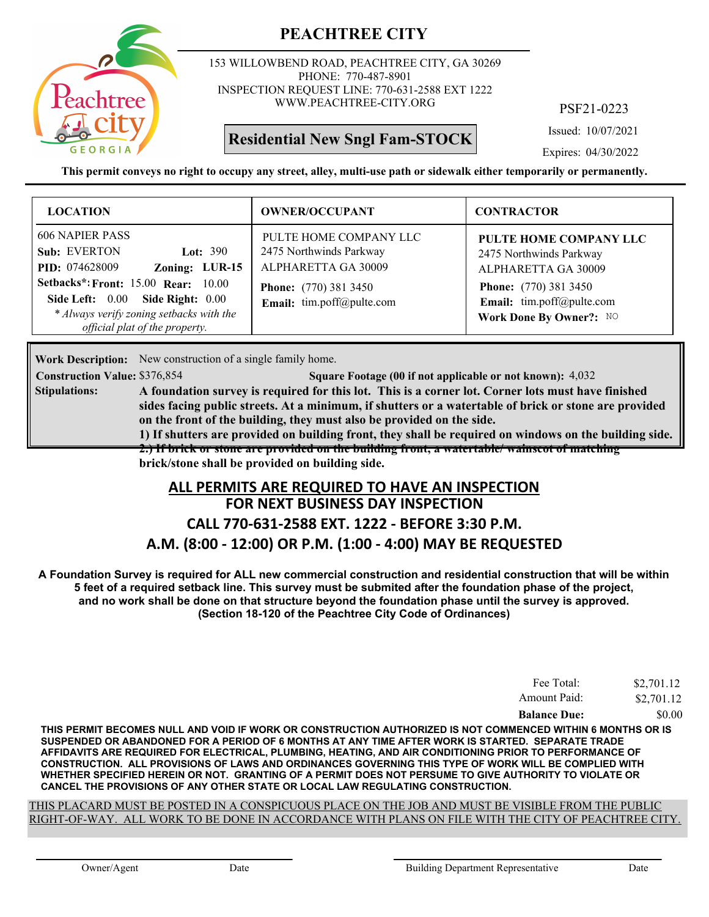# PEACHTREE CITY

153 WILLOWBEND ROAD, PEACHTREE CITY, GA 30269
PHONE: 770-487-8901
INSPECTION REQUEST LINE: 770-631-2588 EXT 1222
WWW.PEACHTREE-CITY.ORG

PSF21-0223

**Residential New Sngl Fam-STOCK**

Issued: 10/07/2021

Expires: 04/30/2022

**This permit conveys no right to occupy any street, alley, multi-use path or sidewalk either temporarily or permanently.**

| LOCATION | OWNER/OCCUPANT | CONTRACTOR |
|---|---|---|
| 606 NAPIER PASS<br>**Sub:** EVERTON **Lot:** 390<br>**PID:** 074628009 **Zoning:** **LUR-15**<br>**Setbacks*:** **Front:** 15.00 **Rear:** 10.00<br>**Side Left:** 0.00 **Side Right:** 0.00<br>*\* Always verify zoning setbacks with the official plat of the property.* | PULTE HOME COMPANY LLC<br>2475 Northwinds Parkway<br>ALPHARETTA GA 30009<br>**Phone:** (770) 381 3450<br>**Email:** tim.poff@pulte.com | **PULTE HOME COMPANY LLC**<br>2475 Northwinds Parkway<br>ALPHARETTA GA 30009<br>**Phone:** (770) 381 3450<br>**Email:** tim.poff@pulte.com<br>**Work Done By Owner?:** NO |

**Work Description:** New construction of a single family home.

**Construction Value:** $376,854 **Square Footage (00 if not applicable or not known):** 4,032

**Stipulations:** **A foundation survey is required for this lot. This is a corner lot. Corner lots must have finished sides facing public streets. At a minimum, if shutters or a watertable of brick or stone are provided on the front of the building, they must also be provided on the side.**
**1) If shutters are provided on building front, they shall be required on windows on the building side.**
**2.) If brick or stone are provided on the building front, a watertable/ wainscot of matching brick/stone shall be provided on building side.**

## ALL PERMITS ARE REQUIRED TO HAVE AN INSPECTION
## FOR NEXT BUSINESS DAY INSPECTION
## CALL 770-631-2588 EXT. 1222 - BEFORE 3:30 P.M.
## A.M. (8:00 - 12:00) OR P.M. (1:00 - 4:00) MAY BE REQUESTED

**A Foundation Survey is required for ALL new commercial construction and residential construction that will be within 5 feet of a required setback line. This survey must be submited after the foundation phase of the project, and no work shall be done on that structure beyond the foundation phase until the survey is approved. (Section 18-120 of the Peachtree City Code of Ordinances)**

| | |
|---|---|
| Fee Total: | $2,701.12 |
| Amount Paid: | $2,701.12 |
| **Balance Due:** | $0.00 |

**THIS PERMIT BECOMES NULL AND VOID IF WORK OR CONSTRUCTION AUTHORIZED IS NOT COMMENCED WITHIN 6 MONTHS OR IS SUSPENDED OR ABANDONED FOR A PERIOD OF 6 MONTHS AT ANY TIME AFTER WORK IS STARTED. SEPARATE TRADE AFFIDAVITS ARE REQUIRED FOR ELECTRICAL, PLUMBING, HEATING, AND AIR CONDITIONING PRIOR TO PERFORMANCE OF CONSTRUCTION. ALL PROVISIONS OF LAWS AND ORDINANCES GOVERNING THIS TYPE OF WORK WILL BE COMPLIED WITH WHETHER SPECIFIED HEREIN OR NOT. GRANTING OF A PERMIT DOES NOT PERSUME TO GIVE AUTHORITY TO VIOLATE OR CANCEL THE PROVISIONS OF ANY OTHER STATE OR LOCAL LAW REGULATING CONSTRUCTION.**

THIS PLACARD MUST BE POSTED IN A CONSPICUOUS PLACE ON THE JOB AND MUST BE VISIBLE FROM THE PUBLIC RIGHT-OF-WAY. ALL WORK TO BE DONE IN ACCORDANCE WITH PLANS ON FILE WITH THE CITY OF PEACHTREE CITY.

Owner/Agent &nbsp;&nbsp;&nbsp; Date &nbsp;&nbsp;&nbsp; Building Department Representative &nbsp;&nbsp;&nbsp; Date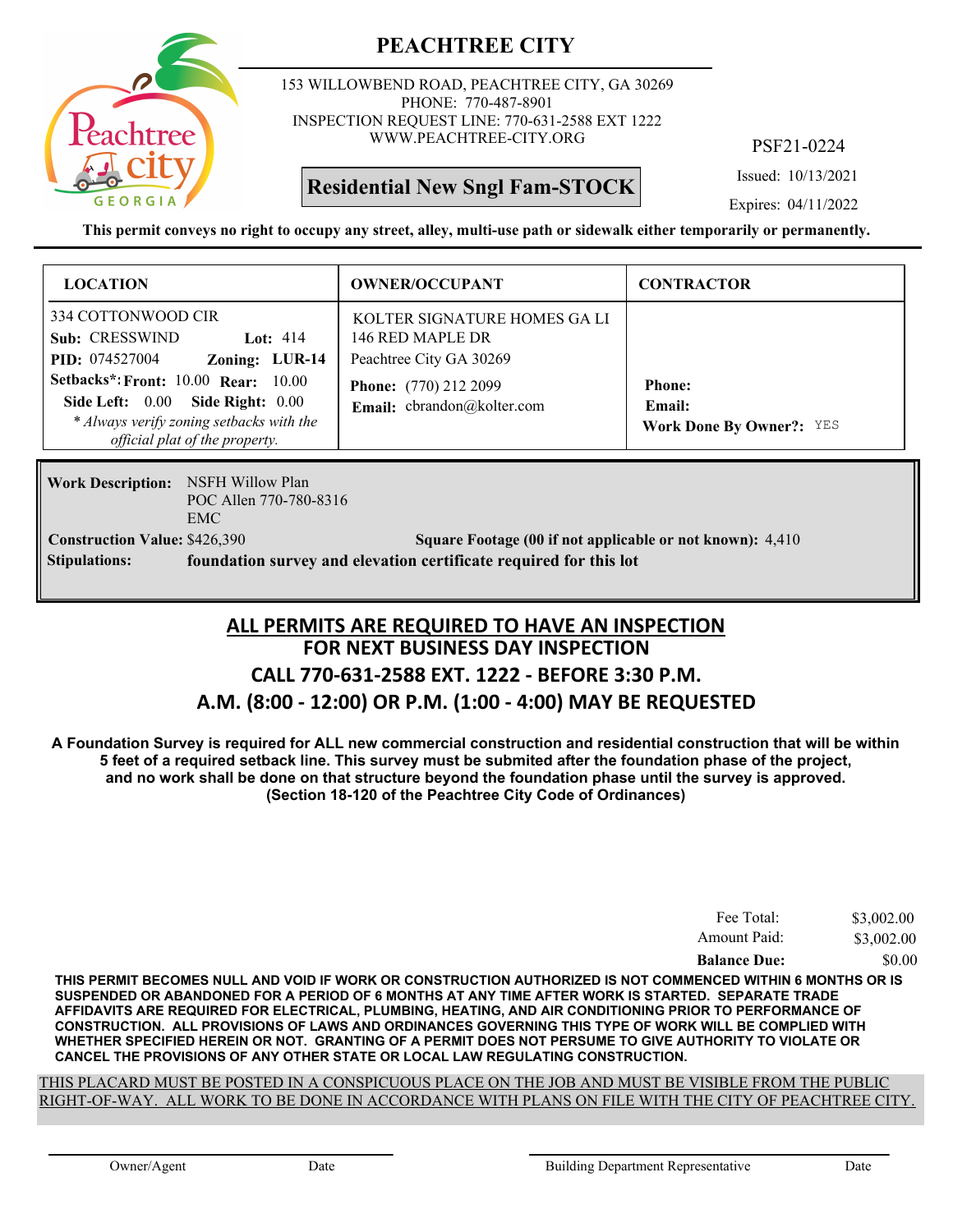# PEACHTREE CITY

153 WILLOWBEND ROAD, PEACHTREE CITY, GA 30269
PHONE: 770-487-8901
INSPECTION REQUEST LINE: 770-631-2588 EXT 1222
WWW.PEACHTREE-CITY.ORG

PSF21-0224

**Residential New Sngl Fam-STOCK**

Issued: 10/13/2021
Expires: 04/11/2022

**This permit conveys no right to occupy any street, alley, multi-use path or sidewalk either temporarily or permanently.**

| LOCATION | OWNER/OCCUPANT | CONTRACTOR |
|---|---|---|
| 334 COTTONWOOD CIR<br>**Sub:** CRESSWIND **Lot:** 414<br>**PID:** 074527004 **Zoning:** LUR-14<br>**Setbacks*: Front:** 10.00 **Rear:** 10.00<br>**Side Left:** 0.00 **Side Right:** 0.00<br>*\* Always verify zoning setbacks with the official plat of the property.* | KOLTER SIGNATURE HOMES GA LI<br>146 RED MAPLE DR<br>Peachtree City GA 30269<br>**Phone:** (770) 212 2099<br>**Email:** cbrandon@kolter.com | **Phone:**<br>**Email:**<br>**Work Done By Owner?:** YES |

**Work Description:** NSFH Willow Plan
POC Allen 770-780-8316
EMC

**Construction Value:** $426,390 **Square Footage (00 if not applicable or not known):** 4,410

**Stipulations:** **foundation survey and elevation certificate required for this lot**

## ALL PERMITS ARE REQUIRED TO HAVE AN INSPECTION
## FOR NEXT BUSINESS DAY INSPECTION
## CALL 770-631-2588 EXT. 1222 - BEFORE 3:30 P.M.
## A.M. (8:00 - 12:00) OR P.M. (1:00 - 4:00) MAY BE REQUESTED

**A Foundation Survey is required for ALL new commercial construction and residential construction that will be within 5 feet of a required setback line. This survey must be submited after the foundation phase of the project, and no work shall be done on that structure beyond the foundation phase until the survey is approved. (Section 18-120 of the Peachtree City Code of Ordinances)**

| | |
|---|---|
| Fee Total: | $3,002.00 |
| Amount Paid: | $3,002.00 |
| **Balance Due:** | $0.00 |

**THIS PERMIT BECOMES NULL AND VOID IF WORK OR CONSTRUCTION AUTHORIZED IS NOT COMMENCED WITHIN 6 MONTHS OR IS SUSPENDED OR ABANDONED FOR A PERIOD OF 6 MONTHS AT ANY TIME AFTER WORK IS STARTED. SEPARATE TRADE AFFIDAVITS ARE REQUIRED FOR ELECTRICAL, PLUMBING, HEATING, AND AIR CONDITIONING PRIOR TO PERFORMANCE OF CONSTRUCTION. ALL PROVISIONS OF LAWS AND ORDINANCES GOVERNING THIS TYPE OF WORK WILL BE COMPLIED WITH WHETHER SPECIFIED HEREIN OR NOT. GRANTING OF A PERMIT DOES NOT PERSUME TO GIVE AUTHORITY TO VIOLATE OR CANCEL THE PROVISIONS OF ANY OTHER STATE OR LOCAL LAW REGULATING CONSTRUCTION.**

THIS PLACARD MUST BE POSTED IN A CONSPICUOUS PLACE ON THE JOB AND MUST BE VISIBLE FROM THE PUBLIC RIGHT-OF-WAY. ALL WORK TO BE DONE IN ACCORDANCE WITH PLANS ON FILE WITH THE CITY OF PEACHTREE CITY.

Owner/Agent Date Building Department Representative Date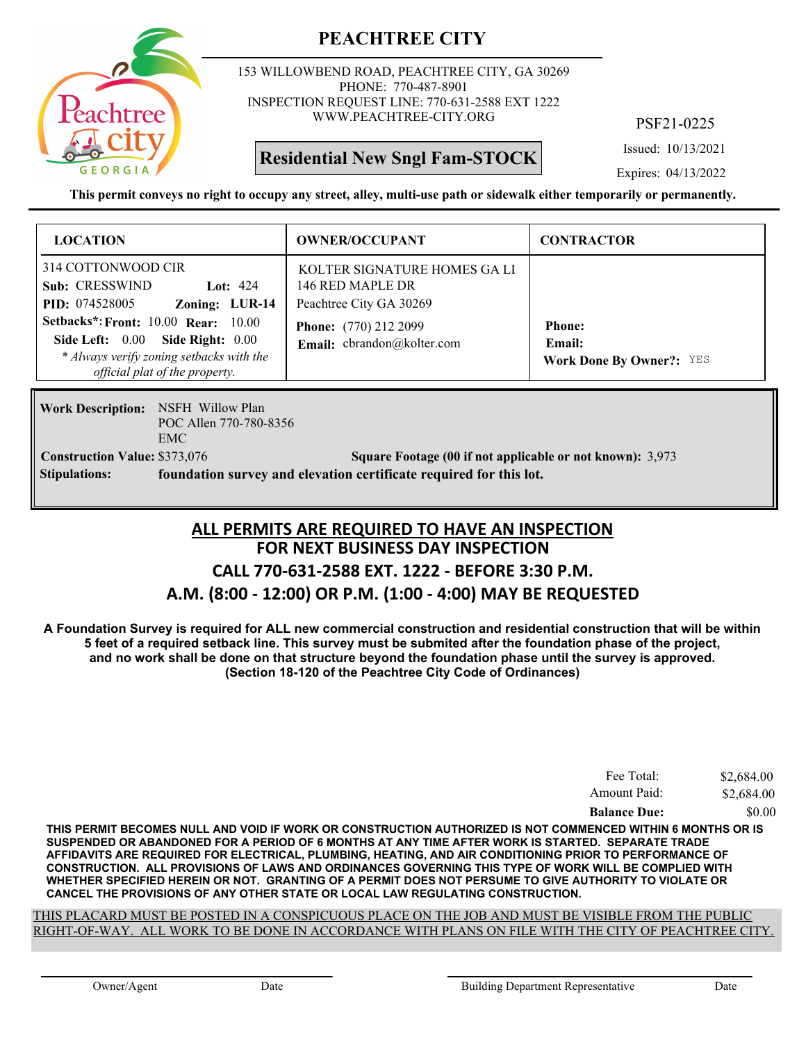# PEACHTREE CITY

153 WILLOWBEND ROAD, PEACHTREE CITY, GA 30269
PHONE: 770-487-8901
INSPECTION REQUEST LINE: 770-631-2588 EXT 1222
WWW.PEACHTREE-CITY.ORG

PSF21-0225

**Residential New Sngl Fam-STOCK**

Issued: 10/13/2021
Expires: 04/13/2022

**This permit conveys no right to occupy any street, alley, multi-use path or sidewalk either temporarily or permanently.**

| LOCATION | OWNER/OCCUPANT | CONTRACTOR |
|---|---|---|
| 314 COTTONWOOD CIR<br>**Sub:** CRESSWIND **Lot:** 424<br>**PID:** 074528005 **Zoning:** LUR-14<br>**Setbacks*: Front:** 10.00 **Rear:** 10.00<br>**Side Left:** 0.00 **Side Right:** 0.00<br>*\* Always verify zoning setbacks with the official plat of the property.* | KOLTER SIGNATURE HOMES GA LI<br>146 RED MAPLE DR<br>Peachtree City GA 30269<br>**Phone:** (770) 212 2099<br>**Email:** cbrandon@kolter.com | **Phone:**<br>**Email:**<br>**Work Done By Owner?:** YES |

**Work Description:** NSFH Willow Plan
POC Allen 770-780-8356
EMC

**Construction Value:** $373,076 **Square Footage (00 if not applicable or not known):** 3,973

**Stipulations:** **foundation survey and elevation certificate required for this lot.**

## ALL PERMITS ARE REQUIRED TO HAVE AN INSPECTION
## FOR NEXT BUSINESS DAY INSPECTION
## CALL 770-631-2588 EXT. 1222 - BEFORE 3:30 P.M.
## A.M. (8:00 - 12:00) OR P.M. (1:00 - 4:00) MAY BE REQUESTED

**A Foundation Survey is required for ALL new commercial construction and residential construction that will be within 5 feet of a required setback line. This survey must be submited after the foundation phase of the project, and no work shall be done on that structure beyond the foundation phase until the survey is approved. (Section 18-120 of the Peachtree City Code of Ordinances)**

| | |
|---|---|
| Fee Total: | $2,684.00 |
| Amount Paid: | $2,684.00 |
| **Balance Due:** | $0.00 |

**THIS PERMIT BECOMES NULL AND VOID IF WORK OR CONSTRUCTION AUTHORIZED IS NOT COMMENCED WITHIN 6 MONTHS OR IS SUSPENDED OR ABANDONED FOR A PERIOD OF 6 MONTHS AT ANY TIME AFTER WORK IS STARTED. SEPARATE TRADE AFFIDAVITS ARE REQUIRED FOR ELECTRICAL, PLUMBING, HEATING, AND AIR CONDITIONING PRIOR TO PERFORMANCE OF CONSTRUCTION. ALL PROVISIONS OF LAWS AND ORDINANCES GOVERNING THIS TYPE OF WORK WILL BE COMPLIED WITH WHETHER SPECIFIED HEREIN OR NOT. GRANTING OF A PERMIT DOES NOT PERSUME TO GIVE AUTHORITY TO VIOLATE OR CANCEL THE PROVISIONS OF ANY OTHER STATE OR LOCAL LAW REGULATING CONSTRUCTION.**

THIS PLACARD MUST BE POSTED IN A CONSPICUOUS PLACE ON THE JOB AND MUST BE VISIBLE FROM THE PUBLIC RIGHT-OF-WAY. ALL WORK TO BE DONE IN ACCORDANCE WITH PLANS ON FILE WITH THE CITY OF PEACHTREE CITY.

Owner/Agent Date Building Department Representative Date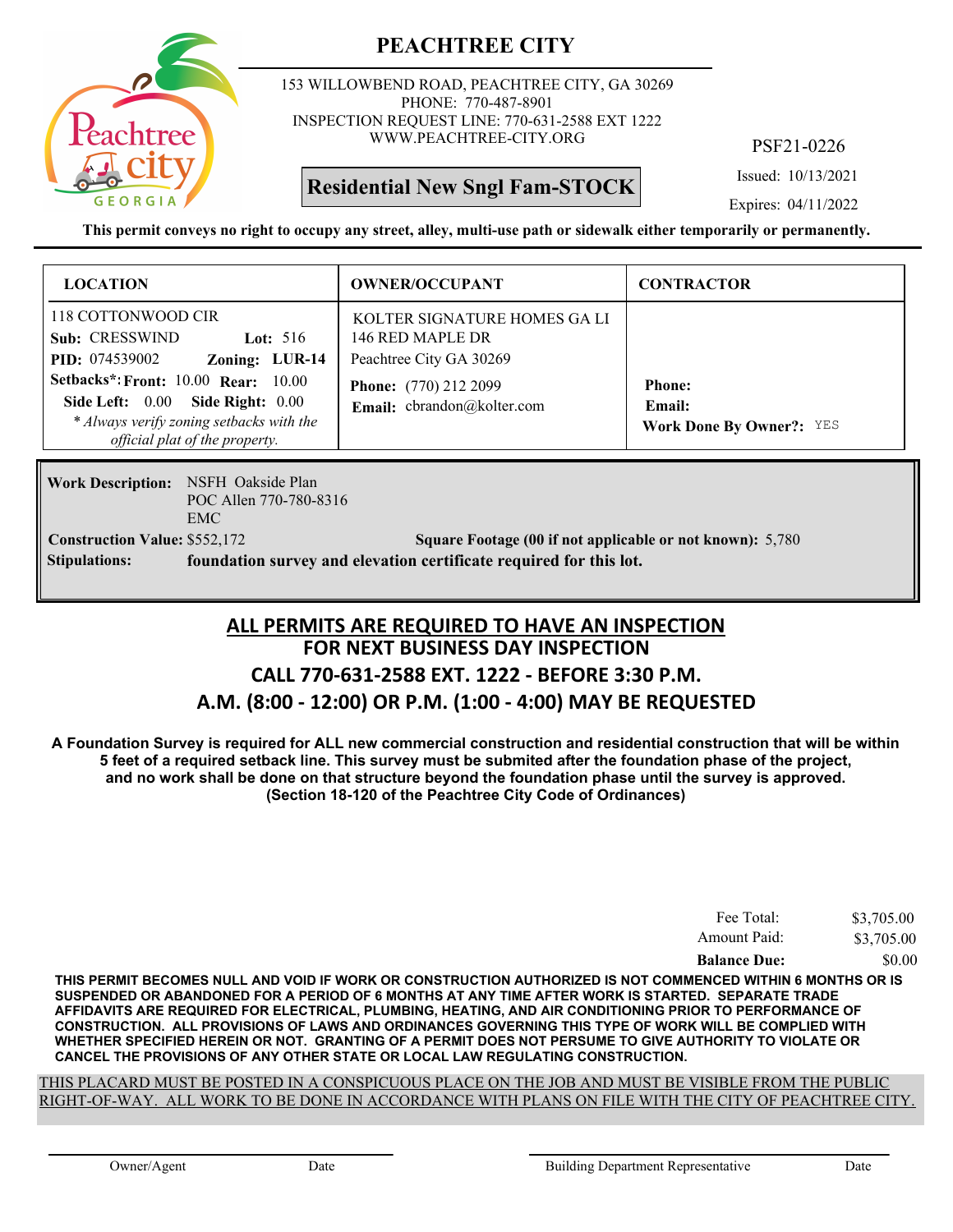# PEACHTREE CITY

153 WILLOWBEND ROAD, PEACHTREE CITY, GA 30269
PHONE: 770-487-8901
INSPECTION REQUEST LINE: 770-631-2588 EXT 1222
WWW.PEACHTREE-CITY.ORG

PSF21-0226

**Residential New Sngl Fam-STOCK**

Issued: 10/13/2021
Expires: 04/11/2022

**This permit conveys no right to occupy any street, alley, multi-use path or sidewalk either temporarily or permanently.**

| LOCATION | OWNER/OCCUPANT | CONTRACTOR |
|---|---|---|
| 118 COTTONWOOD CIR<br>**Sub:** CRESSWIND **Lot:** 516<br>**PID:** 074539002 **Zoning:** LUR-14<br>**Setbacks*: Front:** 10.00 **Rear:** 10.00<br>**Side Left:** 0.00 **Side Right:** 0.00<br>*\* Always verify zoning setbacks with the official plat of the property.* | KOLTER SIGNATURE HOMES GA LI<br>146 RED MAPLE DR<br>Peachtree City GA 30269<br>**Phone:** (770) 212 2099<br>**Email:** cbrandon@kolter.com | **Phone:**<br>**Email:**<br>**Work Done By Owner?:** YES |

**Work Description:** NSFH Oakside Plan
POC Allen 770-780-8316
EMC

**Construction Value:** $552,172 **Square Footage (00 if not applicable or not known):** 5,780

**Stipulations:** **foundation survey and elevation certificate required for this lot.**

## ALL PERMITS ARE REQUIRED TO HAVE AN INSPECTION
## FOR NEXT BUSINESS DAY INSPECTION
## CALL 770-631-2588 EXT. 1222 - BEFORE 3:30 P.M.
## A.M. (8:00 - 12:00) OR P.M. (1:00 - 4:00) MAY BE REQUESTED

**A Foundation Survey is required for ALL new commercial construction and residential construction that will be within 5 feet of a required setback line. This survey must be submited after the foundation phase of the project, and no work shall be done on that structure beyond the foundation phase until the survey is approved. (Section 18-120 of the Peachtree City Code of Ordinances)**

| | |
|---|---|
| Fee Total: | $3,705.00 |
| Amount Paid: | $3,705.00 |
| **Balance Due:** | $0.00 |

**THIS PERMIT BECOMES NULL AND VOID IF WORK OR CONSTRUCTION AUTHORIZED IS NOT COMMENCED WITHIN 6 MONTHS OR IS SUSPENDED OR ABANDONED FOR A PERIOD OF 6 MONTHS AT ANY TIME AFTER WORK IS STARTED. SEPARATE TRADE AFFIDAVITS ARE REQUIRED FOR ELECTRICAL, PLUMBING, HEATING, AND AIR CONDITIONING PRIOR TO PERFORMANCE OF CONSTRUCTION. ALL PROVISIONS OF LAWS AND ORDINANCES GOVERNING THIS TYPE OF WORK WILL BE COMPLIED WITH WHETHER SPECIFIED HEREIN OR NOT. GRANTING OF A PERMIT DOES NOT PERSUME TO GIVE AUTHORITY TO VIOLATE OR CANCEL THE PROVISIONS OF ANY OTHER STATE OR LOCAL LAW REGULATING CONSTRUCTION.**

THIS PLACARD MUST BE POSTED IN A CONSPICUOUS PLACE ON THE JOB AND MUST BE VISIBLE FROM THE PUBLIC RIGHT-OF-WAY. ALL WORK TO BE DONE IN ACCORDANCE WITH PLANS ON FILE WITH THE CITY OF PEACHTREE CITY.

Owner/Agent Date Building Department Representative Date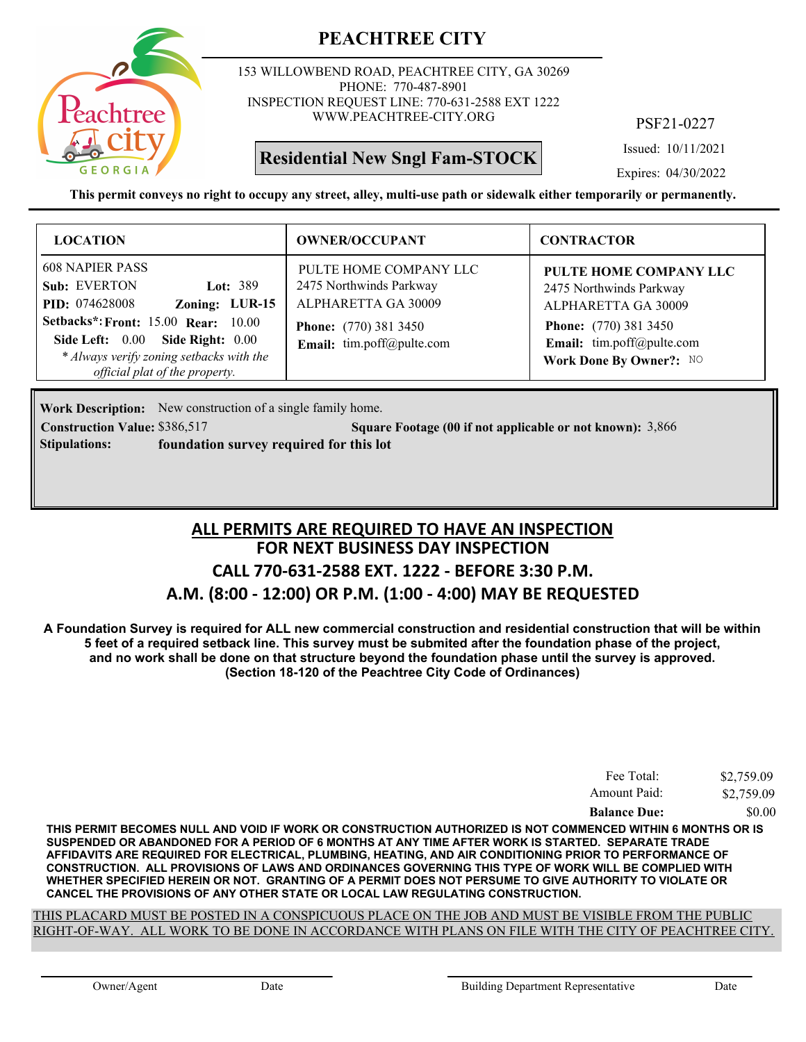# PEACHTREE CITY

153 WILLOWBEND ROAD, PEACHTREE CITY, GA 30269
PHONE: 770-487-8901
INSPECTION REQUEST LINE: 770-631-2588 EXT 1222
WWW.PEACHTREE-CITY.ORG

PSF21-0227

**Residential New Sngl Fam-STOCK**

Issued: 10/11/2021

Expires: 04/30/2022

**This permit conveys no right to occupy any street, alley, multi-use path or sidewalk either temporarily or permanently.**

| LOCATION | OWNER/OCCUPANT | CONTRACTOR |
|---|---|---|
| 608 NAPIER PASS<br>**Sub:** EVERTON **Lot:** 389<br>**PID:** 074628008 **Zoning:** **LUR-15**<br>**Setbacks*:** **Front:** 15.00 **Rear:** 10.00<br>**Side Left:** 0.00 **Side Right:** 0.00<br>*\* Always verify zoning setbacks with the official plat of the property.* | PULTE HOME COMPANY LLC<br>2475 Northwinds Parkway<br>ALPHARETTA GA 30009<br>**Phone:** (770) 381 3450<br>**Email:** tim.poff@pulte.com | **PULTE HOME COMPANY LLC**<br>2475 Northwinds Parkway<br>ALPHARETTA GA 30009<br>**Phone:** (770) 381 3450<br>**Email:** tim.poff@pulte.com<br>**Work Done By Owner?:** NO |

**Work Description:** New construction of a single family home.

**Construction Value:** $386,517 **Square Footage (00 if not applicable or not known):** 3,866

**Stipulations:** **foundation survey required for this lot**

## ALL PERMITS ARE REQUIRED TO HAVE AN INSPECTION
## FOR NEXT BUSINESS DAY INSPECTION
## CALL 770-631-2588 EXT. 1222 - BEFORE 3:30 P.M.
## A.M. (8:00 - 12:00) OR P.M. (1:00 - 4:00) MAY BE REQUESTED

**A Foundation Survey is required for ALL new commercial construction and residential construction that will be within 5 feet of a required setback line. This survey must be submited after the foundation phase of the project, and no work shall be done on that structure beyond the foundation phase until the survey is approved. (Section 18-120 of the Peachtree City Code of Ordinances)**

| | |
|---|---|
| Fee Total: | $2,759.09 |
| Amount Paid: | $2,759.09 |
| **Balance Due:** | $0.00 |

**THIS PERMIT BECOMES NULL AND VOID IF WORK OR CONSTRUCTION AUTHORIZED IS NOT COMMENCED WITHIN 6 MONTHS OR IS SUSPENDED OR ABANDONED FOR A PERIOD OF 6 MONTHS AT ANY TIME AFTER WORK IS STARTED. SEPARATE TRADE AFFIDAVITS ARE REQUIRED FOR ELECTRICAL, PLUMBING, HEATING, AND AIR CONDITIONING PRIOR TO PERFORMANCE OF CONSTRUCTION. ALL PROVISIONS OF LAWS AND ORDINANCES GOVERNING THIS TYPE OF WORK WILL BE COMPLIED WITH WHETHER SPECIFIED HEREIN OR NOT. GRANTING OF A PERMIT DOES NOT PERSUME TO GIVE AUTHORITY TO VIOLATE OR CANCEL THE PROVISIONS OF ANY OTHER STATE OR LOCAL LAW REGULATING CONSTRUCTION.**

THIS PLACARD MUST BE POSTED IN A CONSPICUOUS PLACE ON THE JOB AND MUST BE VISIBLE FROM THE PUBLIC RIGHT-OF-WAY. ALL WORK TO BE DONE IN ACCORDANCE WITH PLANS ON FILE WITH THE CITY OF PEACHTREE CITY.

Owner/Agent Date Building Department Representative Date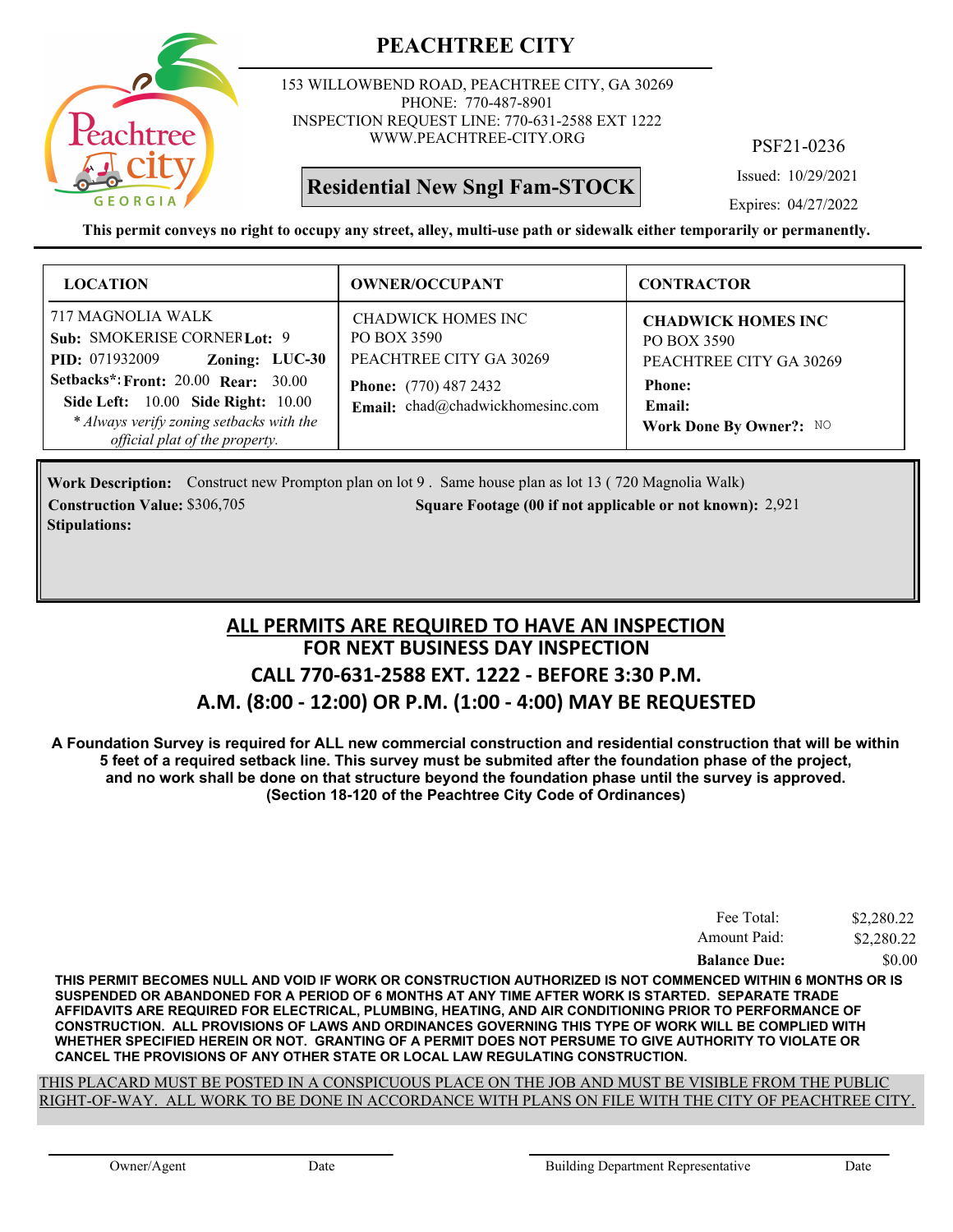# PEACHTREE CITY

153 WILLOWBEND ROAD, PEACHTREE CITY, GA 30269
PHONE: 770-487-8901
INSPECTION REQUEST LINE: 770-631-2588 EXT 1222
WWW.PEACHTREE-CITY.ORG

PSF21-0236

**Residential New Sngl Fam-STOCK**

Issued: 10/29/2021
Expires: 04/27/2022

**This permit conveys no right to occupy any street, alley, multi-use path or sidewalk either temporarily or permanently.**

| LOCATION | OWNER/OCCUPANT | CONTRACTOR |
|---|---|---|
| 717 MAGNOLIA WALK<br>**Sub:** SMOKERISE CORNER **Lot:** 9<br>**PID:** 071932009 **Zoning:** LUC-30<br>**Setbacks*: Front:** 20.00 **Rear:** 30.00<br>**Side Left:** 10.00 **Side Right:** 10.00<br>*\* Always verify zoning setbacks with the official plat of the property.* | CHADWICK HOMES INC<br>PO BOX 3590<br>PEACHTREE CITY GA 30269<br>**Phone:** (770) 487 2432<br>**Email:** chad@chadwickhomesinc.com | **CHADWICK HOMES INC**<br>PO BOX 3590<br>PEACHTREE CITY GA 30269<br>**Phone:**<br>**Email:**<br>**Work Done By Owner?:** NO |

**Work Description:** Construct new Prompton plan on lot 9 . Same house plan as lot 13 ( 720 Magnolia Walk)
**Construction Value:** $306,705 **Square Footage (00 if not applicable or not known):** 2,921
**Stipulations:**

## ALL PERMITS ARE REQUIRED TO HAVE AN INSPECTION
## FOR NEXT BUSINESS DAY INSPECTION
## CALL 770-631-2588 EXT. 1222 - BEFORE 3:30 P.M.
## A.M. (8:00 - 12:00) OR P.M. (1:00 - 4:00) MAY BE REQUESTED

**A Foundation Survey is required for ALL new commercial construction and residential construction that will be within 5 feet of a required setback line. This survey must be submited after the foundation phase of the project, and no work shall be done on that structure beyond the foundation phase until the survey is approved. (Section 18-120 of the Peachtree City Code of Ordinances)**

| | |
|---|---|
| Fee Total: | $2,280.22 |
| Amount Paid: | $2,280.22 |
| **Balance Due:** | $0.00 |

**THIS PERMIT BECOMES NULL AND VOID IF WORK OR CONSTRUCTION AUTHORIZED IS NOT COMMENCED WITHIN 6 MONTHS OR IS SUSPENDED OR ABANDONED FOR A PERIOD OF 6 MONTHS AT ANY TIME AFTER WORK IS STARTED. SEPARATE TRADE AFFIDAVITS ARE REQUIRED FOR ELECTRICAL, PLUMBING, HEATING, AND AIR CONDITIONING PRIOR TO PERFORMANCE OF CONSTRUCTION. ALL PROVISIONS OF LAWS AND ORDINANCES GOVERNING THIS TYPE OF WORK WILL BE COMPLIED WITH WHETHER SPECIFIED HEREIN OR NOT. GRANTING OF A PERMIT DOES NOT PERSUME TO GIVE AUTHORITY TO VIOLATE OR CANCEL THE PROVISIONS OF ANY OTHER STATE OR LOCAL LAW REGULATING CONSTRUCTION.**

THIS PLACARD MUST BE POSTED IN A CONSPICUOUS PLACE ON THE JOB AND MUST BE VISIBLE FROM THE PUBLIC RIGHT-OF-WAY. ALL WORK TO BE DONE IN ACCORDANCE WITH PLANS ON FILE WITH THE CITY OF PEACHTREE CITY.

Owner/Agent Date Building Department Representative Date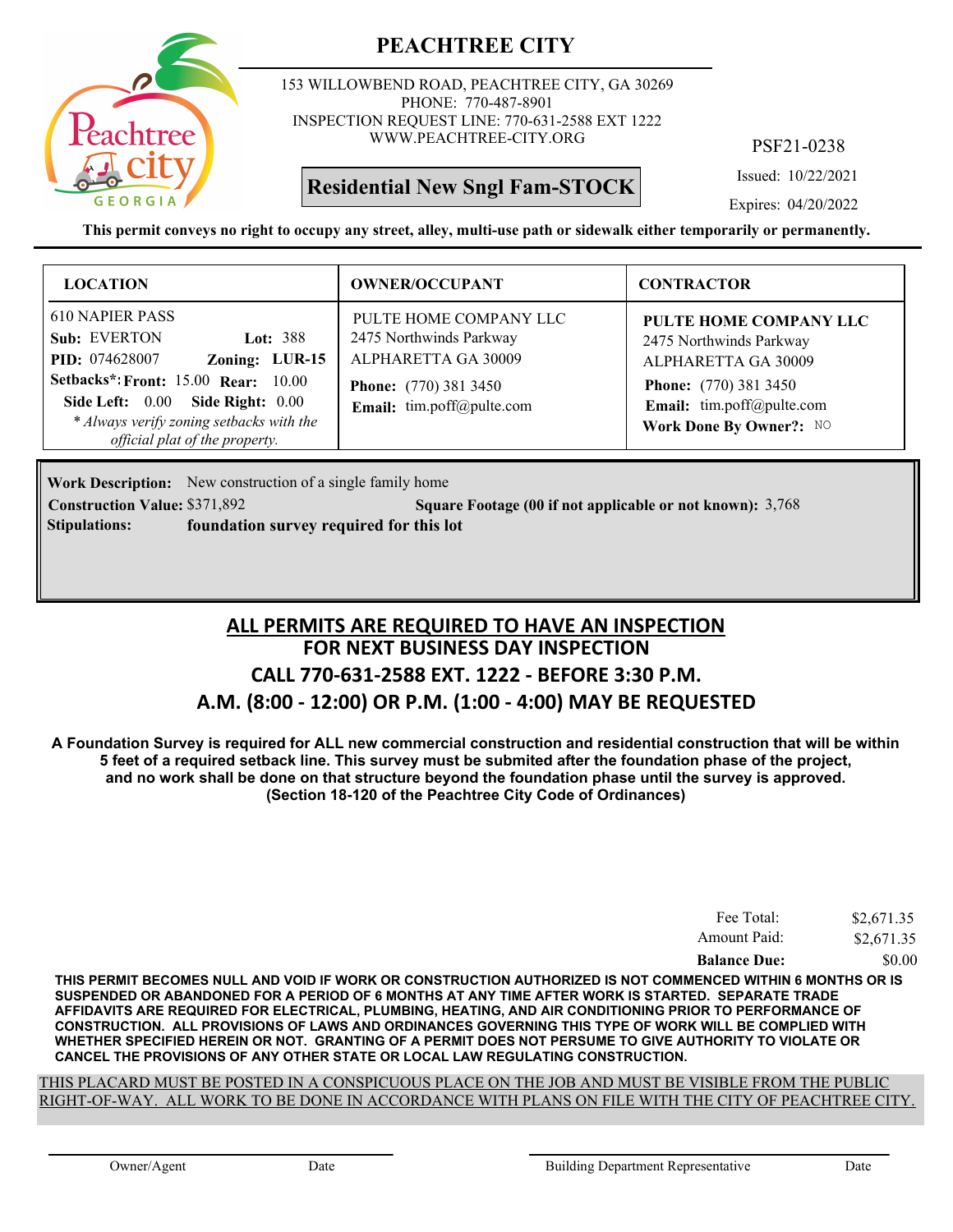# PEACHTREE CITY

153 WILLOWBEND ROAD, PEACHTREE CITY, GA 30269
PHONE: 770-487-8901
INSPECTION REQUEST LINE: 770-631-2588 EXT 1222
WWW.PEACHTREE-CITY.ORG

PSF21-0238

**Residential New Sngl Fam-STOCK**

Issued: 10/22/2021

Expires: 04/20/2022

**This permit conveys no right to occupy any street, alley, multi-use path or sidewalk either temporarily or permanently.**

| LOCATION | OWNER/OCCUPANT | CONTRACTOR |
|---|---|---|
| 610 NAPIER PASS<br>**Sub:** EVERTON **Lot:** 388<br>**PID:** 074628007 **Zoning: LUR-15**<br>**Setbacks*: Front:** 15.00 **Rear:** 10.00<br>**Side Left:** 0.00 **Side Right:** 0.00<br>*\* Always verify zoning setbacks with the official plat of the property.* | PULTE HOME COMPANY LLC<br>2475 Northwinds Parkway<br>ALPHARETTA GA 30009<br>**Phone:** (770) 381 3450<br>**Email:** tim.poff@pulte.com | **PULTE HOME COMPANY LLC**<br>2475 Northwinds Parkway<br>ALPHARETTA GA 30009<br>**Phone:** (770) 381 3450<br>**Email:** tim.poff@pulte.com<br>**Work Done By Owner?:** NO |

**Work Description:** New construction of a single family home

**Construction Value:** $371,892 **Square Footage (00 if not applicable or not known):** 3,768

**Stipulations:** **foundation survey required for this lot**

## ALL PERMITS ARE REQUIRED TO HAVE AN INSPECTION
## FOR NEXT BUSINESS DAY INSPECTION
## CALL 770-631-2588 EXT. 1222 - BEFORE 3:30 P.M.
## A.M. (8:00 - 12:00) OR P.M. (1:00 - 4:00) MAY BE REQUESTED

**A Foundation Survey is required for ALL new commercial construction and residential construction that will be within 5 feet of a required setback line. This survey must be submited after the foundation phase of the project, and no work shall be done on that structure beyond the foundation phase until the survey is approved. (Section 18-120 of the Peachtree City Code of Ordinances)**

| | |
|---|---|
| Fee Total: | $2,671.35 |
| Amount Paid: | $2,671.35 |
| **Balance Due:** | $0.00 |

**THIS PERMIT BECOMES NULL AND VOID IF WORK OR CONSTRUCTION AUTHORIZED IS NOT COMMENCED WITHIN 6 MONTHS OR IS SUSPENDED OR ABANDONED FOR A PERIOD OF 6 MONTHS AT ANY TIME AFTER WORK IS STARTED. SEPARATE TRADE AFFIDAVITS ARE REQUIRED FOR ELECTRICAL, PLUMBING, HEATING, AND AIR CONDITIONING PRIOR TO PERFORMANCE OF CONSTRUCTION. ALL PROVISIONS OF LAWS AND ORDINANCES GOVERNING THIS TYPE OF WORK WILL BE COMPLIED WITH WHETHER SPECIFIED HEREIN OR NOT. GRANTING OF A PERMIT DOES NOT PERSUME TO GIVE AUTHORITY TO VIOLATE OR CANCEL THE PROVISIONS OF ANY OTHER STATE OR LOCAL LAW REGULATING CONSTRUCTION.**

THIS PLACARD MUST BE POSTED IN A CONSPICUOUS PLACE ON THE JOB AND MUST BE VISIBLE FROM THE PUBLIC RIGHT-OF-WAY. ALL WORK TO BE DONE IN ACCORDANCE WITH PLANS ON FILE WITH THE CITY OF PEACHTREE CITY.

Owner/Agent Date Building Department Representative Date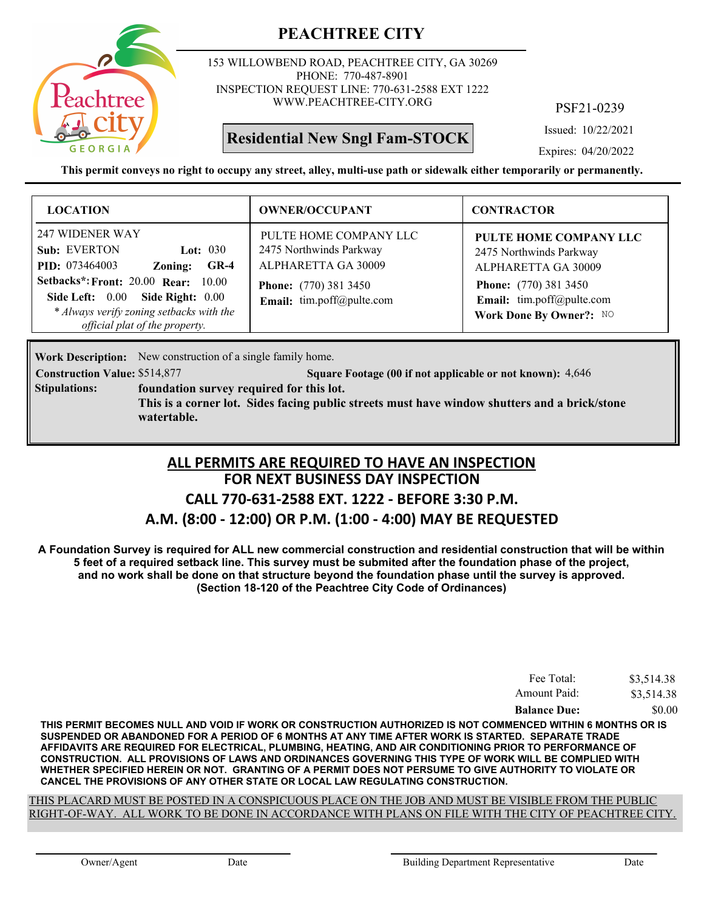# PEACHTREE CITY

153 WILLOWBEND ROAD, PEACHTREE CITY, GA 30269
PHONE: 770-487-8901
INSPECTION REQUEST LINE: 770-631-2588 EXT 1222
WWW.PEACHTREE-CITY.ORG

PSF21-0239

**Residential New Sngl Fam-STOCK**

Issued: 10/22/2021

Expires: 04/20/2022

**This permit conveys no right to occupy any street, alley, multi-use path or sidewalk either temporarily or permanently.**

| LOCATION | OWNER/OCCUPANT | CONTRACTOR |
|---|---|---|
| 247 WIDENER WAY<br>**Sub:** EVERTON **Lot:** 030<br>**PID:** 073464003 **Zoning:** **GR-4**<br>**Setbacks*: Front:** 20.00 **Rear:** 10.00<br>**Side Left:** 0.00 **Side Right:** 0.00<br>*\* Always verify zoning setbacks with the official plat of the property.* | PULTE HOME COMPANY LLC<br>2475 Northwinds Parkway<br>ALPHARETTA GA 30009<br>**Phone:** (770) 381 3450<br>**Email:** tim.poff@pulte.com | **PULTE HOME COMPANY LLC**<br>2475 Northwinds Parkway<br>ALPHARETTA GA 30009<br>**Phone:** (770) 381 3450<br>**Email:** tim.poff@pulte.com<br>**Work Done By Owner?:** NO |

**Work Description:** New construction of a single family home.

**Construction Value:** $514,877 **Square Footage (00 if not applicable or not known):** 4,646

**Stipulations:** **foundation survey required for this lot.**
**This is a corner lot. Sides facing public streets must have window shutters and a brick/stone watertable.**

## ALL PERMITS ARE REQUIRED TO HAVE AN INSPECTION
## FOR NEXT BUSINESS DAY INSPECTION
## CALL 770-631-2588 EXT. 1222 - BEFORE 3:30 P.M.
## A.M. (8:00 - 12:00) OR P.M. (1:00 - 4:00) MAY BE REQUESTED

**A Foundation Survey is required for ALL new commercial construction and residential construction that will be within 5 feet of a required setback line. This survey must be submited after the foundation phase of the project, and no work shall be done on that structure beyond the foundation phase until the survey is approved. (Section 18-120 of the Peachtree City Code of Ordinances)**

| | |
|---|---|
| Fee Total: | $3,514.38 |
| Amount Paid: | $3,514.38 |
| **Balance Due:** | $0.00 |

**THIS PERMIT BECOMES NULL AND VOID IF WORK OR CONSTRUCTION AUTHORIZED IS NOT COMMENCED WITHIN 6 MONTHS OR IS SUSPENDED OR ABANDONED FOR A PERIOD OF 6 MONTHS AT ANY TIME AFTER WORK IS STARTED. SEPARATE TRADE AFFIDAVITS ARE REQUIRED FOR ELECTRICAL, PLUMBING, HEATING, AND AIR CONDITIONING PRIOR TO PERFORMANCE OF CONSTRUCTION. ALL PROVISIONS OF LAWS AND ORDINANCES GOVERNING THIS TYPE OF WORK WILL BE COMPLIED WITH WHETHER SPECIFIED HEREIN OR NOT. GRANTING OF A PERMIT DOES NOT PERSUME TO GIVE AUTHORITY TO VIOLATE OR CANCEL THE PROVISIONS OF ANY OTHER STATE OR LOCAL LAW REGULATING CONSTRUCTION.**

THIS PLACARD MUST BE POSTED IN A CONSPICUOUS PLACE ON THE JOB AND MUST BE VISIBLE FROM THE PUBLIC RIGHT-OF-WAY. ALL WORK TO BE DONE IN ACCORDANCE WITH PLANS ON FILE WITH THE CITY OF PEACHTREE CITY.

Owner/Agent Date Building Department Representative Date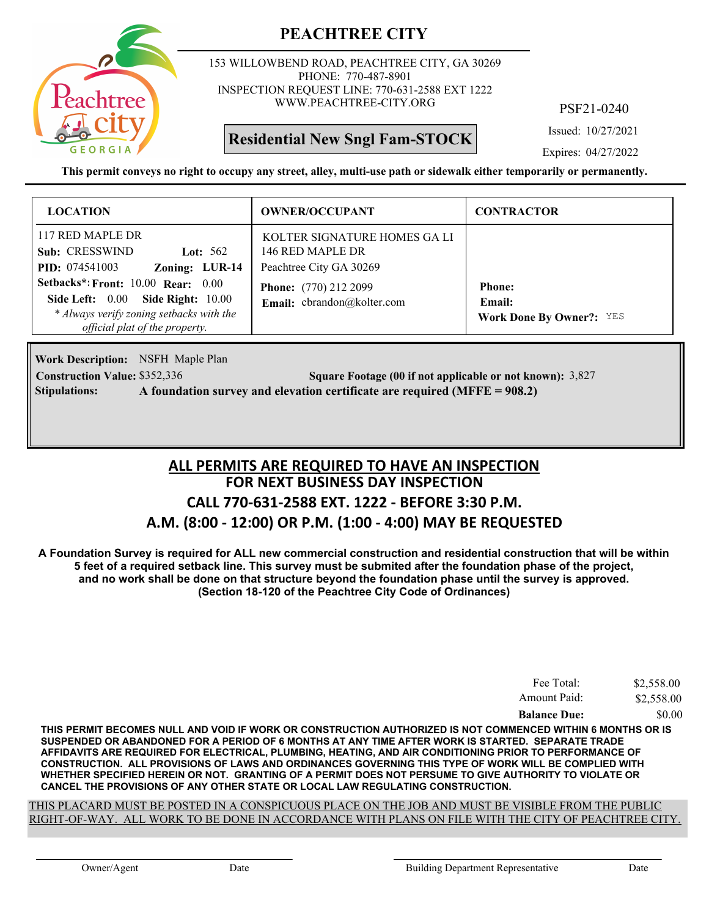# PEACHTREE CITY

153 WILLOWBEND ROAD, PEACHTREE CITY, GA 30269
PHONE: 770-487-8901
INSPECTION REQUEST LINE: 770-631-2588 EXT 1222
WWW.PEACHTREE-CITY.ORG

PSF21-0240

**Residential New Sngl Fam-STOCK**

Issued: 10/27/2021
Expires: 04/27/2022

**This permit conveys no right to occupy any street, alley, multi-use path or sidewalk either temporarily or permanently.**

| LOCATION | OWNER/OCCUPANT | CONTRACTOR |
|---|---|---|
| 117 RED MAPLE DR<br>**Sub:** CRESSWIND **Lot:** 562<br>**PID:** 074541003 **Zoning:** LUR-14<br>**Setbacks*: Front:** 10.00 **Rear:** 0.00<br>**Side Left:** 0.00 **Side Right:** 10.00<br>*\* Always verify zoning setbacks with the official plat of the property.* | KOLTER SIGNATURE HOMES GA LI<br>146 RED MAPLE DR<br>Peachtree City GA 30269<br>**Phone:** (770) 212 2099<br>**Email:** cbrandon@kolter.com | **Phone:**<br>**Email:**<br>**Work Done By Owner?:** YES |

**Work Description:** NSFH Maple Plan
**Construction Value:** $352,336 **Square Footage (00 if not applicable or not known):** 3,827
**Stipulations:** **A foundation survey and elevation certificate are required (MFFE = 908.2)**

## ALL PERMITS ARE REQUIRED TO HAVE AN INSPECTION
## FOR NEXT BUSINESS DAY INSPECTION
## CALL 770-631-2588 EXT. 1222 - BEFORE 3:30 P.M.
## A.M. (8:00 - 12:00) OR P.M. (1:00 - 4:00) MAY BE REQUESTED

**A Foundation Survey is required for ALL new commercial construction and residential construction that will be within 5 feet of a required setback line. This survey must be submited after the foundation phase of the project, and no work shall be done on that structure beyond the foundation phase until the survey is approved. (Section 18-120 of the Peachtree City Code of Ordinances)**

| | |
|---|---|
| Fee Total: | $2,558.00 |
| Amount Paid: | $2,558.00 |
| **Balance Due:** | $0.00 |

**THIS PERMIT BECOMES NULL AND VOID IF WORK OR CONSTRUCTION AUTHORIZED IS NOT COMMENCED WITHIN 6 MONTHS OR IS SUSPENDED OR ABANDONED FOR A PERIOD OF 6 MONTHS AT ANY TIME AFTER WORK IS STARTED. SEPARATE TRADE AFFIDAVITS ARE REQUIRED FOR ELECTRICAL, PLUMBING, HEATING, AND AIR CONDITIONING PRIOR TO PERFORMANCE OF CONSTRUCTION. ALL PROVISIONS OF LAWS AND ORDINANCES GOVERNING THIS TYPE OF WORK WILL BE COMPLIED WITH WHETHER SPECIFIED HEREIN OR NOT. GRANTING OF A PERMIT DOES NOT PERSUME TO GIVE AUTHORITY TO VIOLATE OR CANCEL THE PROVISIONS OF ANY OTHER STATE OR LOCAL LAW REGULATING CONSTRUCTION.**

THIS PLACARD MUST BE POSTED IN A CONSPICUOUS PLACE ON THE JOB AND MUST BE VISIBLE FROM THE PUBLIC RIGHT-OF-WAY. ALL WORK TO BE DONE IN ACCORDANCE WITH PLANS ON FILE WITH THE CITY OF PEACHTREE CITY.

Owner/Agent Date Building Department Representative Date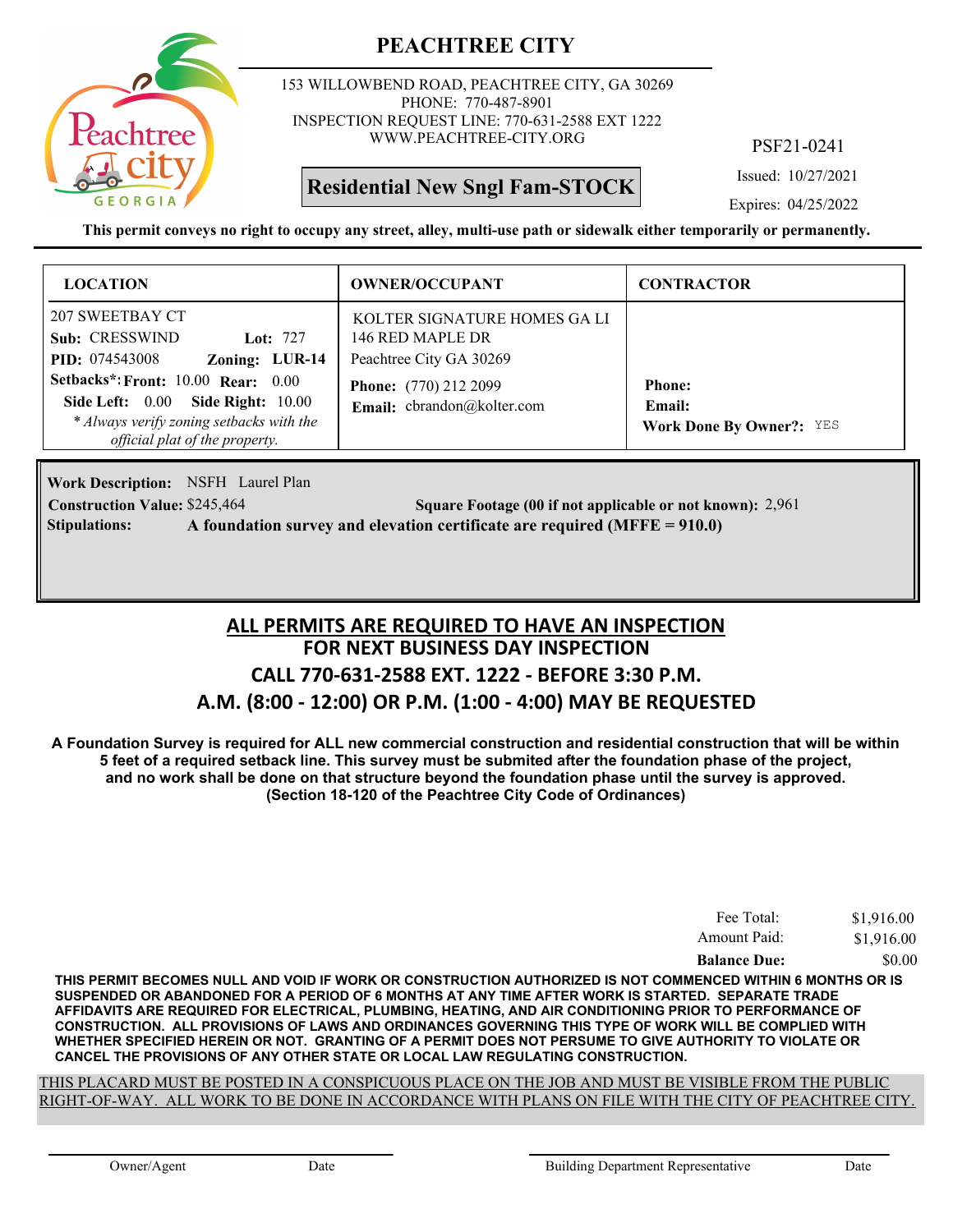# PEACHTREE CITY

153 WILLOWBEND ROAD, PEACHTREE CITY, GA 30269
PHONE: 770-487-8901
INSPECTION REQUEST LINE: 770-631-2588 EXT 1222
WWW.PEACHTREE-CITY.ORG

PSF21-0241

**Residential New Sngl Fam-STOCK**

Issued: 10/27/2021
Expires: 04/25/2022

**This permit conveys no right to occupy any street, alley, multi-use path or sidewalk either temporarily or permanently.**

| LOCATION | OWNER/OCCUPANT | CONTRACTOR |
|---|---|---|
| 207 SWEETBAY CT<br>**Sub:** CRESSWIND **Lot:** 727<br>**PID:** 074543008 **Zoning:** LUR-14<br>**Setbacks\*: Front:** 10.00 **Rear:** 0.00<br>**Side Left:** 0.00 **Side Right:** 10.00<br>*\* Always verify zoning setbacks with the official plat of the property.* | KOLTER SIGNATURE HOMES GA LI<br>146 RED MAPLE DR<br>Peachtree City GA 30269<br>**Phone:** (770) 212 2099<br>**Email:** cbrandon@kolter.com | **Phone:**<br>**Email:**<br>**Work Done By Owner?:** YES |

**Work Description:** NSFH Laurel Plan
**Construction Value:** $245,464 **Square Footage (00 if not applicable or not known):** 2,961
**Stipulations:** **A foundation survey and elevation certificate are required (MFFE = 910.0)**

## ALL PERMITS ARE REQUIRED TO HAVE AN INSPECTION
## FOR NEXT BUSINESS DAY INSPECTION
## CALL 770-631-2588 EXT. 1222 - BEFORE 3:30 P.M.
## A.M. (8:00 - 12:00) OR P.M. (1:00 - 4:00) MAY BE REQUESTED

**A Foundation Survey is required for ALL new commercial construction and residential construction that will be within 5 feet of a required setback line. This survey must be submited after the foundation phase of the project, and no work shall be done on that structure beyond the foundation phase until the survey is approved. (Section 18-120 of the Peachtree City Code of Ordinances)**

| | |
|---|---|
| Fee Total: | $1,916.00 |
| Amount Paid: | $1,916.00 |
| **Balance Due:** | $0.00 |

**THIS PERMIT BECOMES NULL AND VOID IF WORK OR CONSTRUCTION AUTHORIZED IS NOT COMMENCED WITHIN 6 MONTHS OR IS SUSPENDED OR ABANDONED FOR A PERIOD OF 6 MONTHS AT ANY TIME AFTER WORK IS STARTED. SEPARATE TRADE AFFIDAVITS ARE REQUIRED FOR ELECTRICAL, PLUMBING, HEATING, AND AIR CONDITIONING PRIOR TO PERFORMANCE OF CONSTRUCTION. ALL PROVISIONS OF LAWS AND ORDINANCES GOVERNING THIS TYPE OF WORK WILL BE COMPLIED WITH WHETHER SPECIFIED HEREIN OR NOT. GRANTING OF A PERMIT DOES NOT PERSUME TO GIVE AUTHORITY TO VIOLATE OR CANCEL THE PROVISIONS OF ANY OTHER STATE OR LOCAL LAW REGULATING CONSTRUCTION.**

THIS PLACARD MUST BE POSTED IN A CONSPICUOUS PLACE ON THE JOB AND MUST BE VISIBLE FROM THE PUBLIC RIGHT-OF-WAY. ALL WORK TO BE DONE IN ACCORDANCE WITH PLANS ON FILE WITH THE CITY OF PEACHTREE CITY.

Owner/Agent Date Building Department Representative Date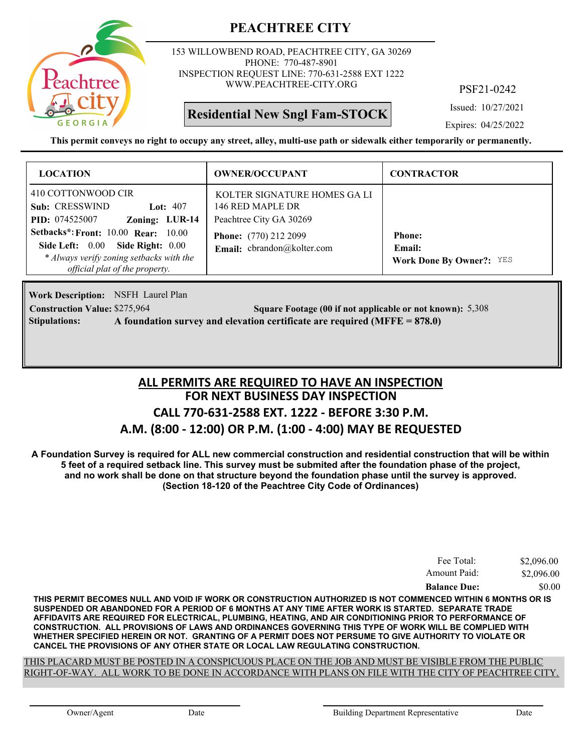# PEACHTREE CITY

153 WILLOWBEND ROAD, PEACHTREE CITY, GA 30269
PHONE: 770-487-8901
INSPECTION REQUEST LINE: 770-631-2588 EXT 1222
WWW.PEACHTREE-CITY.ORG

PSF21-0242

**Residential New Sngl Fam-STOCK**

Issued: 10/27/2021
Expires: 04/25/2022

**This permit conveys no right to occupy any street, alley, multi-use path or sidewalk either temporarily or permanently.**

| LOCATION | OWNER/OCCUPANT | CONTRACTOR |
|---|---|---|
| 410 COTTONWOOD CIR<br>**Sub:** CRESSWIND **Lot:** 407<br>**PID:** 074525007 **Zoning:** LUR-14<br>**Setbacks*: Front:** 10.00 **Rear:** 10.00<br>**Side Left:** 0.00 **Side Right:** 0.00<br>*\* Always verify zoning setbacks with the official plat of the property.* | KOLTER SIGNATURE HOMES GA LI<br>146 RED MAPLE DR<br>Peachtree City GA 30269<br>**Phone:** (770) 212 2099<br>**Email:** cbrandon@kolter.com | **Phone:**<br>**Email:**<br>**Work Done By Owner?:** YES |

**Work Description:** NSFH Laurel Plan
**Construction Value:** $275,964 **Square Footage (00 if not applicable or not known):** 5,308
**Stipulations:** **A foundation survey and elevation certificate are required (MFFE = 878.0)**

## ALL PERMITS ARE REQUIRED TO HAVE AN INSPECTION
## FOR NEXT BUSINESS DAY INSPECTION
## CALL 770-631-2588 EXT. 1222 - BEFORE 3:30 P.M.
## A.M. (8:00 - 12:00) OR P.M. (1:00 - 4:00) MAY BE REQUESTED

**A Foundation Survey is required for ALL new commercial construction and residential construction that will be within 5 feet of a required setback line. This survey must be submited after the foundation phase of the project, and no work shall be done on that structure beyond the foundation phase until the survey is approved. (Section 18-120 of the Peachtree City Code of Ordinances)**

| | |
|---|---|
| Fee Total: | $2,096.00 |
| Amount Paid: | $2,096.00 |
| **Balance Due:** | $0.00 |

**THIS PERMIT BECOMES NULL AND VOID IF WORK OR CONSTRUCTION AUTHORIZED IS NOT COMMENCED WITHIN 6 MONTHS OR IS SUSPENDED OR ABANDONED FOR A PERIOD OF 6 MONTHS AT ANY TIME AFTER WORK IS STARTED. SEPARATE TRADE AFFIDAVITS ARE REQUIRED FOR ELECTRICAL, PLUMBING, HEATING, AND AIR CONDITIONING PRIOR TO PERFORMANCE OF CONSTRUCTION. ALL PROVISIONS OF LAWS AND ORDINANCES GOVERNING THIS TYPE OF WORK WILL BE COMPLIED WITH WHETHER SPECIFIED HEREIN OR NOT. GRANTING OF A PERMIT DOES NOT PERSUME TO GIVE AUTHORITY TO VIOLATE OR CANCEL THE PROVISIONS OF ANY OTHER STATE OR LOCAL LAW REGULATING CONSTRUCTION.**

THIS PLACARD MUST BE POSTED IN A CONSPICUOUS PLACE ON THE JOB AND MUST BE VISIBLE FROM THE PUBLIC RIGHT-OF-WAY. ALL WORK TO BE DONE IN ACCORDANCE WITH PLANS ON FILE WITH THE CITY OF PEACHTREE CITY.

Owner/Agent Date Building Department Representative Date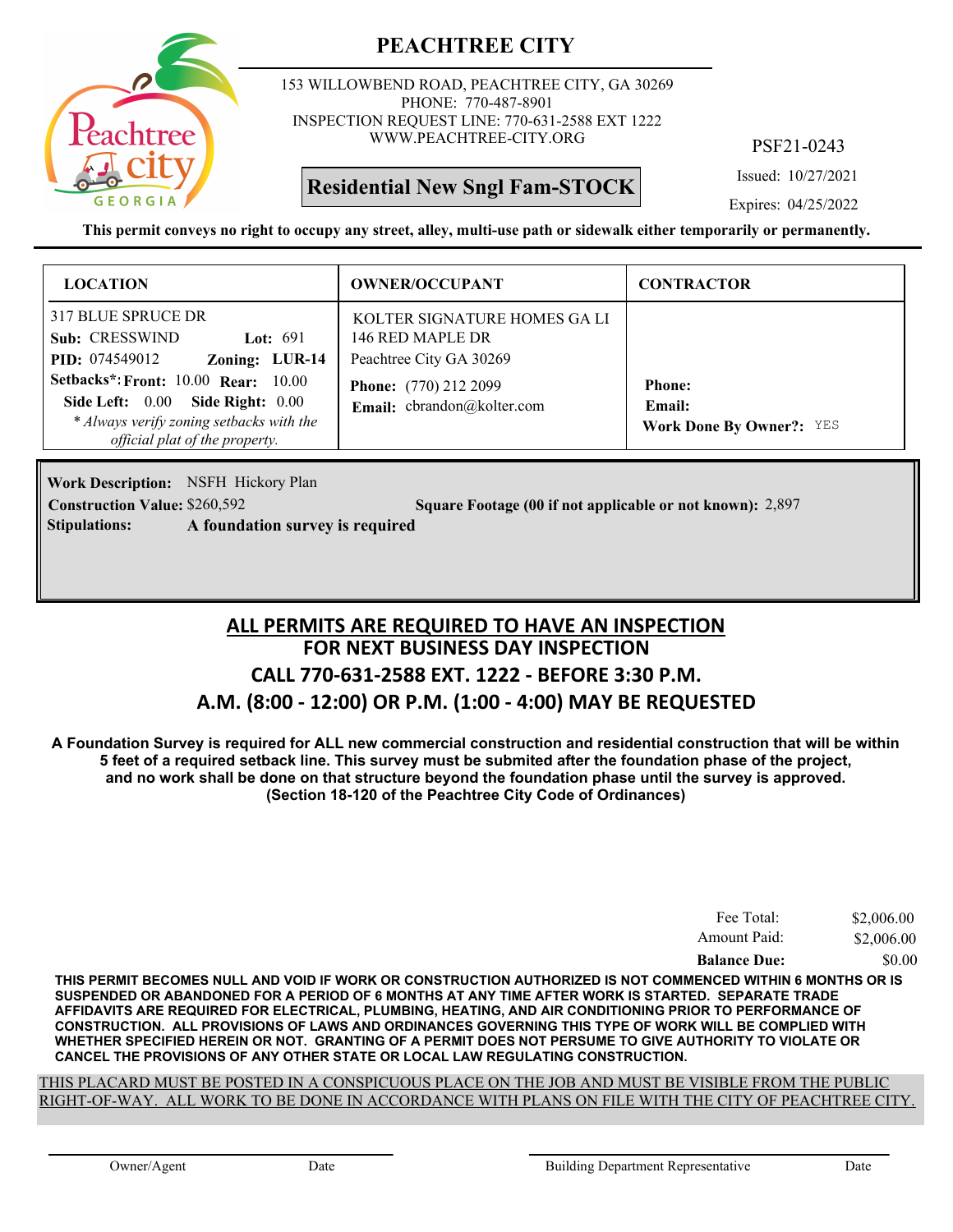# PEACHTREE CITY

153 WILLOWBEND ROAD, PEACHTREE CITY, GA 30269
PHONE: 770-487-8901
INSPECTION REQUEST LINE: 770-631-2588 EXT 1222
WWW.PEACHTREE-CITY.ORG

PSF21-0243

**Residential New Sngl Fam-STOCK**

Issued: 10/27/2021

Expires: 04/25/2022

**This permit conveys no right to occupy any street, alley, multi-use path or sidewalk either temporarily or permanently.**

| LOCATION | OWNER/OCCUPANT | CONTRACTOR |
|---|---|---|
| 317 BLUE SPRUCE DR<br>**Sub:** CRESSWIND **Lot:** 691<br>**PID:** 074549012 **Zoning:** **LUR-14**<br>**Setbacks*: Front:** 10.00 **Rear:** 10.00<br>**Side Left:** 0.00 **Side Right:** 0.00<br>*\* Always verify zoning setbacks with the official plat of the property.* | KOLTER SIGNATURE HOMES GA LI<br>146 RED MAPLE DR<br>Peachtree City GA 30269<br>**Phone:** (770) 212 2099<br>**Email:** cbrandon@kolter.com | **Phone:**<br>**Email:**<br>**Work Done By Owner?:** YES |

**Work Description:** NSFH Hickory Plan

**Construction Value:** $260,592 **Square Footage (00 if not applicable or not known):** 2,897

**Stipulations:** **A foundation survey is required**

## ALL PERMITS ARE REQUIRED TO HAVE AN INSPECTION
## FOR NEXT BUSINESS DAY INSPECTION
## CALL 770-631-2588 EXT. 1222 - BEFORE 3:30 P.M.
## A.M. (8:00 - 12:00) OR P.M. (1:00 - 4:00) MAY BE REQUESTED

**A Foundation Survey is required for ALL new commercial construction and residential construction that will be within 5 feet of a required setback line. This survey must be submited after the foundation phase of the project, and no work shall be done on that structure beyond the foundation phase until the survey is approved. (Section 18-120 of the Peachtree City Code of Ordinances)**

| | |
|---|---|
| Fee Total: | $2,006.00 |
| Amount Paid: | $2,006.00 |
| **Balance Due:** | $0.00 |

**THIS PERMIT BECOMES NULL AND VOID IF WORK OR CONSTRUCTION AUTHORIZED IS NOT COMMENCED WITHIN 6 MONTHS OR IS SUSPENDED OR ABANDONED FOR A PERIOD OF 6 MONTHS AT ANY TIME AFTER WORK IS STARTED. SEPARATE TRADE AFFIDAVITS ARE REQUIRED FOR ELECTRICAL, PLUMBING, HEATING, AND AIR CONDITIONING PRIOR TO PERFORMANCE OF CONSTRUCTION. ALL PROVISIONS OF LAWS AND ORDINANCES GOVERNING THIS TYPE OF WORK WILL BE COMPLIED WITH WHETHER SPECIFIED HEREIN OR NOT. GRANTING OF A PERMIT DOES NOT PERSUME TO GIVE AUTHORITY TO VIOLATE OR CANCEL THE PROVISIONS OF ANY OTHER STATE OR LOCAL LAW REGULATING CONSTRUCTION.**

THIS PLACARD MUST BE POSTED IN A CONSPICUOUS PLACE ON THE JOB AND MUST BE VISIBLE FROM THE PUBLIC RIGHT-OF-WAY. ALL WORK TO BE DONE IN ACCORDANCE WITH PLANS ON FILE WITH THE CITY OF PEACHTREE CITY.

Owner/Agent Date Building Department Representative Date